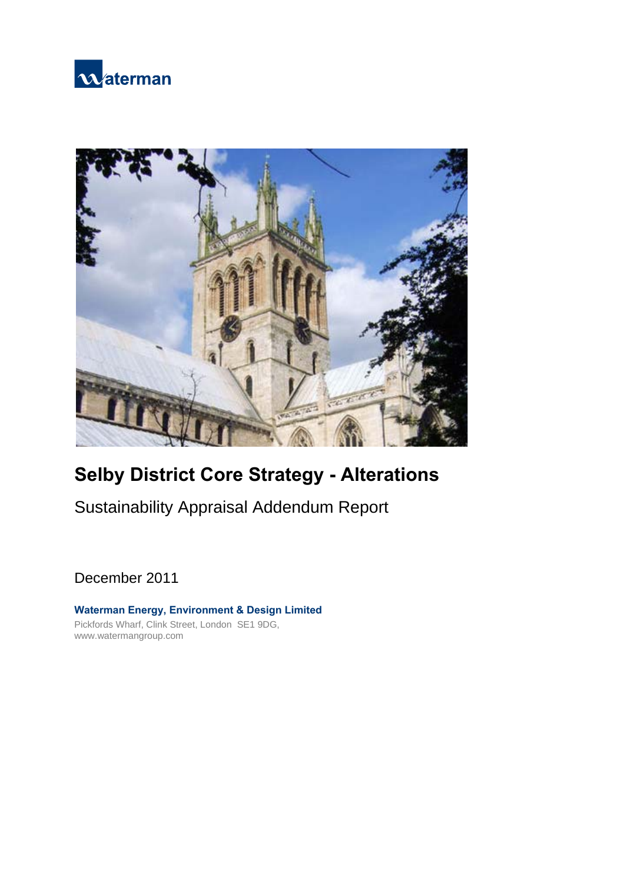waterman

# Selby District Core Strategy - Alterations

## Sustainability Appraisal Addendum Report

December 2011

**Waterman Energy, Environment & Design Limited**
Pickfords Wharf, Clink Street, London SE1 9DG,
www.watermangroup.com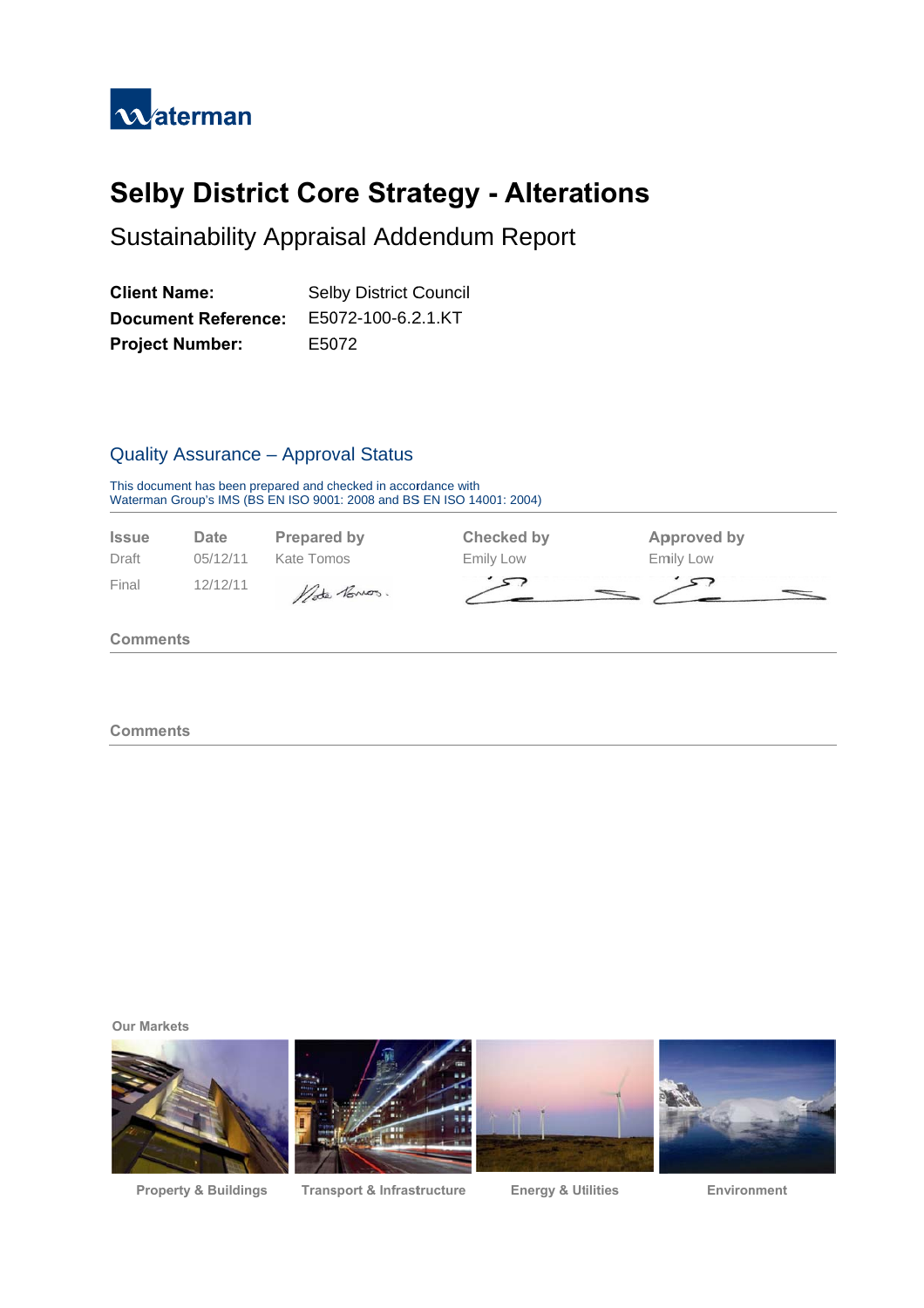# Selby District Core Strategy - Alterations

## Sustainability Appraisal Addendum Report

**Client Name:** Selby District Council
**Document Reference:** E5072-100-6.2.1.KT
**Project Number:** E5072

### Quality Assurance – Approval Status

This document has been prepared and checked in accordance with
Waterman Group's IMS (BS EN ISO 9001: 2008 and BS EN ISO 14001: 2004)

| Issue | Date | Prepared by | Checked by | Approved by |
|---|---|---|---|---|
| Draft | 05/12/11 | Kate Tomos | Emily Low | Emily Low |
| Final | 12/12/11 | | | |

**Comments**

**Comments**

**Our Markets**

Property & Buildings | Transport & Infrastructure | Energy & Utilities | Environment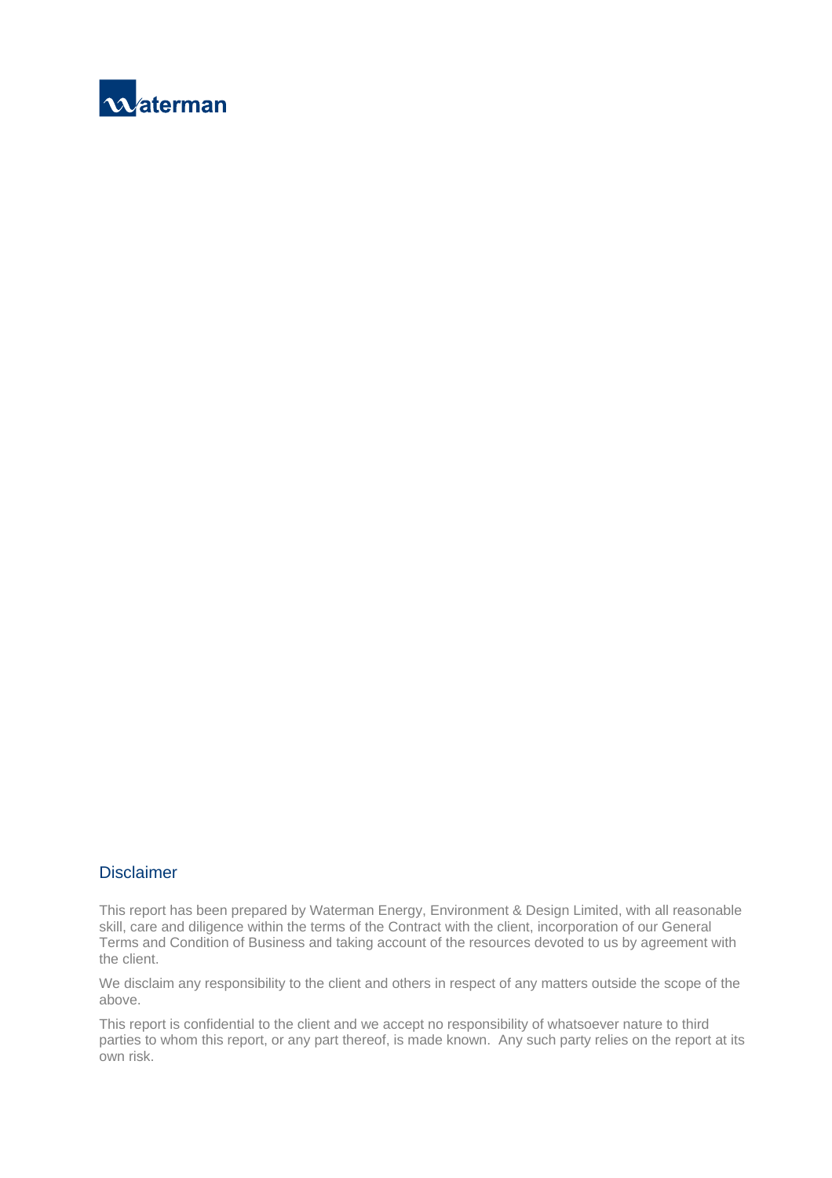## Disclaimer

This report has been prepared by Waterman Energy, Environment & Design Limited, with all reasonable skill, care and diligence within the terms of the Contract with the client, incorporation of our General Terms and Condition of Business and taking account of the resources devoted to us by agreement with the client.

We disclaim any responsibility to the client and others in respect of any matters outside the scope of the above.

This report is confidential to the client and we accept no responsibility of whatsoever nature to third parties to whom this report, or any part thereof, is made known. Any such party relies on the report at its own risk.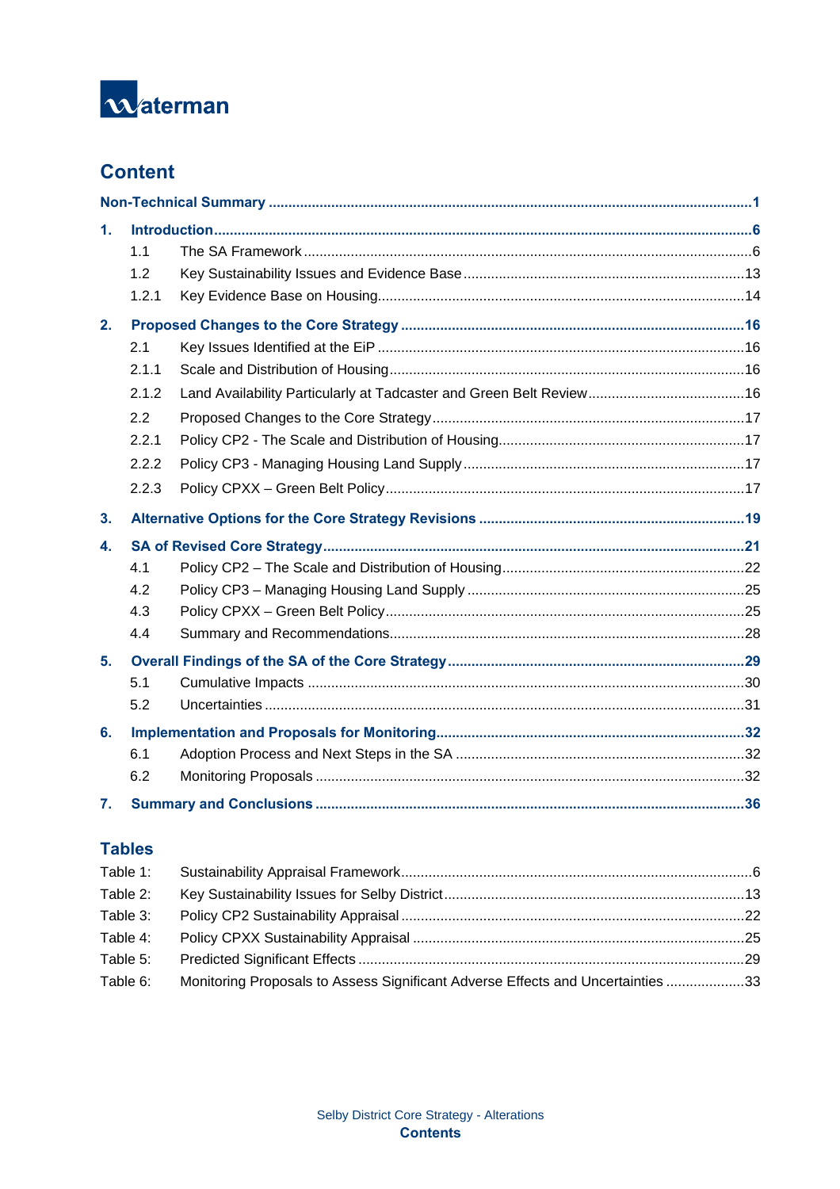## Content

Non-Technical Summary ........................................................................................................1

1. Introduction........................................................................................................6
   - 1.1 The SA Framework ........................................................................................6
   - 1.2 Key Sustainability Issues and Evidence Base .................................................13
   - 1.2.1 Key Evidence Base on Housing.................................................................14

2. Proposed Changes to the Core Strategy ..........................................................16
   - 2.1 Key Issues Identified at the EiP ....................................................................16
   - 2.1.1 Scale and Distribution of Housing..............................................................16
   - 2.1.2 Land Availability Particularly at Tadcaster and Green Belt Review...............16
   - 2.2 Proposed Changes to the Core Strategy ......................................................17
   - 2.2.1 Policy CP2 - The Scale and Distribution of Housing....................................17
   - 2.2.2 Policy CP3 - Managing Housing Land Supply.............................................17
   - 2.2.3 Policy CPXX – Green Belt Policy...............................................................17

3. Alternative Options for the Core Strategy Revisions ........................................19

4. SA of Revised Core Strategy...........................................................................21
   - 4.1 Policy CP2 – The Scale and Distribution of Housing.......................................22
   - 4.2 Policy CP3 – Managing Housing Land Supply ...............................................25
   - 4.3 Policy CPXX – Green Belt Policy...................................................................25
   - 4.4 Summary and Recommendations.................................................................28

5. Overall Findings of the SA of the Core Strategy...............................................29
   - 5.1 Cumulative Impacts ....................................................................................30
   - 5.2 Uncertainties ..............................................................................................31

6. Implementation and Proposals for Monitoring..................................................32
   - 6.1 Adoption Process and Next Steps in the SA .................................................32
   - 6.2 Monitoring Proposals ..................................................................................32

7. Summary and Conclusions ..............................................................................36

## Tables

| | | |
|---|---|---|
| Table 1: | Sustainability Appraisal Framework | 6 |
| Table 2: | Key Sustainability Issues for Selby District | 13 |
| Table 3: | Policy CP2 Sustainability Appraisal | 22 |
| Table 4: | Policy CPXX Sustainability Appraisal | 25 |
| Table 5: | Predicted Significant Effects | 29 |
| Table 6: | Monitoring Proposals to Assess Significant Adverse Effects and Uncertainties | 33 |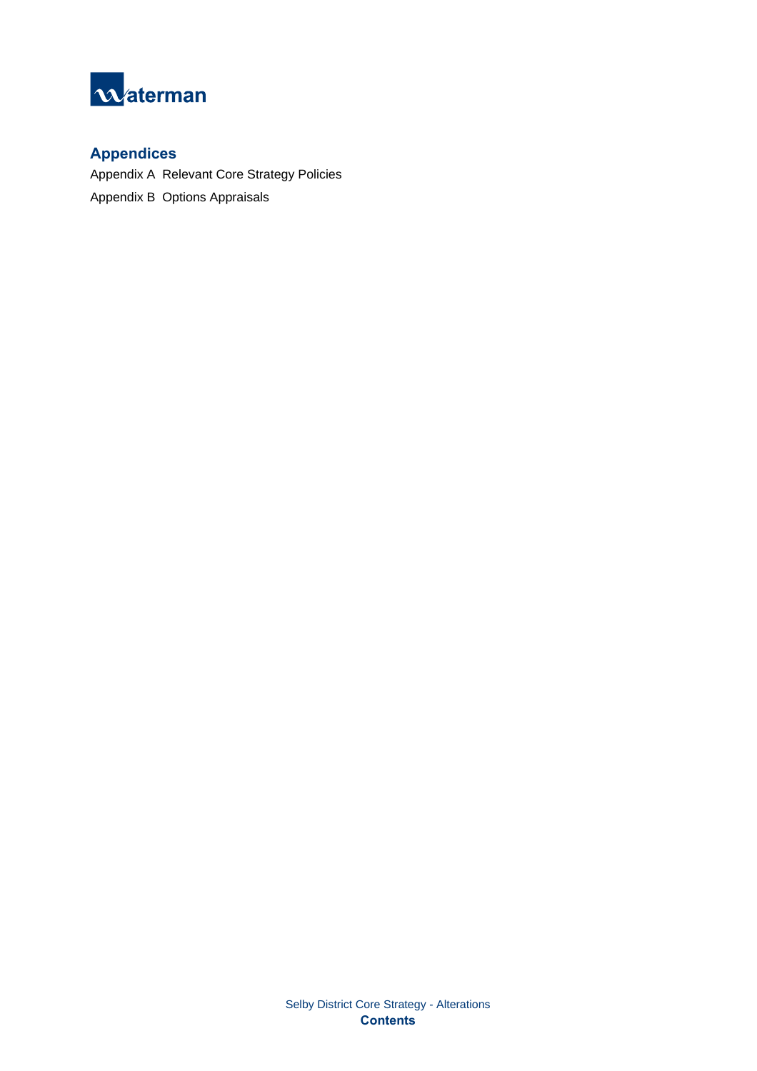## Appendices

Appendix A  Relevant Core Strategy Policies

Appendix B  Options Appraisals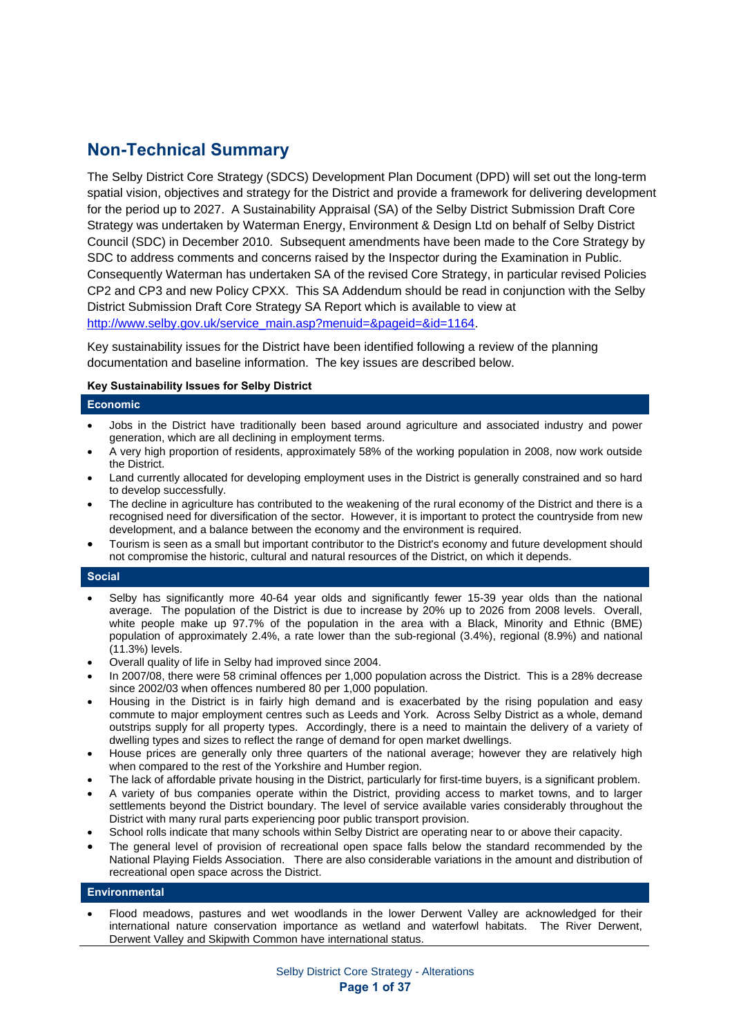# Non-Technical Summary

The Selby District Core Strategy (SDCS) Development Plan Document (DPD) will set out the long-term spatial vision, objectives and strategy for the District and provide a framework for delivering development for the period up to 2027. A Sustainability Appraisal (SA) of the Selby District Submission Draft Core Strategy was undertaken by Waterman Energy, Environment & Design Ltd on behalf of Selby District Council (SDC) in December 2010. Subsequent amendments have been made to the Core Strategy by SDC to address comments and concerns raised by the Inspector during the Examination in Public. Consequently Waterman has undertaken SA of the revised Core Strategy, in particular revised Policies CP2 and CP3 and new Policy CPXX. This SA Addendum should be read in conjunction with the Selby District Submission Draft Core Strategy SA Report which is available to view at http://www.selby.gov.uk/service_main.asp?menuid=&pageid=&id=1164.

Key sustainability issues for the District have been identified following a review of the planning documentation and baseline information. The key issues are described below.

**Key Sustainability Issues for Selby District**

**Economic**

- Jobs in the District have traditionally been based around agriculture and associated industry and power generation, which are all declining in employment terms.
- A very high proportion of residents, approximately 58% of the working population in 2008, now work outside the District.
- Land currently allocated for developing employment uses in the District is generally constrained and so hard to develop successfully.
- The decline in agriculture has contributed to the weakening of the rural economy of the District and there is a recognised need for diversification of the sector. However, it is important to protect the countryside from new development, and a balance between the economy and the environment is required.
- Tourism is seen as a small but important contributor to the District's economy and future development should not compromise the historic, cultural and natural resources of the District, on which it depends.

**Social**

- Selby has significantly more 40-64 year olds and significantly fewer 15-39 year olds than the national average. The population of the District is due to increase by 20% up to 2026 from 2008 levels. Overall, white people make up 97.7% of the population in the area with a Black, Minority and Ethnic (BME) population of approximately 2.4%, a rate lower than the sub-regional (3.4%), regional (8.9%) and national (11.3%) levels.
- Overall quality of life in Selby had improved since 2004.
- In 2007/08, there were 58 criminal offences per 1,000 population across the District. This is a 28% decrease since 2002/03 when offences numbered 80 per 1,000 population.
- Housing in the District is in fairly high demand and is exacerbated by the rising population and easy commute to major employment centres such as Leeds and York. Across Selby District as a whole, demand outstrips supply for all property types. Accordingly, there is a need to maintain the delivery of a variety of dwelling types and sizes to reflect the range of demand for open market dwellings.
- House prices are generally only three quarters of the national average; however they are relatively high when compared to the rest of the Yorkshire and Humber region.
- The lack of affordable private housing in the District, particularly for first-time buyers, is a significant problem.
- A variety of bus companies operate within the District, providing access to market towns, and to larger settlements beyond the District boundary. The level of service available varies considerably throughout the District with many rural parts experiencing poor public transport provision.
- School rolls indicate that many schools within Selby District are operating near to or above their capacity.
- The general level of provision of recreational open space falls below the standard recommended by the National Playing Fields Association. There are also considerable variations in the amount and distribution of recreational open space across the District.

**Environmental**

- Flood meadows, pastures and wet woodlands in the lower Derwent Valley are acknowledged for their international nature conservation importance as wetland and waterfowl habitats. The River Derwent, Derwent Valley and Skipwith Common have international status.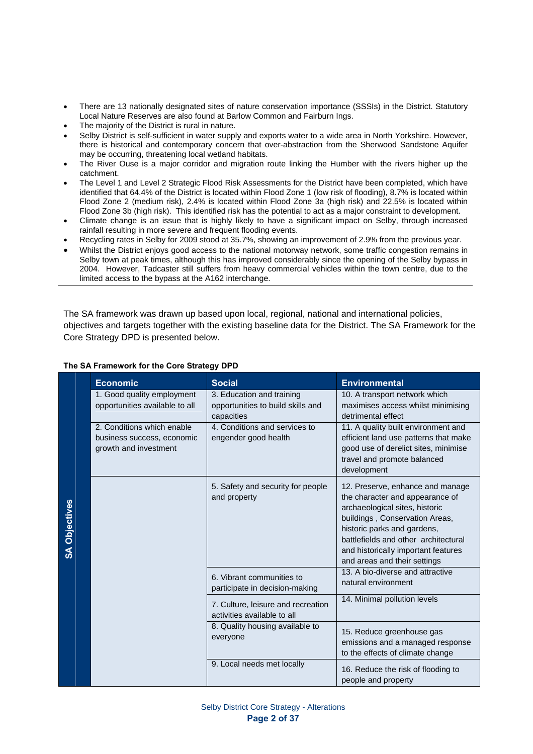- There are 13 nationally designated sites of nature conservation importance (SSSIs) in the District. Statutory Local Nature Reserves are also found at Barlow Common and Fairburn Ings.
- The majority of the District is rural in nature.
- Selby District is self-sufficient in water supply and exports water to a wide area in North Yorkshire. However, there is historical and contemporary concern that over-abstraction from the Sherwood Sandstone Aquifer may be occurring, threatening local wetland habitats.
- The River Ouse is a major corridor and migration route linking the Humber with the rivers higher up the catchment.
- The Level 1 and Level 2 Strategic Flood Risk Assessments for the District have been completed, which have identified that 64.4% of the District is located within Flood Zone 1 (low risk of flooding), 8.7% is located within Flood Zone 2 (medium risk), 2.4% is located within Flood Zone 3a (high risk) and 22.5% is located within Flood Zone 3b (high risk). This identified risk has the potential to act as a major constraint to development.
- Climate change is an issue that is highly likely to have a significant impact on Selby, through increased rainfall resulting in more severe and frequent flooding events.
- Recycling rates in Selby for 2009 stood at 35.7%, showing an improvement of 2.9% from the previous year.
- Whilst the District enjoys good access to the national motorway network, some traffic congestion remains in Selby town at peak times, although this has improved considerably since the opening of the Selby bypass in 2004. However, Tadcaster still suffers from heavy commercial vehicles within the town centre, due to the limited access to the bypass at the A162 interchange.

The SA framework was drawn up based upon local, regional, national and international policies, objectives and targets together with the existing baseline data for the District. The SA Framework for the Core Strategy DPD is presented below.

**The SA Framework for the Core Strategy DPD**

| SA Objectives | Economic | Social | Environmental |
|---|---|---|---|
| | 1. Good quality employment opportunities available to all | 3. Education and training opportunities to build skills and capacities | 10. A transport network which maximises access whilst minimising detrimental effect |
| | 2. Conditions which enable business success, economic growth and investment | 4. Conditions and services to engender good health | 11. A quality built environment and efficient land use patterns that make good use of derelict sites, minimise travel and promote balanced development |
| | | 5. Safety and security for people and property | 12. Preserve, enhance and manage the character and appearance of archaeological sites, historic buildings , Conservation Areas, historic parks and gardens, battlefields and other architectural and historically important features and areas and their settings |
| | | 6. Vibrant communities to participate in decision-making | 13. A bio-diverse and attractive natural environment |
| | | 7. Culture, leisure and recreation activities available to all | 14. Minimal pollution levels |
| | | 8. Quality housing available to everyone | 15. Reduce greenhouse gas emissions and a managed response to the effects of climate change |
| | | 9. Local needs met locally | 16. Reduce the risk of flooding to people and property |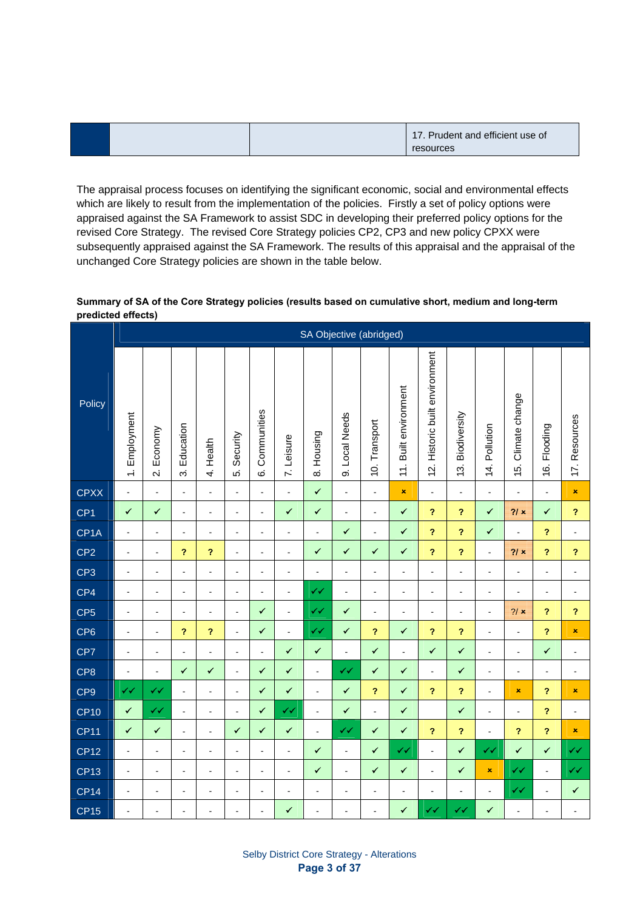| | | | 17. Prudent and efficient use of resources |
|---|---|---|---|

The appraisal process focuses on identifying the significant economic, social and environmental effects which are likely to result from the implementation of the policies. Firstly a set of policy options were appraised against the SA Framework to assist SDC in developing their preferred policy options for the revised Core Strategy. The revised Core Strategy policies CP2, CP3 and new policy CPXX were subsequently appraised against the SA Framework. The results of this appraisal and the appraisal of the unchanged Core Strategy policies are shown in the table below.

**Summary of SA of the Core Strategy policies (results based on cumulative short, medium and long-term predicted effects)**

| Policy | SA Objective (abridged) | | | | | | | | | | | | | | | | |
|---|---|---|---|---|---|---|---|---|---|---|---|---|---|---|---|---|---|
| | 1. Employment | 2. Economy | 3. Education | 4. Health | 5. Security | 6. Communities | 7. Leisure | 8. Housing | 9. Local Needs | 10. Transport | 11. Built environment | 12. Historic built environment | 13. Biodiversity | 14. Pollution | 15. Climate change | 16. Flooding | 17. Resources |
| CPXX | - | - | - | - | - | - | - | ✓ | - | - | × | - | - | - | - | - | × |
| CP1 | ✓ | ✓ | - | - | - | - | ✓ | ✓ | - | - | ✓ | ? | ? | ✓ | ?/× | ✓ | ? |
| CP1A | - | - | - | - | - | - | - | - | ✓ | - | ✓ | ? | ? | ✓ | - | ? | - |
| CP2 | - | - | ? | ? | - | - | - | ✓ | ✓ | ✓ | ✓ | ? | ? | - | ?/× | ? | ? |
| CP3 | - | - | - | - | - | - | - | - | - | - | - | - | - | - | - | - | - |
| CP4 | - | - | - | - | - | - | - | ✓✓ | - | - | - | - | - | - | - | - | - |
| CP5 | - | - | - | - | - | ✓ | - | ✓✓ | ✓ | - | - | - | - | - | ?/× | ? | ? |
| CP6 | - | - | ? | ? | - | ✓ | - | ✓✓ | ✓ | ? | ✓ | ? | ? | - | - | ? | × |
| CP7 | - | - | - | - | - | - | ✓ | ✓ | - | ✓ | - | ✓ | ✓ | - | - | ✓ | - |
| CP8 | - | - | ✓ | ✓ | - | ✓ | ✓ | - | ✓✓ | ✓ | ✓ | - | ✓ | - | - | - | - |
| CP9 | ✓✓ | ✓✓ | - | - | - | ✓ | ✓ | - | ✓ | ? | ✓ | ? | ? | - | × | ? | × |
| CP10 | ✓ | ✓✓ | - | - | - | ✓ | ✓✓ | - | ✓ | - | ✓ | | ✓ | - | - | ? | - |
| CP11 | ✓ | ✓ | - | - | ✓ | ✓ | ✓ | - | ✓✓ | ✓ | ✓ | ? | ? | - | ? | ? | × |
| CP12 | - | - | - | - | - | - | - | ✓ | - | ✓ | ✓✓ | - | ✓ | ✓✓ | ✓ | ✓ | ✓✓ |
| CP13 | - | - | - | - | - | - | - | ✓ | - | ✓ | ✓ | - | ✓ | × | ✓✓ | - | ✓✓ |
| CP14 | - | - | - | - | - | - | - | - | - | - | - | - | - | - | ✓✓ | - | ✓ |
| CP15 | - | - | - | - | - | - | ✓ | - | - | - | ✓ | ✓✓ | ✓✓ | ✓ | - | - | - |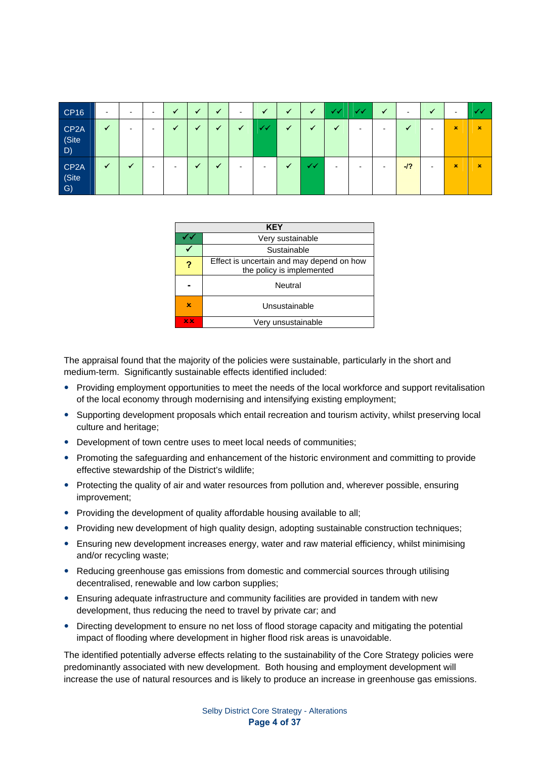| | | | | | | | | | | | | | | | | | |
|---|---|---|---|---|---|---|---|---|---|---|---|---|---|---|---|---|---|
| CP16 | - | - | - | ✓ | ✓ | ✓ | - | ✓ | ✓ | ✓ | ✓✓ | ✓✓ | ✓ | - | ✓ | - | ✓✓ |
| CP2A (Site D) | ✓ | - | - | ✓ | ✓ | ✓ | ✓ | ✓✓ | ✓ | ✓ | ✓ | - | - | ✓ | - | × | × |
| CP2A (Site G) | ✓ | ✓ | - | - | ✓ | ✓ | - | - | ✓ | ✓✓ | - | - | - | -/? | - | × | × |

| KEY | |
|---|---|
| ✓✓ | Very sustainable |
| ✓ | Sustainable |
| ? | Effect is uncertain and may depend on how the policy is implemented |
| - | Neutral |
| × | Unsustainable |
| ×× | Very unsustainable |

The appraisal found that the majority of the policies were sustainable, particularly in the short and medium-term. Significantly sustainable effects identified included:

- Providing employment opportunities to meet the needs of the local workforce and support revitalisation of the local economy through modernising and intensifying existing employment;
- Supporting development proposals which entail recreation and tourism activity, whilst preserving local culture and heritage;
- Development of town centre uses to meet local needs of communities;
- Promoting the safeguarding and enhancement of the historic environment and committing to provide effective stewardship of the District's wildlife;
- Protecting the quality of air and water resources from pollution and, wherever possible, ensuring improvement;
- Providing the development of quality affordable housing available to all;
- Providing new development of high quality design, adopting sustainable construction techniques;
- Ensuring new development increases energy, water and raw material efficiency, whilst minimising and/or recycling waste;
- Reducing greenhouse gas emissions from domestic and commercial sources through utilising decentralised, renewable and low carbon supplies;
- Ensuring adequate infrastructure and community facilities are provided in tandem with new development, thus reducing the need to travel by private car; and
- Directing development to ensure no net loss of flood storage capacity and mitigating the potential impact of flooding where development in higher flood risk areas is unavoidable.

The identified potentially adverse effects relating to the sustainability of the Core Strategy policies were predominantly associated with new development. Both housing and employment development will increase the use of natural resources and is likely to produce an increase in greenhouse gas emissions.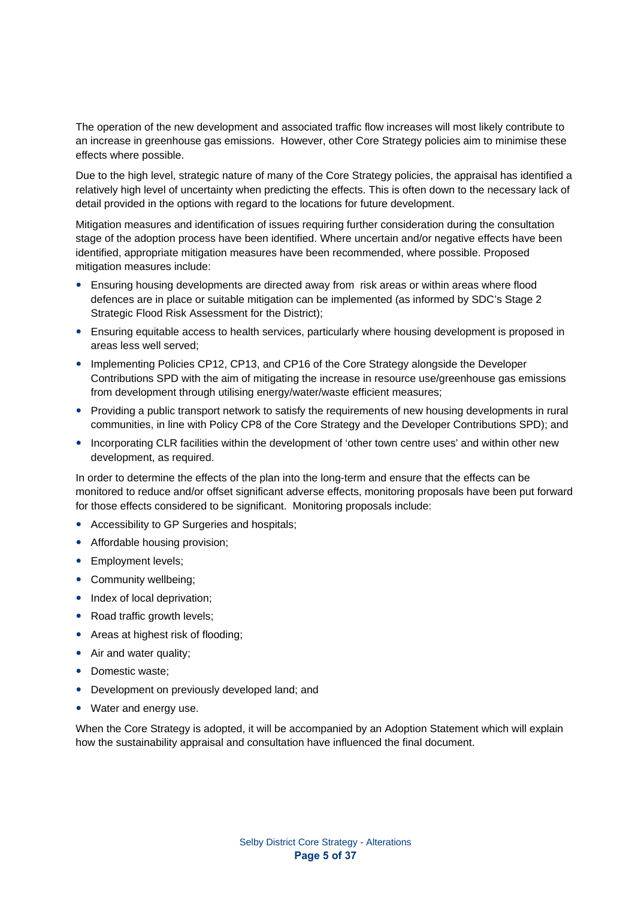The operation of the new development and associated traffic flow increases will most likely contribute to an increase in greenhouse gas emissions. However, other Core Strategy policies aim to minimise these effects where possible.

Due to the high level, strategic nature of many of the Core Strategy policies, the appraisal has identified a relatively high level of uncertainty when predicting the effects. This is often down to the necessary lack of detail provided in the options with regard to the locations for future development.

Mitigation measures and identification of issues requiring further consideration during the consultation stage of the adoption process have been identified. Where uncertain and/or negative effects have been identified, appropriate mitigation measures have been recommended, where possible. Proposed mitigation measures include:

- Ensuring housing developments are directed away from risk areas or within areas where flood defences are in place or suitable mitigation can be implemented (as informed by SDC's Stage 2 Strategic Flood Risk Assessment for the District);
- Ensuring equitable access to health services, particularly where housing development is proposed in areas less well served;
- Implementing Policies CP12, CP13, and CP16 of the Core Strategy alongside the Developer Contributions SPD with the aim of mitigating the increase in resource use/greenhouse gas emissions from development through utilising energy/water/waste efficient measures;
- Providing a public transport network to satisfy the requirements of new housing developments in rural communities, in line with Policy CP8 of the Core Strategy and the Developer Contributions SPD); and
- Incorporating CLR facilities within the development of 'other town centre uses' and within other new development, as required.

In order to determine the effects of the plan into the long-term and ensure that the effects can be monitored to reduce and/or offset significant adverse effects, monitoring proposals have been put forward for those effects considered to be significant. Monitoring proposals include:

- Accessibility to GP Surgeries and hospitals;
- Affordable housing provision;
- Employment levels;
- Community wellbeing;
- Index of local deprivation;
- Road traffic growth levels;
- Areas at highest risk of flooding;
- Air and water quality;
- Domestic waste;
- Development on previously developed land; and
- Water and energy use.

When the Core Strategy is adopted, it will be accompanied by an Adoption Statement which will explain how the sustainability appraisal and consultation have influenced the final document.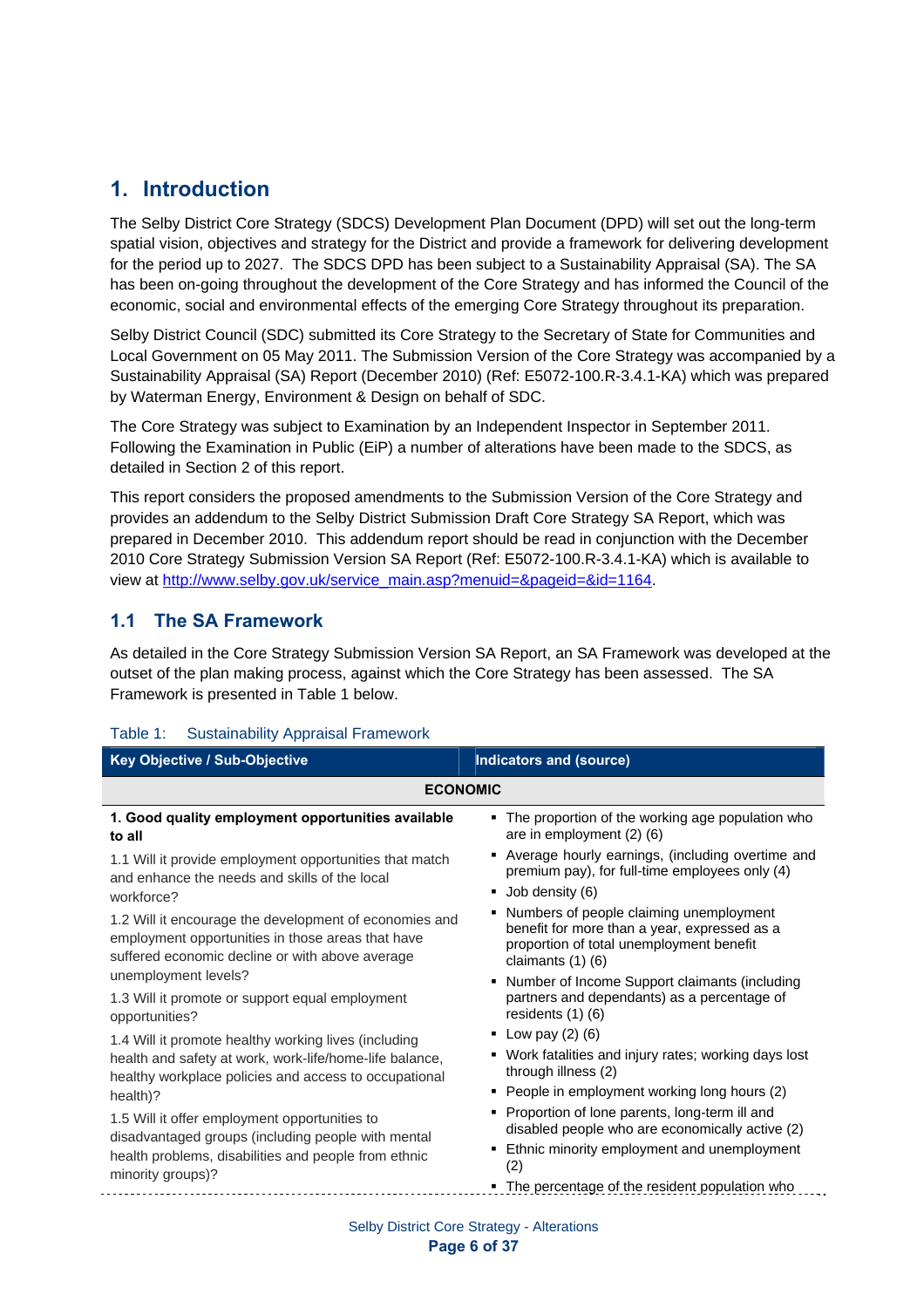# 1. Introduction

The Selby District Core Strategy (SDCS) Development Plan Document (DPD) will set out the long-term spatial vision, objectives and strategy for the District and provide a framework for delivering development for the period up to 2027. The SDCS DPD has been subject to a Sustainability Appraisal (SA). The SA has been on-going throughout the development of the Core Strategy and has informed the Council of the economic, social and environmental effects of the emerging Core Strategy throughout its preparation.

Selby District Council (SDC) submitted its Core Strategy to the Secretary of State for Communities and Local Government on 05 May 2011. The Submission Version of the Core Strategy was accompanied by a Sustainability Appraisal (SA) Report (December 2010) (Ref: E5072-100.R-3.4.1-KA) which was prepared by Waterman Energy, Environment & Design on behalf of SDC.

The Core Strategy was subject to Examination by an Independent Inspector in September 2011. Following the Examination in Public (EiP) a number of alterations have been made to the SDCS, as detailed in Section 2 of this report.

This report considers the proposed amendments to the Submission Version of the Core Strategy and provides an addendum to the Selby District Submission Draft Core Strategy SA Report, which was prepared in December 2010. This addendum report should be read in conjunction with the December 2010 Core Strategy Submission Version SA Report (Ref: E5072-100.R-3.4.1-KA) which is available to view at http://www.selby.gov.uk/service_main.asp?menuid=&pageid=&id=1164.

## 1.1 The SA Framework

As detailed in the Core Strategy Submission Version SA Report, an SA Framework was developed at the outset of the plan making process, against which the Core Strategy has been assessed. The SA Framework is presented in Table 1 below.

Table 1: Sustainability Appraisal Framework

| Key Objective / Sub-Objective | Indicators and (source) |
|---|---|
| **ECONOMIC** | |
| **1. Good quality employment opportunities available to all**<br><br>1.1 Will it provide employment opportunities that match and enhance the needs and skills of the local workforce?<br><br>1.2 Will it encourage the development of economies and employment opportunities in those areas that have suffered economic decline or with above average unemployment levels?<br><br>1.3 Will it promote or support equal employment opportunities?<br><br>1.4 Will it promote healthy working lives (including health and safety at work, work-life/home-life balance, healthy workplace policies and access to occupational health)?<br><br>1.5 Will it offer employment opportunities to disadvantaged groups (including people with mental health problems, disabilities and people from ethnic minority groups)? | ▪ The proportion of the working age population who are in employment (2) (6)<br>▪ Average hourly earnings, (including overtime and premium pay), for full-time employees only (4)<br>▪ Job density (6)<br>▪ Numbers of people claiming unemployment benefit for more than a year, expressed as a proportion of total unemployment benefit claimants (1) (6)<br>▪ Number of Income Support claimants (including partners and dependants) as a percentage of residents (1) (6)<br>▪ Low pay (2) (6)<br>▪ Work fatalities and injury rates; working days lost through illness (2)<br>▪ People in employment working long hours (2)<br>▪ Proportion of lone parents, long-term ill and disabled people who are economically active (2)<br>▪ Ethnic minority employment and unemployment (2)<br>▪ The percentage of the resident population who |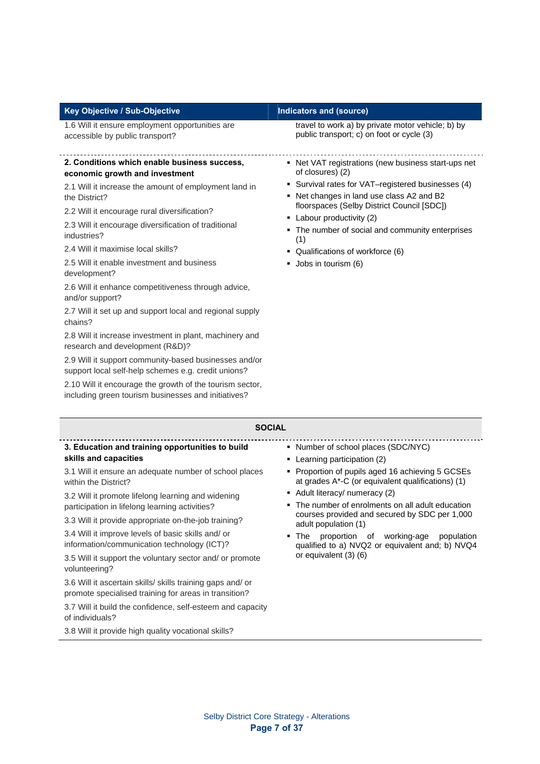| Key Objective / Sub-Objective | Indicators and (source) |
|---|---|
| 1.6 Will it ensure employment opportunities are accessible by public transport? | travel to work a) by private motor vehicle; b) by public transport; c) on foot or cycle (3) |
| **2. Conditions which enable business success, economic growth and investment**<br>2.1 Will it increase the amount of employment land in the District?<br>2.2 Will it encourage rural diversification?<br>2.3 Will it encourage diversification of traditional industries?<br>2.4 Will it maximise local skills?<br>2.5 Will it enable investment and business development?<br>2.6 Will it enhance competitiveness through advice, and/or support?<br>2.7 Will it set up and support local and regional supply chains?<br>2.8 Will it increase investment in plant, machinery and research and development (R&D)?<br>2.9 Will it support community-based businesses and/or support local self-help schemes e.g. credit unions?<br>2.10 Will it encourage the growth of the tourism sector, including green tourism businesses and initiatives? | ▪ Net VAT registrations (new business start-ups net of closures) (2)<br>▪ Survival rates for VAT–registered businesses (4)<br>▪ Net changes in land use class A2 and B2 floorspaces (Selby District Council [SDC])<br>▪ Labour productivity (2)<br>▪ The number of social and community enterprises (1)<br>▪ Qualifications of workforce (6)<br>▪ Jobs in tourism (6) |
| **SOCIAL** | |
| **3. Education and training opportunities to build skills and capacities**<br>3.1 Will it ensure an adequate number of school places within the District?<br>3.2 Will it promote lifelong learning and widening participation in lifelong learning activities?<br>3.3 Will it provide appropriate on-the-job training?<br>3.4 Will it improve levels of basic skills and/ or information/communication technology (ICT)?<br>3.5 Will it support the voluntary sector and/ or promote volunteering?<br>3.6 Will it ascertain skills/ skills training gaps and/ or promote specialised training for areas in transition?<br>3.7 Will it build the confidence, self-esteem and capacity of individuals?<br>3.8 Will it provide high quality vocational skills? | ▪ Number of school places (SDC/NYC)<br>▪ Learning participation (2)<br>▪ Proportion of pupils aged 16 achieving 5 GCSEs at grades A*-C (or equivalent qualifications) (1)<br>▪ Adult literacy/ numeracy (2)<br>▪ The number of enrolments on all adult education courses provided and secured by SDC per 1,000 adult population (1)<br>▪ The proportion of working-age population qualified to a) NVQ2 or equivalent and; b) NVQ4 or equivalent (3) (6) |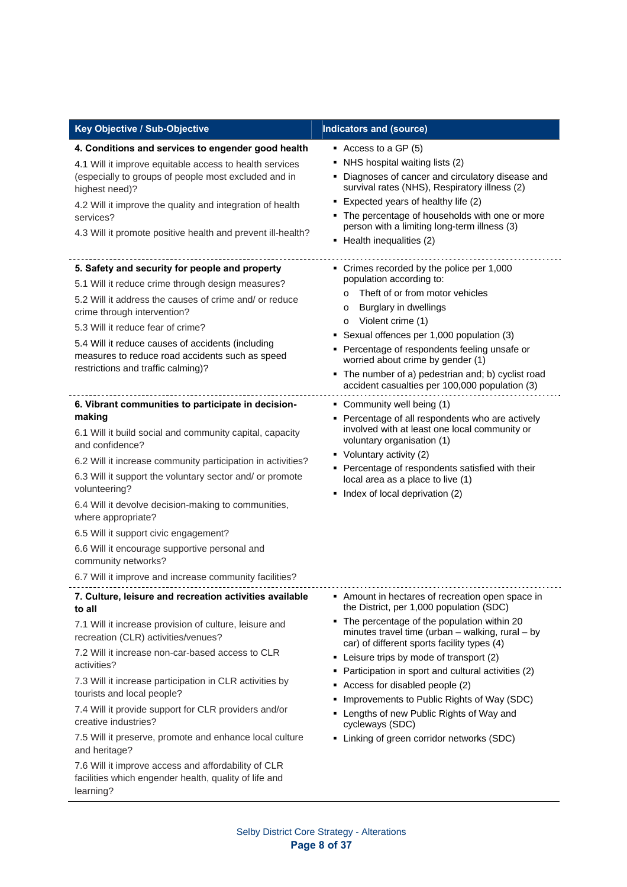| Key Objective / Sub-Objective | Indicators and (source) |
|---|---|
| **4. Conditions and services to engender good health**<br><br>4.1 Will it improve equitable access to health services (especially to groups of people most excluded and in highest need)?<br><br>4.2 Will it improve the quality and integration of health services?<br><br>4.3 Will it promote positive health and prevent ill-health? | ▪ Access to a GP (5)<br>▪ NHS hospital waiting lists (2)<br>▪ Diagnoses of cancer and circulatory disease and survival rates (NHS), Respiratory illness (2)<br>▪ Expected years of healthy life (2)<br>▪ The percentage of households with one or more person with a limiting long-term illness (3)<br>▪ Health inequalities (2) |
| **5. Safety and security for people and property**<br><br>5.1 Will it reduce crime through design measures?<br><br>5.2 Will it address the causes of crime and/ or reduce crime through intervention?<br><br>5.3 Will it reduce fear of crime?<br><br>5.4 Will it reduce causes of accidents (including measures to reduce road accidents such as speed restrictions and traffic calming)? | ▪ Crimes recorded by the police per 1,000 population according to:<br>o Theft of or from motor vehicles<br>o Burglary in dwellings<br>o Violent crime (1)<br>▪ Sexual offences per 1,000 population (3)<br>▪ Percentage of respondents feeling unsafe or worried about crime by gender (1)<br>▪ The number of a) pedestrian and; b) cyclist road accident casualties per 100,000 population (3) |
| **6. Vibrant communities to participate in decision-making**<br><br>6.1 Will it build social and community capital, capacity and confidence?<br><br>6.2 Will it increase community participation in activities?<br><br>6.3 Will it support the voluntary sector and/ or promote volunteering?<br><br>6.4 Will it devolve decision-making to communities, where appropriate?<br><br>6.5 Will it support civic engagement?<br><br>6.6 Will it encourage supportive personal and community networks?<br><br>6.7 Will it improve and increase community facilities? | ▪ Community well being (1)<br>▪ Percentage of all respondents who are actively involved with at least one local community or voluntary organisation (1)<br>▪ Voluntary activity (2)<br>▪ Percentage of respondents satisfied with their local area as a place to live (1)<br>▪ Index of local deprivation (2) |
| **7. Culture, leisure and recreation activities available to all**<br><br>7.1 Will it increase provision of culture, leisure and recreation (CLR) activities/venues?<br><br>7.2 Will it increase non-car-based access to CLR activities?<br><br>7.3 Will it increase participation in CLR activities by tourists and local people?<br><br>7.4 Will it provide support for CLR providers and/or creative industries?<br><br>7.5 Will it preserve, promote and enhance local culture and heritage?<br><br>7.6 Will it improve access and affordability of CLR facilities which engender health, quality of life and learning? | ▪ Amount in hectares of recreation open space in the District, per 1,000 population (SDC)<br>▪ The percentage of the population within 20 minutes travel time (urban – walking, rural – by car) of different sports facility types (4)<br>▪ Leisure trips by mode of transport (2)<br>▪ Participation in sport and cultural activities (2)<br>▪ Access for disabled people (2)<br>▪ Improvements to Public Rights of Way (SDC)<br>▪ Lengths of new Public Rights of Way and cycleways (SDC)<br>▪ Linking of green corridor networks (SDC) |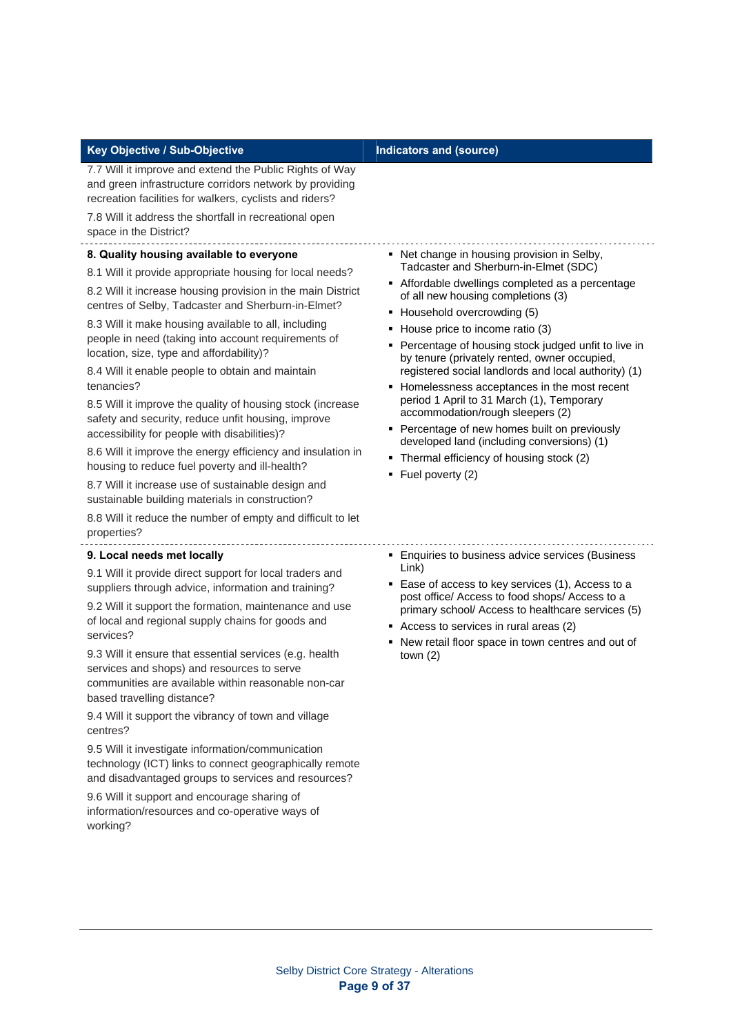| Key Objective / Sub-Objective | Indicators and (source) |
| --- | --- |
| 7.7 Will it improve and extend the Public Rights of Way and green infrastructure corridors network by providing recreation facilities for walkers, cyclists and riders?<br><br>7.8 Will it address the shortfall in recreational open space in the District? | |
| **8. Quality housing available to everyone**<br><br>8.1 Will it provide appropriate housing for local needs?<br><br>8.2 Will it increase housing provision in the main District centres of Selby, Tadcaster and Sherburn-in-Elmet?<br><br>8.3 Will it make housing available to all, including people in need (taking into account requirements of location, size, type and affordability)?<br><br>8.4 Will it enable people to obtain and maintain tenancies?<br><br>8.5 Will it improve the quality of housing stock (increase safety and security, reduce unfit housing, improve accessibility for people with disabilities)?<br><br>8.6 Will it improve the energy efficiency and insulation in housing to reduce fuel poverty and ill-health?<br><br>8.7 Will it increase use of sustainable design and sustainable building materials in construction?<br><br>8.8 Will it reduce the number of empty and difficult to let properties? | ▪ Net change in housing provision in Selby, Tadcaster and Sherburn-in-Elmet (SDC)<br>▪ Affordable dwellings completed as a percentage of all new housing completions (3)<br>▪ Household overcrowding (5)<br>▪ House price to income ratio (3)<br>▪ Percentage of housing stock judged unfit to live in by tenure (privately rented, owner occupied, registered social landlords and local authority) (1)<br>▪ Homelessness acceptances in the most recent period 1 April to 31 March (1), Temporary accommodation/rough sleepers (2)<br>▪ Percentage of new homes built on previously developed land (including conversions) (1)<br>▪ Thermal efficiency of housing stock (2)<br>▪ Fuel poverty (2) |
| **9. Local needs met locally**<br><br>9.1 Will it provide direct support for local traders and suppliers through advice, information and training?<br><br>9.2 Will it support the formation, maintenance and use of local and regional supply chains for goods and services?<br><br>9.3 Will it ensure that essential services (e.g. health services and shops) and resources to serve communities are available within reasonable non-car based travelling distance?<br><br>9.4 Will it support the vibrancy of town and village centres?<br><br>9.5 Will it investigate information/communication technology (ICT) links to connect geographically remote and disadvantaged groups to services and resources?<br><br>9.6 Will it support and encourage sharing of information/resources and co-operative ways of working? | ▪ Enquiries to business advice services (Business Link)<br>▪ Ease of access to key services (1), Access to a post office/ Access to food shops/ Access to a primary school/ Access to healthcare services (5)<br>▪ Access to services in rural areas (2)<br>▪ New retail floor space in town centres and out of town (2) |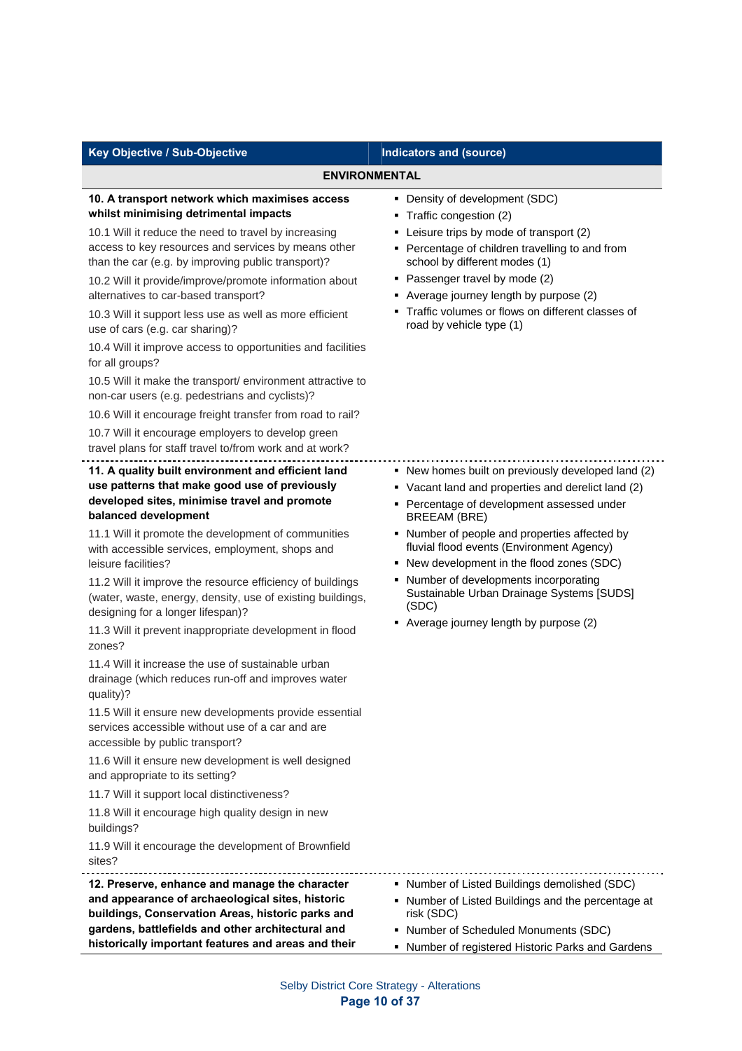| Key Objective / Sub-Objective | Indicators and (source) |
|---|---|
| **ENVIRONMENTAL** | |
| **10. A transport network which maximises access whilst minimising detrimental impacts**<br>10.1 Will it reduce the need to travel by increasing access to key resources and services by means other than the car (e.g. by improving public transport)?<br>10.2 Will it provide/improve/promote information about alternatives to car-based transport?<br>10.3 Will it support less use as well as more efficient use of cars (e.g. car sharing)?<br>10.4 Will it improve access to opportunities and facilities for all groups?<br>10.5 Will it make the transport/ environment attractive to non-car users (e.g. pedestrians and cyclists)?<br>10.6 Will it encourage freight transfer from road to rail?<br>10.7 Will it encourage employers to develop green travel plans for staff travel to/from work and at work? | ▪ Density of development (SDC)<br>▪ Traffic congestion (2)<br>▪ Leisure trips by mode of transport (2)<br>▪ Percentage of children travelling to and from school by different modes (1)<br>▪ Passenger travel by mode (2)<br>▪ Average journey length by purpose (2)<br>▪ Traffic volumes or flows on different classes of road by vehicle type (1) |
| **11. A quality built environment and efficient land use patterns that make good use of previously developed sites, minimise travel and promote balanced development**<br>11.1 Will it promote the development of communities with accessible services, employment, shops and leisure facilities?<br>11.2 Will it improve the resource efficiency of buildings (water, waste, energy, density, use of existing buildings, designing for a longer lifespan)?<br>11.3 Will it prevent inappropriate development in flood zones?<br>11.4 Will it increase the use of sustainable urban drainage (which reduces run-off and improves water quality)?<br>11.5 Will it ensure new developments provide essential services accessible without use of a car and are accessible by public transport?<br>11.6 Will it ensure new development is well designed and appropriate to its setting?<br>11.7 Will it support local distinctiveness?<br>11.8 Will it encourage high quality design in new buildings?<br>11.9 Will it encourage the development of Brownfield sites? | ▪ New homes built on previously developed land (2)<br>▪ Vacant land and properties and derelict land (2)<br>▪ Percentage of development assessed under BREEAM (BRE)<br>▪ Number of people and properties affected by fluvial flood events (Environment Agency)<br>▪ New development in the flood zones (SDC)<br>▪ Number of developments incorporating Sustainable Urban Drainage Systems [SUDS] (SDC)<br>▪ Average journey length by purpose (2) |
| **12. Preserve, enhance and manage the character and appearance of archaeological sites, historic buildings, Conservation Areas, historic parks and gardens, battlefields and other architectural and historically important features and areas and their** | ▪ Number of Listed Buildings demolished (SDC)<br>▪ Number of Listed Buildings and the percentage at risk (SDC)<br>▪ Number of Scheduled Monuments (SDC)<br>▪ Number of registered Historic Parks and Gardens |

Selby District Core Strategy - Alterations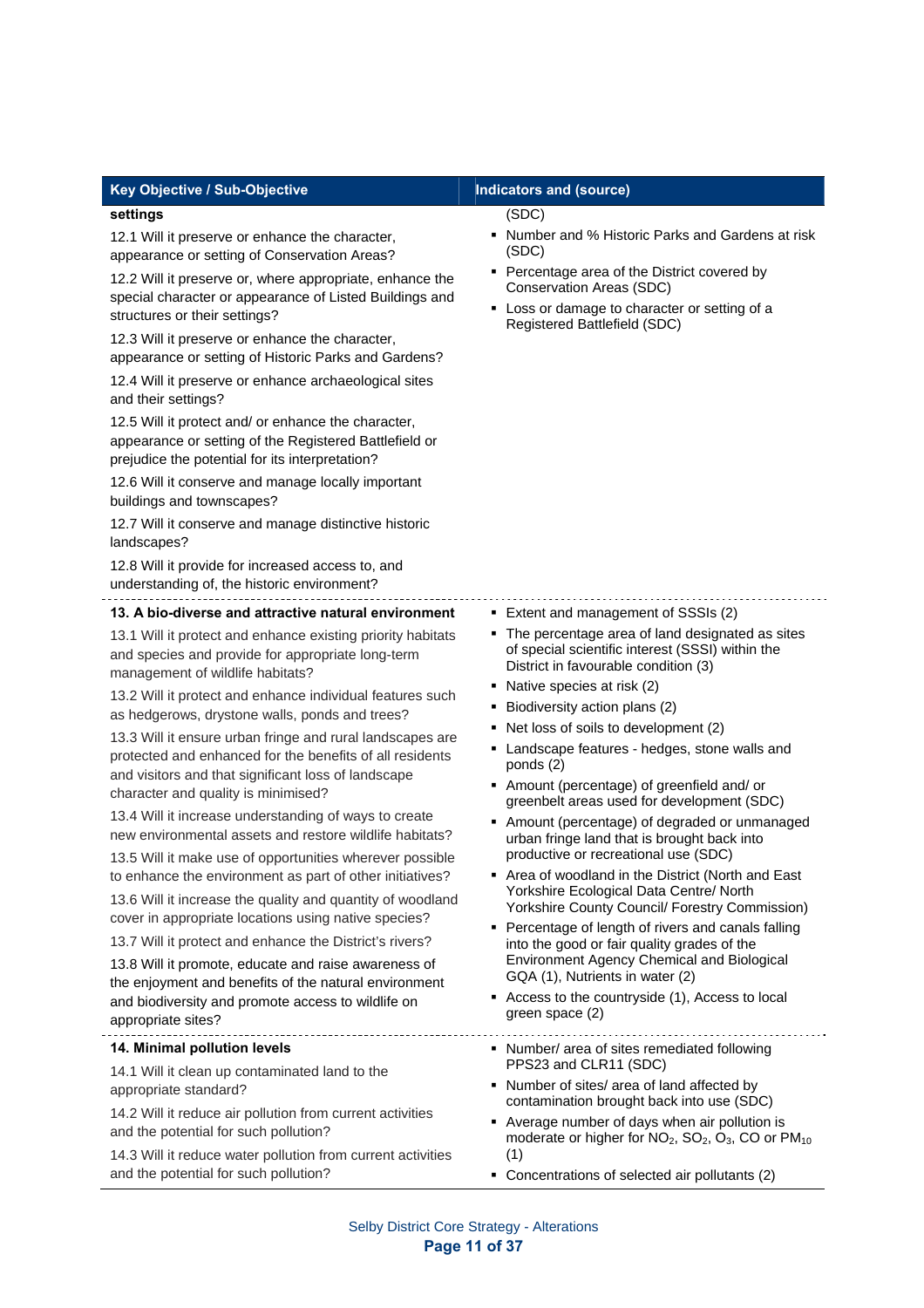| Key Objective / Sub-Objective | Indicators and (source) |
|---|---|
| **settings**<br>12.1 Will it preserve or enhance the character, appearance or setting of Conservation Areas?<br>12.2 Will it preserve or, where appropriate, enhance the special character or appearance of Listed Buildings and structures or their settings?<br>12.3 Will it preserve or enhance the character, appearance or setting of Historic Parks and Gardens?<br>12.4 Will it preserve or enhance archaeological sites and their settings?<br>12.5 Will it protect and/ or enhance the character, appearance or setting of the Registered Battlefield or prejudice the potential for its interpretation?<br>12.6 Will it conserve and manage locally important buildings and townscapes?<br>12.7 Will it conserve and manage distinctive historic landscapes?<br>12.8 Will it provide for increased access to, and understanding of, the historic environment? | (SDC)<br>▪ Number and % Historic Parks and Gardens at risk (SDC)<br>▪ Percentage area of the District covered by Conservation Areas (SDC)<br>▪ Loss or damage to character or setting of a Registered Battlefield (SDC) |
| **13. A bio-diverse and attractive natural environment**<br>13.1 Will it protect and enhance existing priority habitats and species and provide for appropriate long-term management of wildlife habitats?<br>13.2 Will it protect and enhance individual features such as hedgerows, drystone walls, ponds and trees?<br>13.3 Will it ensure urban fringe and rural landscapes are protected and enhanced for the benefits of all residents and visitors and that significant loss of landscape character and quality is minimised?<br>13.4 Will it increase understanding of ways to create new environmental assets and restore wildlife habitats?<br>13.5 Will it make use of opportunities wherever possible to enhance the environment as part of other initiatives?<br>13.6 Will it increase the quality and quantity of woodland cover in appropriate locations using native species?<br>13.7 Will it protect and enhance the District's rivers?<br>13.8 Will it promote, educate and raise awareness of the enjoyment and benefits of the natural environment and biodiversity and promote access to wildlife on appropriate sites? | ▪ Extent and management of SSSIs (2)<br>▪ The percentage area of land designated as sites of special scientific interest (SSSI) within the District in favourable condition (3)<br>▪ Native species at risk (2)<br>▪ Biodiversity action plans (2)<br>▪ Net loss of soils to development (2)<br>▪ Landscape features - hedges, stone walls and ponds (2)<br>▪ Amount (percentage) of greenfield and/ or greenbelt areas used for development (SDC)<br>▪ Amount (percentage) of degraded or unmanaged urban fringe land that is brought back into productive or recreational use (SDC)<br>▪ Area of woodland in the District (North and East Yorkshire Ecological Data Centre/ North Yorkshire County Council/ Forestry Commission)<br>▪ Percentage of length of rivers and canals falling into the good or fair quality grades of the Environment Agency Chemical and Biological GQA (1), Nutrients in water (2)<br>▪ Access to the countryside (1), Access to local green space (2) |
| **14. Minimal pollution levels**<br>14.1 Will it clean up contaminated land to the appropriate standard?<br>14.2 Will it reduce air pollution from current activities and the potential for such pollution?<br>14.3 Will it reduce water pollution from current activities and the potential for such pollution? | ▪ Number/ area of sites remediated following PPS23 and CLR11 (SDC)<br>▪ Number of sites/ area of land affected by contamination brought back into use (SDC)<br>▪ Average number of days when air pollution is moderate or higher for $NO_2$, $SO_2$, $O_3$, CO or $PM_{10}$ (1)<br>▪ Concentrations of selected air pollutants (2) |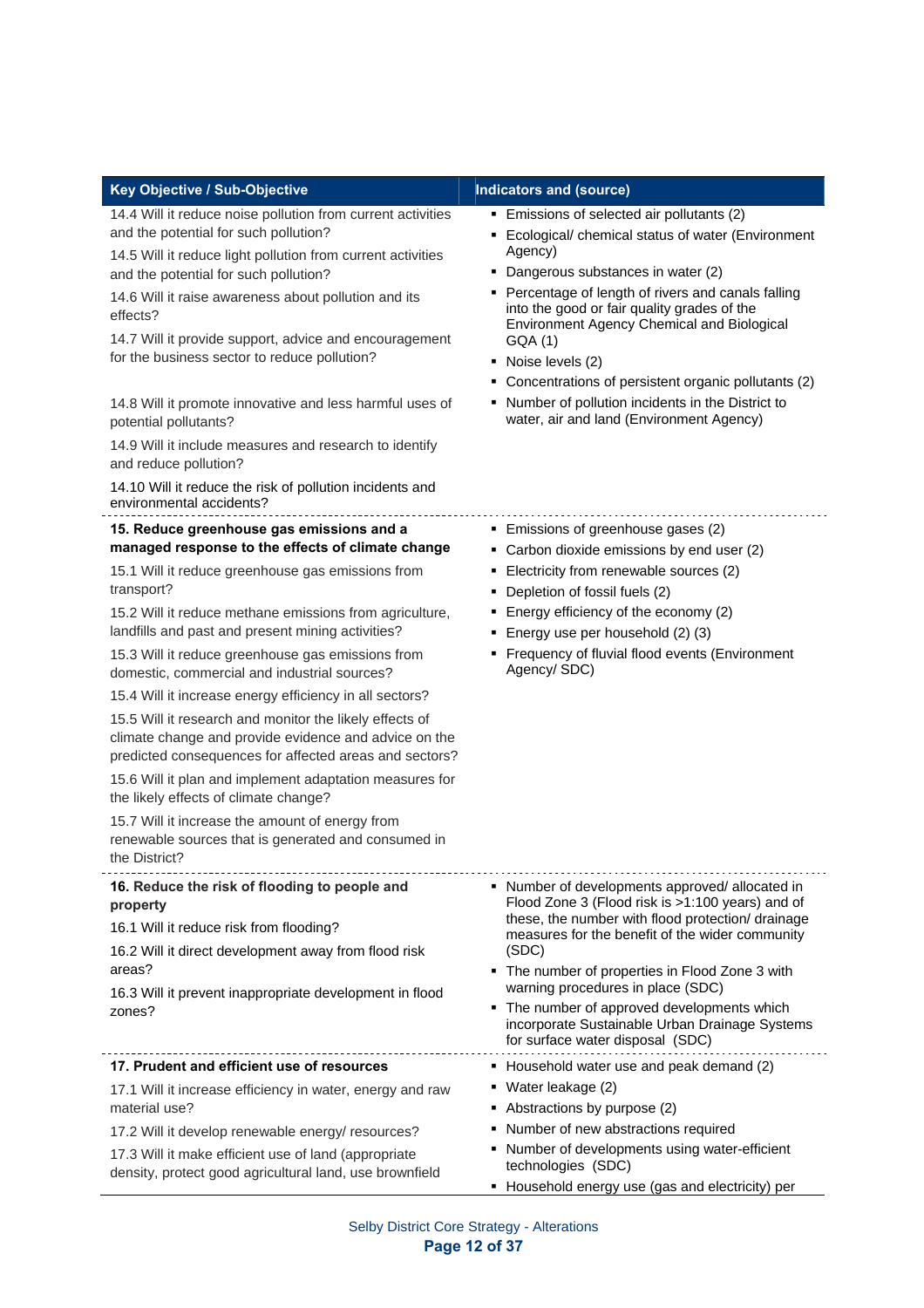| Key Objective / Sub-Objective | Indicators and (source) |
|---|---|
| 14.4 Will it reduce noise pollution from current activities and the potential for such pollution?<br>14.5 Will it reduce light pollution from current activities and the potential for such pollution?<br>14.6 Will it raise awareness about pollution and its effects?<br>14.7 Will it provide support, advice and encouragement for the business sector to reduce pollution?<br>14.8 Will it promote innovative and less harmful uses of potential pollutants?<br>14.9 Will it include measures and research to identify and reduce pollution?<br>14.10 Will it reduce the risk of pollution incidents and environmental accidents? | ▪ Emissions of selected air pollutants (2)<br>▪ Ecological/ chemical status of water (Environment Agency)<br>▪ Dangerous substances in water (2)<br>▪ Percentage of length of rivers and canals falling into the good or fair quality grades of the Environment Agency Chemical and Biological GQA (1)<br>▪ Noise levels (2)<br>▪ Concentrations of persistent organic pollutants (2)<br>▪ Number of pollution incidents in the District to water, air and land (Environment Agency) |
| **15. Reduce greenhouse gas emissions and a managed response to the effects of climate change**<br>15.1 Will it reduce greenhouse gas emissions from transport?<br>15.2 Will it reduce methane emissions from agriculture, landfills and past and present mining activities?<br>15.3 Will it reduce greenhouse gas emissions from domestic, commercial and industrial sources?<br>15.4 Will it increase energy efficiency in all sectors?<br>15.5 Will it research and monitor the likely effects of climate change and provide evidence and advice on the predicted consequences for affected areas and sectors?<br>15.6 Will it plan and implement adaptation measures for the likely effects of climate change?<br>15.7 Will it increase the amount of energy from renewable sources that is generated and consumed in the District? | ▪ Emissions of greenhouse gases (2)<br>▪ Carbon dioxide emissions by end user (2)<br>▪ Electricity from renewable sources (2)<br>▪ Depletion of fossil fuels (2)<br>▪ Energy efficiency of the economy (2)<br>▪ Energy use per household (2) (3)<br>▪ Frequency of fluvial flood events (Environment Agency/ SDC) |
| **16. Reduce the risk of flooding to people and property**<br>16.1 Will it reduce risk from flooding?<br>16.2 Will it direct development away from flood risk areas?<br>16.3 Will it prevent inappropriate development in flood zones? | ▪ Number of developments approved/ allocated in Flood Zone 3 (Flood risk is >1:100 years) and of these, the number with flood protection/ drainage measures for the benefit of the wider community (SDC)<br>▪ The number of properties in Flood Zone 3 with warning procedures in place (SDC)<br>▪ The number of approved developments which incorporate Sustainable Urban Drainage Systems for surface water disposal (SDC) |
| **17. Prudent and efficient use of resources**<br>17.1 Will it increase efficiency in water, energy and raw material use?<br>17.2 Will it develop renewable energy/ resources?<br>17.3 Will it make efficient use of land (appropriate density, protect good agricultural land, use brownfield | ▪ Household water use and peak demand (2)<br>▪ Water leakage (2)<br>▪ Abstractions by purpose (2)<br>▪ Number of new abstractions required<br>▪ Number of developments using water-efficient technologies (SDC)<br>▪ Household energy use (gas and electricity) per |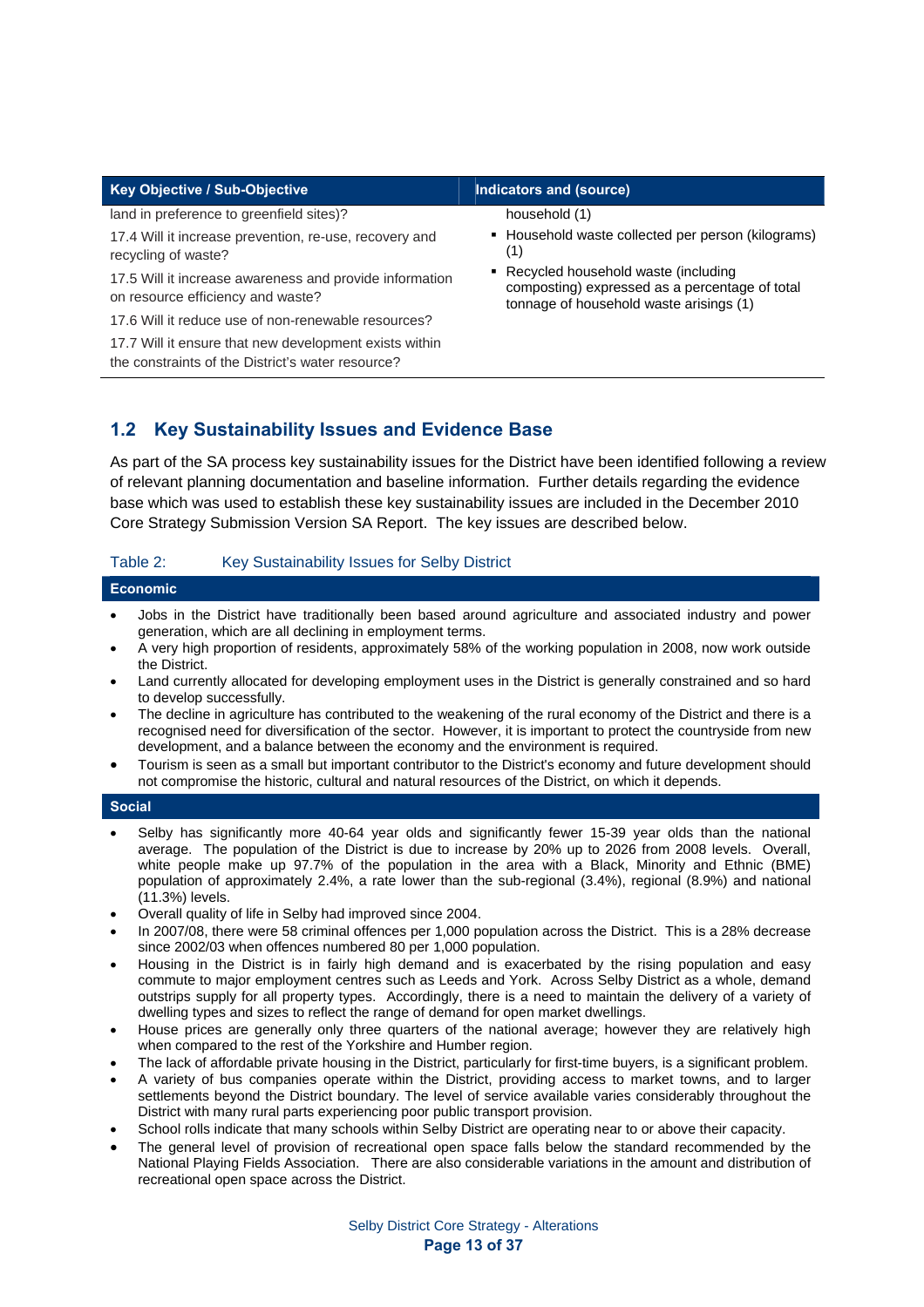| Key Objective / Sub-Objective | Indicators and (source) |
|---|---|
| land in preference to greenfield sites)?<br>17.4 Will it increase prevention, re-use, recovery and recycling of waste?<br>17.5 Will it increase awareness and provide information on resource efficiency and waste?<br>17.6 Will it reduce use of non-renewable resources?<br>17.7 Will it ensure that new development exists within the constraints of the District's water resource? | household (1)<br>▪ Household waste collected per person (kilograms) (1)<br>▪ Recycled household waste (including composting) expressed as a percentage of total tonnage of household waste arisings (1) |

## 1.2 Key Sustainability Issues and Evidence Base

As part of the SA process key sustainability issues for the District have been identified following a review of relevant planning documentation and baseline information. Further details regarding the evidence base which was used to establish these key sustainability issues are included in the December 2010 Core Strategy Submission Version SA Report. The key issues are described below.

Table 2: Key Sustainability Issues for Selby District

**Economic**

- Jobs in the District have traditionally been based around agriculture and associated industry and power generation, which are all declining in employment terms.
- A very high proportion of residents, approximately 58% of the working population in 2008, now work outside the District.
- Land currently allocated for developing employment uses in the District is generally constrained and so hard to develop successfully.
- The decline in agriculture has contributed to the weakening of the rural economy of the District and there is a recognised need for diversification of the sector. However, it is important to protect the countryside from new development, and a balance between the economy and the environment is required.
- Tourism is seen as a small but important contributor to the District's economy and future development should not compromise the historic, cultural and natural resources of the District, on which it depends.

**Social**

- Selby has significantly more 40-64 year olds and significantly fewer 15-39 year olds than the national average. The population of the District is due to increase by 20% up to 2026 from 2008 levels. Overall, white people make up 97.7% of the population in the area with a Black, Minority and Ethnic (BME) population of approximately 2.4%, a rate lower than the sub-regional (3.4%), regional (8.9%) and national (11.3%) levels.
- Overall quality of life in Selby had improved since 2004.
- In 2007/08, there were 58 criminal offences per 1,000 population across the District. This is a 28% decrease since 2002/03 when offences numbered 80 per 1,000 population.
- Housing in the District is in fairly high demand and is exacerbated by the rising population and easy commute to major employment centres such as Leeds and York. Across Selby District as a whole, demand outstrips supply for all property types. Accordingly, there is a need to maintain the delivery of a variety of dwelling types and sizes to reflect the range of demand for open market dwellings.
- House prices are generally only three quarters of the national average; however they are relatively high when compared to the rest of the Yorkshire and Humber region.
- The lack of affordable private housing in the District, particularly for first-time buyers, is a significant problem.
- A variety of bus companies operate within the District, providing access to market towns, and to larger settlements beyond the District boundary. The level of service available varies considerably throughout the District with many rural parts experiencing poor public transport provision.
- School rolls indicate that many schools within Selby District are operating near to or above their capacity.
- The general level of provision of recreational open space falls below the standard recommended by the National Playing Fields Association. There are also considerable variations in the amount and distribution of recreational open space across the District.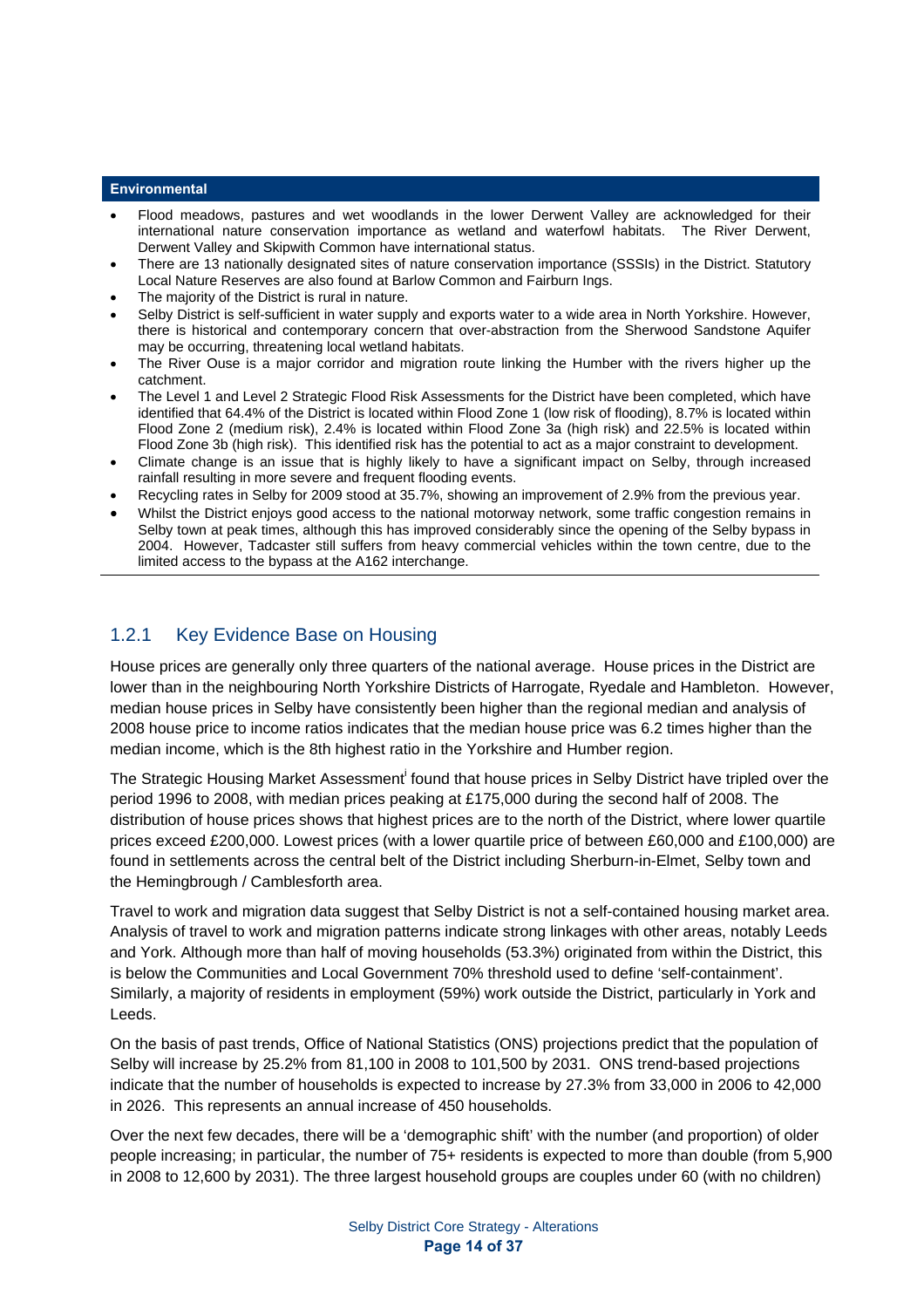**Environmental**

- Flood meadows, pastures and wet woodlands in the lower Derwent Valley are acknowledged for their international nature conservation importance as wetland and waterfowl habitats. The River Derwent, Derwent Valley and Skipwith Common have international status.
- There are 13 nationally designated sites of nature conservation importance (SSSIs) in the District. Statutory Local Nature Reserves are also found at Barlow Common and Fairburn Ings.
- The majority of the District is rural in nature.
- Selby District is self-sufficient in water supply and exports water to a wide area in North Yorkshire. However, there is historical and contemporary concern that over-abstraction from the Sherwood Sandstone Aquifer may be occurring, threatening local wetland habitats.
- The River Ouse is a major corridor and migration route linking the Humber with the rivers higher up the catchment.
- The Level 1 and Level 2 Strategic Flood Risk Assessments for the District have been completed, which have identified that 64.4% of the District is located within Flood Zone 1 (low risk of flooding), 8.7% is located within Flood Zone 2 (medium risk), 2.4% is located within Flood Zone 3a (high risk) and 22.5% is located within Flood Zone 3b (high risk). This identified risk has the potential to act as a major constraint to development.
- Climate change is an issue that is highly likely to have a significant impact on Selby, through increased rainfall resulting in more severe and frequent flooding events.
- Recycling rates in Selby for 2009 stood at 35.7%, showing an improvement of 2.9% from the previous year.
- Whilst the District enjoys good access to the national motorway network, some traffic congestion remains in Selby town at peak times, although this has improved considerably since the opening of the Selby bypass in 2004. However, Tadcaster still suffers from heavy commercial vehicles within the town centre, due to the limited access to the bypass at the A162 interchange.

### 1.2.1 Key Evidence Base on Housing

House prices are generally only three quarters of the national average. House prices in the District are lower than in the neighbouring North Yorkshire Districts of Harrogate, Ryedale and Hambleton. However, median house prices in Selby have consistently been higher than the regional median and analysis of 2008 house price to income ratios indicates that the median house price was 6.2 times higher than the median income, which is the 8th highest ratio in the Yorkshire and Humber region.

The Strategic Housing Market Assessment[i] found that house prices in Selby District have tripled over the period 1996 to 2008, with median prices peaking at £175,000 during the second half of 2008. The distribution of house prices shows that highest prices are to the north of the District, where lower quartile prices exceed £200,000. Lowest prices (with a lower quartile price of between £60,000 and £100,000) are found in settlements across the central belt of the District including Sherburn-in-Elmet, Selby town and the Hemingbrough / Camblesforth area.

Travel to work and migration data suggest that Selby District is not a self-contained housing market area. Analysis of travel to work and migration patterns indicate strong linkages with other areas, notably Leeds and York. Although more than half of moving households (53.3%) originated from within the District, this is below the Communities and Local Government 70% threshold used to define 'self-containment'. Similarly, a majority of residents in employment (59%) work outside the District, particularly in York and Leeds.

On the basis of past trends, Office of National Statistics (ONS) projections predict that the population of Selby will increase by 25.2% from 81,100 in 2008 to 101,500 by 2031. ONS trend-based projections indicate that the number of households is expected to increase by 27.3% from 33,000 in 2006 to 42,000 in 2026. This represents an annual increase of 450 households.

Over the next few decades, there will be a 'demographic shift' with the number (and proportion) of older people increasing; in particular, the number of 75+ residents is expected to more than double (from 5,900 in 2008 to 12,600 by 2031). The three largest household groups are couples under 60 (with no children)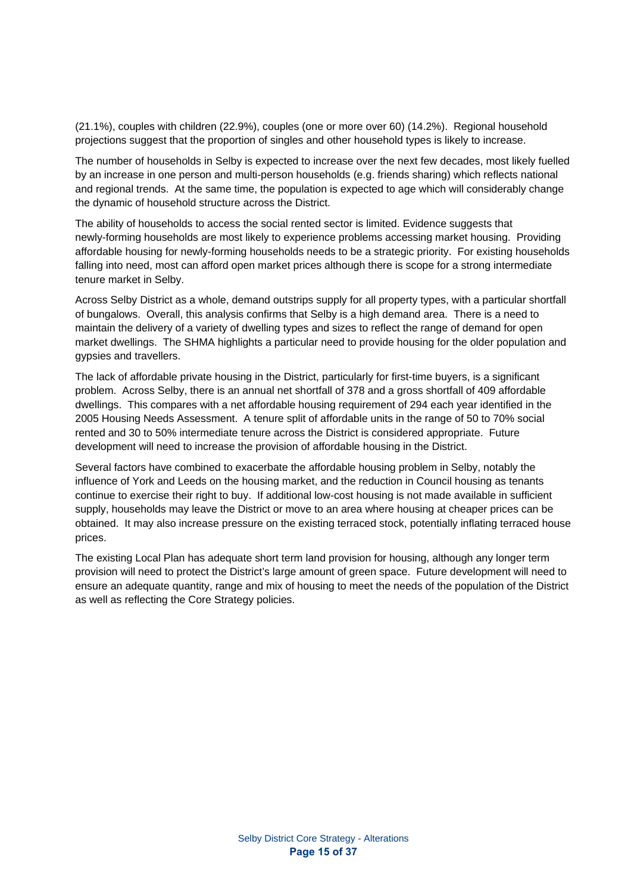(21.1%), couples with children (22.9%), couples (one or more over 60) (14.2%). Regional household projections suggest that the proportion of singles and other household types is likely to increase.

The number of households in Selby is expected to increase over the next few decades, most likely fuelled by an increase in one person and multi-person households (e.g. friends sharing) which reflects national and regional trends. At the same time, the population is expected to age which will considerably change the dynamic of household structure across the District.

The ability of households to access the social rented sector is limited. Evidence suggests that newly-forming households are most likely to experience problems accessing market housing. Providing affordable housing for newly-forming households needs to be a strategic priority. For existing households falling into need, most can afford open market prices although there is scope for a strong intermediate tenure market in Selby.

Across Selby District as a whole, demand outstrips supply for all property types, with a particular shortfall of bungalows. Overall, this analysis confirms that Selby is a high demand area. There is a need to maintain the delivery of a variety of dwelling types and sizes to reflect the range of demand for open market dwellings. The SHMA highlights a particular need to provide housing for the older population and gypsies and travellers.

The lack of affordable private housing in the District, particularly for first-time buyers, is a significant problem. Across Selby, there is an annual net shortfall of 378 and a gross shortfall of 409 affordable dwellings. This compares with a net affordable housing requirement of 294 each year identified in the 2005 Housing Needs Assessment. A tenure split of affordable units in the range of 50 to 70% social rented and 30 to 50% intermediate tenure across the District is considered appropriate. Future development will need to increase the provision of affordable housing in the District.

Several factors have combined to exacerbate the affordable housing problem in Selby, notably the influence of York and Leeds on the housing market, and the reduction in Council housing as tenants continue to exercise their right to buy. If additional low-cost housing is not made available in sufficient supply, households may leave the District or move to an area where housing at cheaper prices can be obtained. It may also increase pressure on the existing terraced stock, potentially inflating terraced house prices.

The existing Local Plan has adequate short term land provision for housing, although any longer term provision will need to protect the District's large amount of green space. Future development will need to ensure an adequate quantity, range and mix of housing to meet the needs of the population of the District as well as reflecting the Core Strategy policies.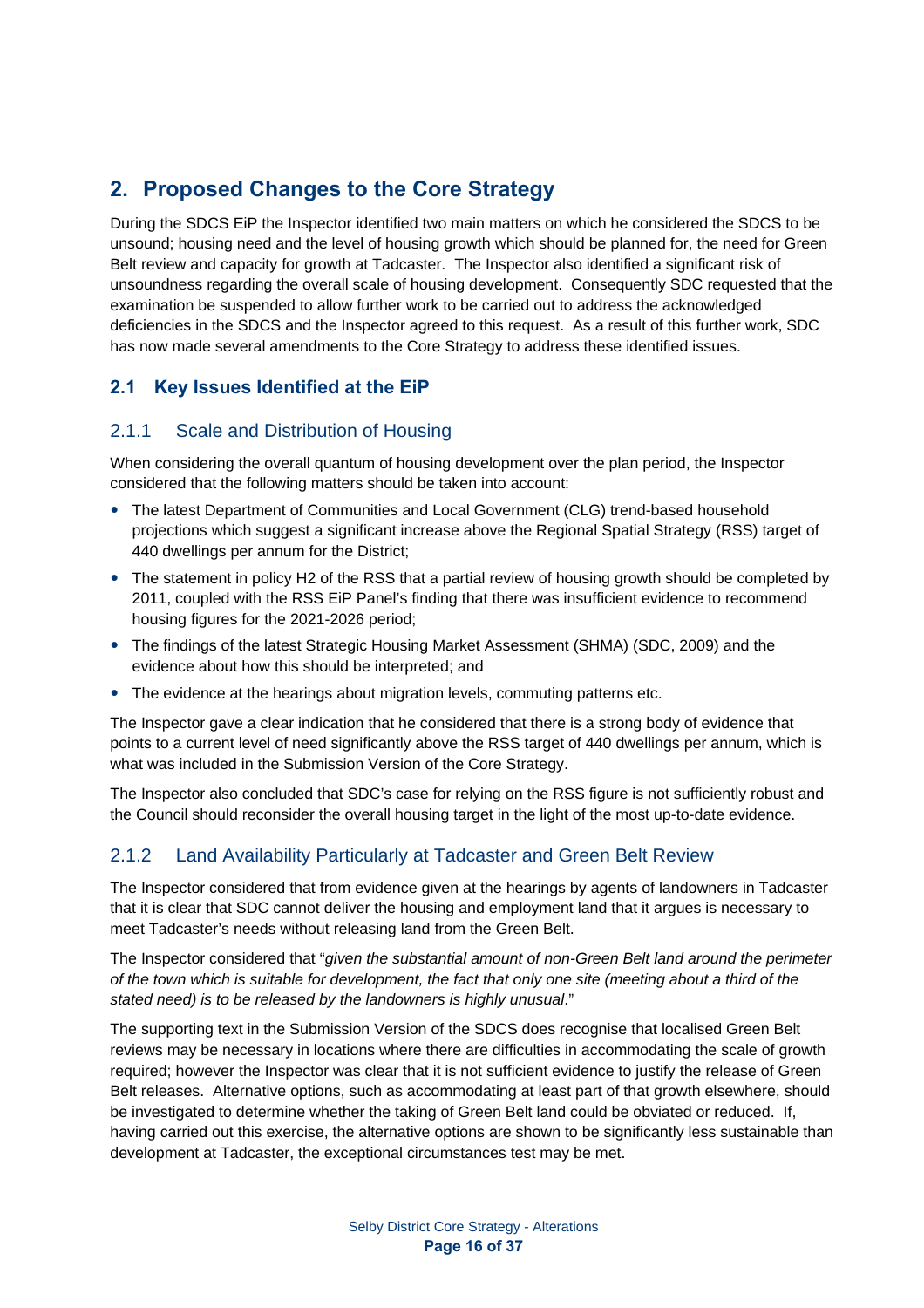## 2. Proposed Changes to the Core Strategy

During the SDCS EiP the Inspector identified two main matters on which he considered the SDCS to be unsound; housing need and the level of housing growth which should be planned for, the need for Green Belt review and capacity for growth at Tadcaster. The Inspector also identified a significant risk of unsoundness regarding the overall scale of housing development. Consequently SDC requested that the examination be suspended to allow further work to be carried out to address the acknowledged deficiencies in the SDCS and the Inspector agreed to this request. As a result of this further work, SDC has now made several amendments to the Core Strategy to address these identified issues.

### 2.1 Key Issues Identified at the EiP

#### 2.1.1 Scale and Distribution of Housing

When considering the overall quantum of housing development over the plan period, the Inspector considered that the following matters should be taken into account:

- The latest Department of Communities and Local Government (CLG) trend-based household projections which suggest a significant increase above the Regional Spatial Strategy (RSS) target of 440 dwellings per annum for the District;
- The statement in policy H2 of the RSS that a partial review of housing growth should be completed by 2011, coupled with the RSS EiP Panel's finding that there was insufficient evidence to recommend housing figures for the 2021-2026 period;
- The findings of the latest Strategic Housing Market Assessment (SHMA) (SDC, 2009) and the evidence about how this should be interpreted; and
- The evidence at the hearings about migration levels, commuting patterns etc.

The Inspector gave a clear indication that he considered that there is a strong body of evidence that points to a current level of need significantly above the RSS target of 440 dwellings per annum, which is what was included in the Submission Version of the Core Strategy.

The Inspector also concluded that SDC's case for relying on the RSS figure is not sufficiently robust and the Council should reconsider the overall housing target in the light of the most up-to-date evidence.

#### 2.1.2 Land Availability Particularly at Tadcaster and Green Belt Review

The Inspector considered that from evidence given at the hearings by agents of landowners in Tadcaster that it is clear that SDC cannot deliver the housing and employment land that it argues is necessary to meet Tadcaster's needs without releasing land from the Green Belt.

The Inspector considered that "*given the substantial amount of non-Green Belt land around the perimeter of the town which is suitable for development, the fact that only one site (meeting about a third of the stated need) is to be released by the landowners is highly unusual*."

The supporting text in the Submission Version of the SDCS does recognise that localised Green Belt reviews may be necessary in locations where there are difficulties in accommodating the scale of growth required; however the Inspector was clear that it is not sufficient evidence to justify the release of Green Belt releases. Alternative options, such as accommodating at least part of that growth elsewhere, should be investigated to determine whether the taking of Green Belt land could be obviated or reduced. If, having carried out this exercise, the alternative options are shown to be significantly less sustainable than development at Tadcaster, the exceptional circumstances test may be met.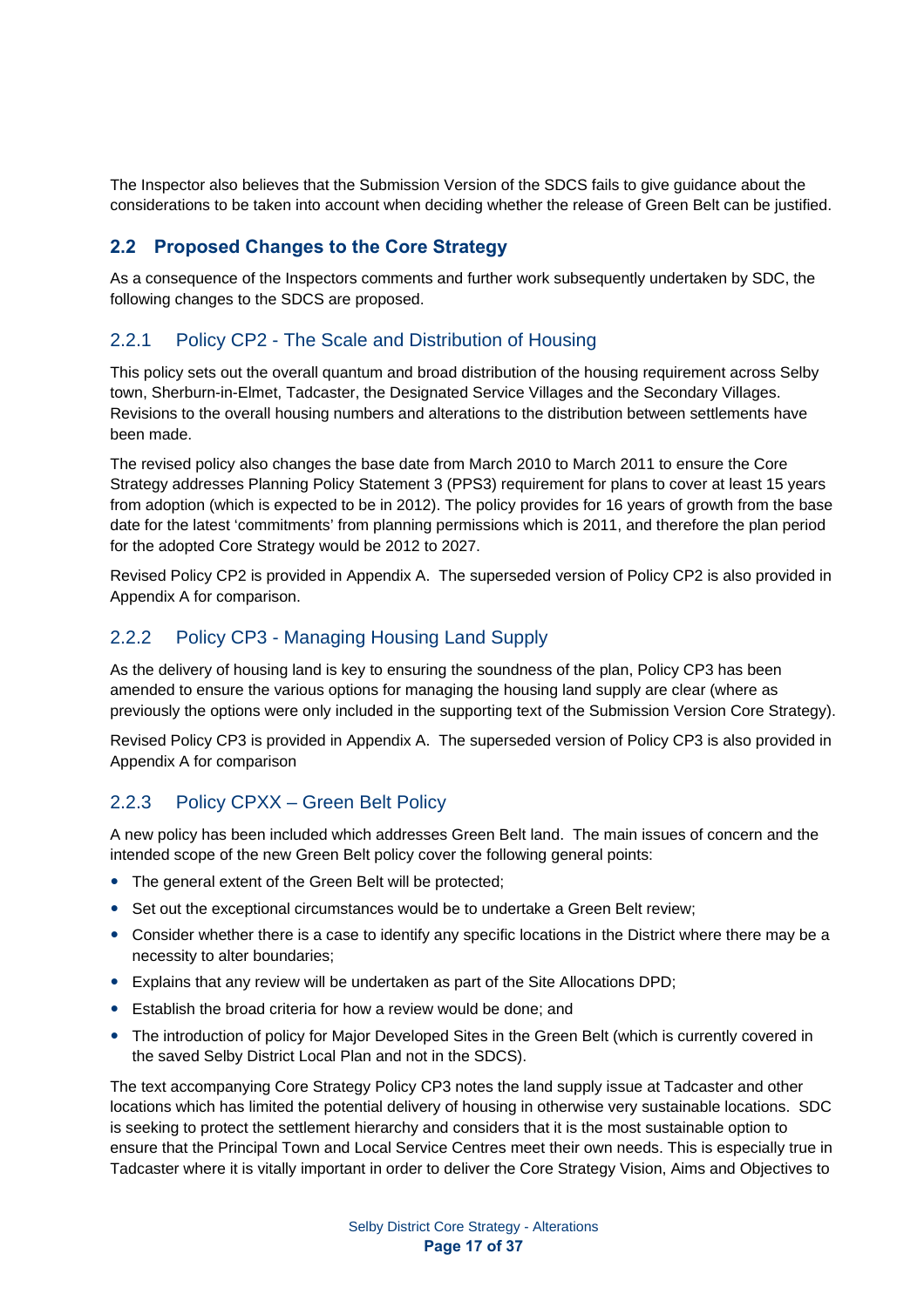The Inspector also believes that the Submission Version of the SDCS fails to give guidance about the considerations to be taken into account when deciding whether the release of Green Belt can be justified.

## 2.2 Proposed Changes to the Core Strategy

As a consequence of the Inspectors comments and further work subsequently undertaken by SDC, the following changes to the SDCS are proposed.

### 2.2.1 Policy CP2 - The Scale and Distribution of Housing

This policy sets out the overall quantum and broad distribution of the housing requirement across Selby town, Sherburn-in-Elmet, Tadcaster, the Designated Service Villages and the Secondary Villages. Revisions to the overall housing numbers and alterations to the distribution between settlements have been made.

The revised policy also changes the base date from March 2010 to March 2011 to ensure the Core Strategy addresses Planning Policy Statement 3 (PPS3) requirement for plans to cover at least 15 years from adoption (which is expected to be in 2012). The policy provides for 16 years of growth from the base date for the latest 'commitments' from planning permissions which is 2011, and therefore the plan period for the adopted Core Strategy would be 2012 to 2027.

Revised Policy CP2 is provided in Appendix A. The superseded version of Policy CP2 is also provided in Appendix A for comparison.

### 2.2.2 Policy CP3 - Managing Housing Land Supply

As the delivery of housing land is key to ensuring the soundness of the plan, Policy CP3 has been amended to ensure the various options for managing the housing land supply are clear (where as previously the options were only included in the supporting text of the Submission Version Core Strategy).

Revised Policy CP3 is provided in Appendix A. The superseded version of Policy CP3 is also provided in Appendix A for comparison

### 2.2.3 Policy CPXX – Green Belt Policy

A new policy has been included which addresses Green Belt land. The main issues of concern and the intended scope of the new Green Belt policy cover the following general points:

- The general extent of the Green Belt will be protected;
- Set out the exceptional circumstances would be to undertake a Green Belt review;
- Consider whether there is a case to identify any specific locations in the District where there may be a necessity to alter boundaries;
- Explains that any review will be undertaken as part of the Site Allocations DPD;
- Establish the broad criteria for how a review would be done; and
- The introduction of policy for Major Developed Sites in the Green Belt (which is currently covered in the saved Selby District Local Plan and not in the SDCS).

The text accompanying Core Strategy Policy CP3 notes the land supply issue at Tadcaster and other locations which has limited the potential delivery of housing in otherwise very sustainable locations. SDC is seeking to protect the settlement hierarchy and considers that it is the most sustainable option to ensure that the Principal Town and Local Service Centres meet their own needs. This is especially true in Tadcaster where it is vitally important in order to deliver the Core Strategy Vision, Aims and Objectives to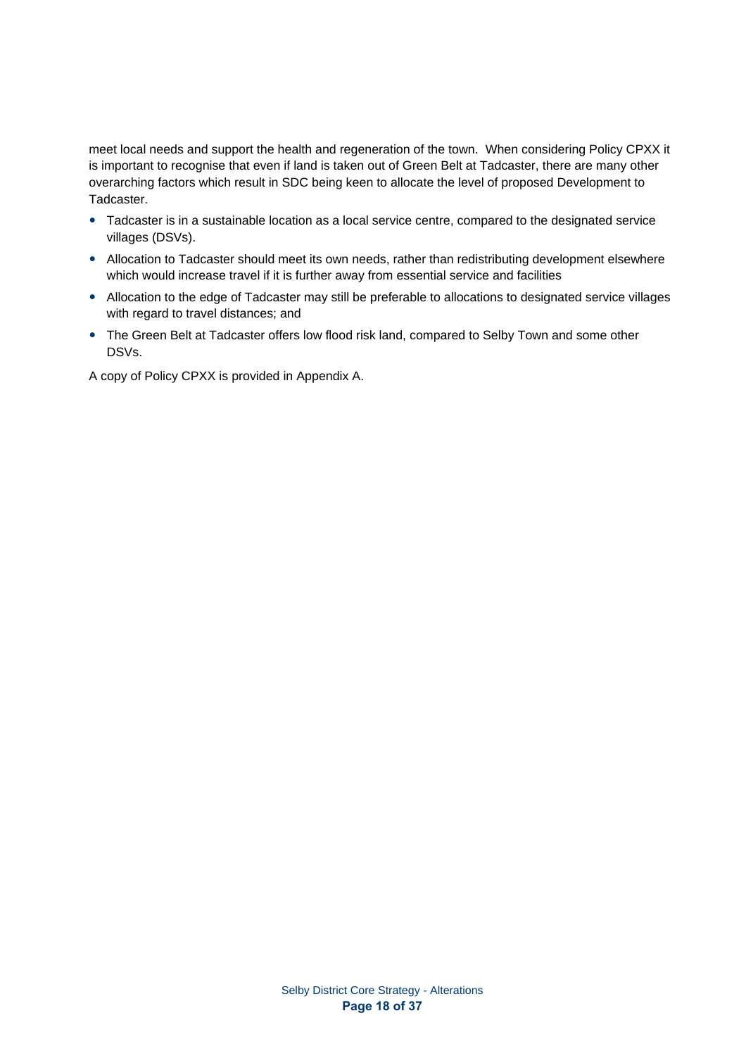meet local needs and support the health and regeneration of the town. When considering Policy CPXX it is important to recognise that even if land is taken out of Green Belt at Tadcaster, there are many other overarching factors which result in SDC being keen to allocate the level of proposed Development to Tadcaster.

- Tadcaster is in a sustainable location as a local service centre, compared to the designated service villages (DSVs).
- Allocation to Tadcaster should meet its own needs, rather than redistributing development elsewhere which would increase travel if it is further away from essential service and facilities
- Allocation to the edge of Tadcaster may still be preferable to allocations to designated service villages with regard to travel distances; and
- The Green Belt at Tadcaster offers low flood risk land, compared to Selby Town and some other DSVs.

A copy of Policy CPXX is provided in Appendix A.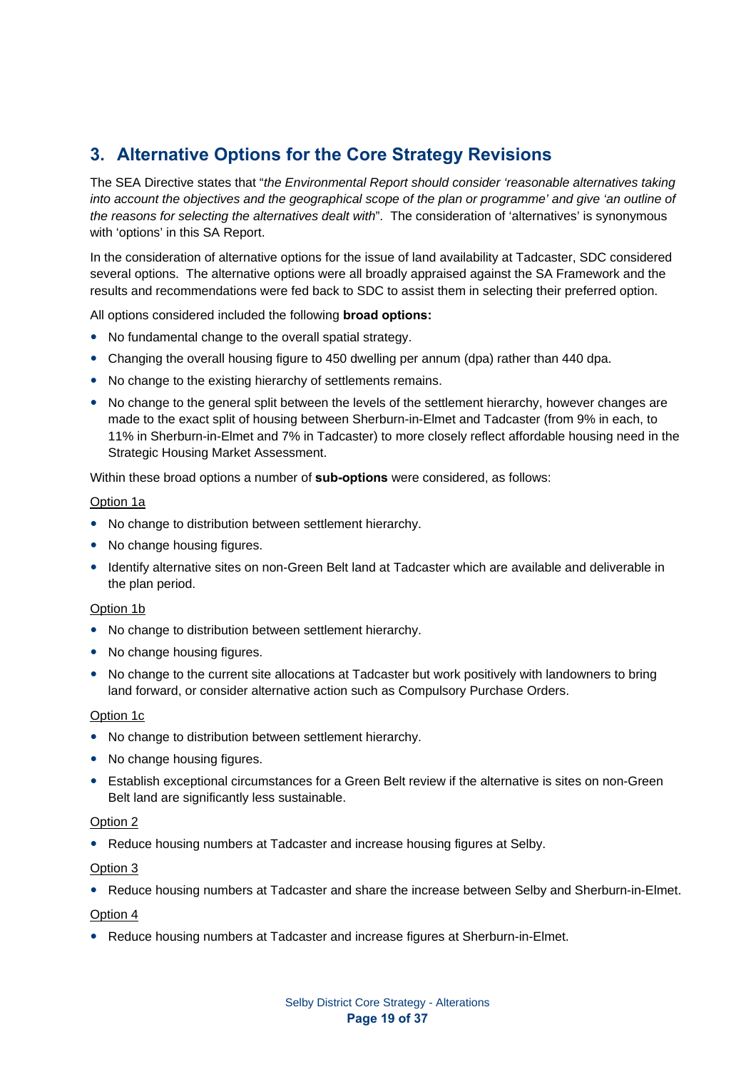## 3. Alternative Options for the Core Strategy Revisions

The SEA Directive states that "*the Environmental Report should consider 'reasonable alternatives taking into account the objectives and the geographical scope of the plan or programme' and give 'an outline of the reasons for selecting the alternatives dealt with*". The consideration of 'alternatives' is synonymous with 'options' in this SA Report.

In the consideration of alternative options for the issue of land availability at Tadcaster, SDC considered several options. The alternative options were all broadly appraised against the SA Framework and the results and recommendations were fed back to SDC to assist them in selecting their preferred option.

All options considered included the following **broad options:**

- No fundamental change to the overall spatial strategy.
- Changing the overall housing figure to 450 dwelling per annum (dpa) rather than 440 dpa.
- No change to the existing hierarchy of settlements remains.
- No change to the general split between the levels of the settlement hierarchy, however changes are made to the exact split of housing between Sherburn-in-Elmet and Tadcaster (from 9% in each, to 11% in Sherburn-in-Elmet and 7% in Tadcaster) to more closely reflect affordable housing need in the Strategic Housing Market Assessment.

Within these broad options a number of **sub-options** were considered, as follows:

<u>Option 1a</u>

- No change to distribution between settlement hierarchy.
- No change housing figures.
- Identify alternative sites on non-Green Belt land at Tadcaster which are available and deliverable in the plan period.

<u>Option 1b</u>

- No change to distribution between settlement hierarchy.
- No change housing figures.
- No change to the current site allocations at Tadcaster but work positively with landowners to bring land forward, or consider alternative action such as Compulsory Purchase Orders.

<u>Option 1c</u>

- No change to distribution between settlement hierarchy.
- No change housing figures.
- Establish exceptional circumstances for a Green Belt review if the alternative is sites on non-Green Belt land are significantly less sustainable.

<u>Option 2</u>

- Reduce housing numbers at Tadcaster and increase housing figures at Selby.

<u>Option 3</u>

- Reduce housing numbers at Tadcaster and share the increase between Selby and Sherburn-in-Elmet.

<u>Option 4</u>

- Reduce housing numbers at Tadcaster and increase figures at Sherburn-in-Elmet.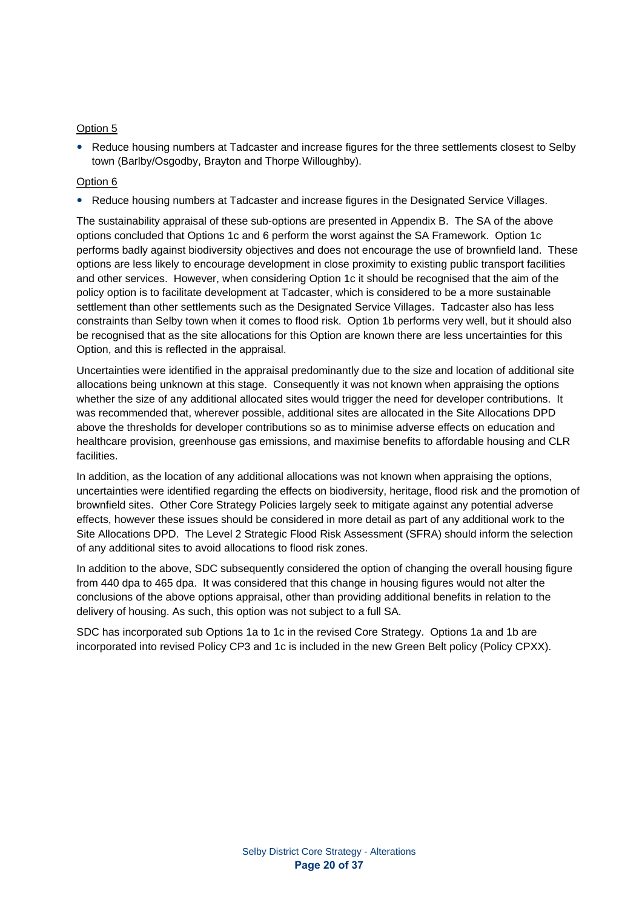Option 5

- Reduce housing numbers at Tadcaster and increase figures for the three settlements closest to Selby town (Barlby/Osgodby, Brayton and Thorpe Willoughby).

Option 6

- Reduce housing numbers at Tadcaster and increase figures in the Designated Service Villages.

The sustainability appraisal of these sub-options are presented in Appendix B. The SA of the above options concluded that Options 1c and 6 perform the worst against the SA Framework. Option 1c performs badly against biodiversity objectives and does not encourage the use of brownfield land. These options are less likely to encourage development in close proximity to existing public transport facilities and other services. However, when considering Option 1c it should be recognised that the aim of the policy option is to facilitate development at Tadcaster, which is considered to be a more sustainable settlement than other settlements such as the Designated Service Villages. Tadcaster also has less constraints than Selby town when it comes to flood risk. Option 1b performs very well, but it should also be recognised that as the site allocations for this Option are known there are less uncertainties for this Option, and this is reflected in the appraisal.

Uncertainties were identified in the appraisal predominantly due to the size and location of additional site allocations being unknown at this stage. Consequently it was not known when appraising the options whether the size of any additional allocated sites would trigger the need for developer contributions. It was recommended that, wherever possible, additional sites are allocated in the Site Allocations DPD above the thresholds for developer contributions so as to minimise adverse effects on education and healthcare provision, greenhouse gas emissions, and maximise benefits to affordable housing and CLR facilities.

In addition, as the location of any additional allocations was not known when appraising the options, uncertainties were identified regarding the effects on biodiversity, heritage, flood risk and the promotion of brownfield sites. Other Core Strategy Policies largely seek to mitigate against any potential adverse effects, however these issues should be considered in more detail as part of any additional work to the Site Allocations DPD. The Level 2 Strategic Flood Risk Assessment (SFRA) should inform the selection of any additional sites to avoid allocations to flood risk zones.

In addition to the above, SDC subsequently considered the option of changing the overall housing figure from 440 dpa to 465 dpa. It was considered that this change in housing figures would not alter the conclusions of the above options appraisal, other than providing additional benefits in relation to the delivery of housing. As such, this option was not subject to a full SA.

SDC has incorporated sub Options 1a to 1c in the revised Core Strategy. Options 1a and 1b are incorporated into revised Policy CP3 and 1c is included in the new Green Belt policy (Policy CPXX).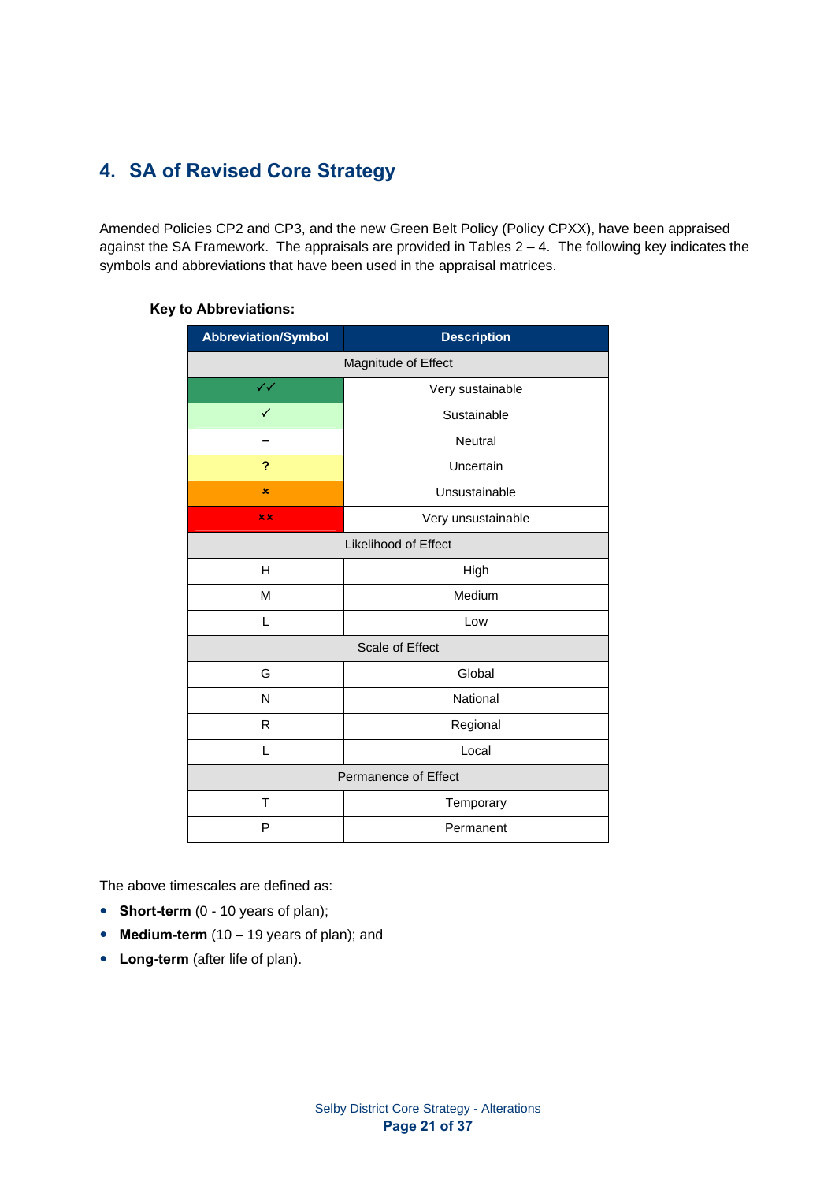# 4. SA of Revised Core Strategy

Amended Policies CP2 and CP3, and the new Green Belt Policy (Policy CPXX), have been appraised against the SA Framework. The appraisals are provided in Tables 2 – 4. The following key indicates the symbols and abbreviations that have been used in the appraisal matrices.

**Key to Abbreviations:**

| Abbreviation/Symbol | Description |
|---|---|
| Magnitude of Effect | |
| ✓✓ | Very sustainable |
| ✓ | Sustainable |
| – | Neutral |
| ? | Uncertain |
| × | Unsustainable |
| ×× | Very unsustainable |
| Likelihood of Effect | |
| H | High |
| M | Medium |
| L | Low |
| Scale of Effect | |
| G | Global |
| N | National |
| R | Regional |
| L | Local |
| Permanence of Effect | |
| T | Temporary |
| P | Permanent |

The above timescales are defined as:

- **Short-term** (0 - 10 years of plan);
- **Medium-term** (10 – 19 years of plan); and
- **Long-term** (after life of plan).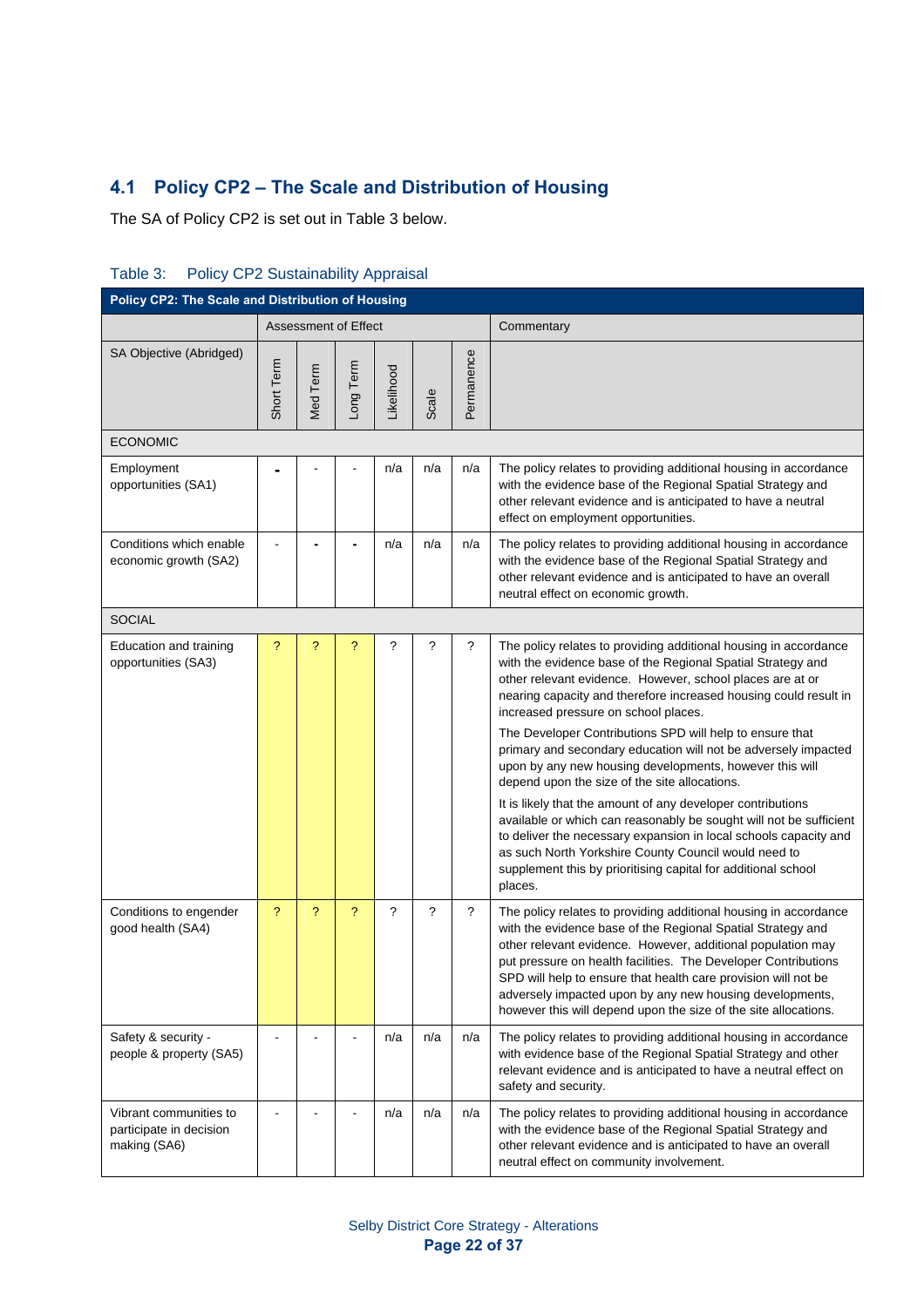## 4.1 Policy CP2 – The Scale and Distribution of Housing

The SA of Policy CP2 is set out in Table 3 below.

Table 3: Policy CP2 Sustainability Appraisal

| Policy CP2: The Scale and Distribution of Housing | | | | | | | |
|---|---|---|---|---|---|---|---|
| | Assessment of Effect | | | | | | Commentary |
| SA Objective (Abridged) | Short Term | Med Term | Long Term | Likelihood | Scale | Permanence | |
| ECONOMIC | | | | | | | |
| Employment opportunities (SA1) | - | - | - | n/a | n/a | n/a | The policy relates to providing additional housing in accordance with the evidence base of the Regional Spatial Strategy and other relevant evidence and is anticipated to have a neutral effect on employment opportunities. |
| Conditions which enable economic growth (SA2) | - | - | - | n/a | n/a | n/a | The policy relates to providing additional housing in accordance with the evidence base of the Regional Spatial Strategy and other relevant evidence and is anticipated to have an overall neutral effect on economic growth. |
| SOCIAL | | | | | | | |
| Education and training opportunities (SA3) | ? | ? | ? | ? | ? | ? | The policy relates to providing additional housing in accordance with the evidence base of the Regional Spatial Strategy and other relevant evidence. However, school places are at or nearing capacity and therefore increased housing could result in increased pressure on school places.<br><br>The Developer Contributions SPD will help to ensure that primary and secondary education will not be adversely impacted upon by any new housing developments, however this will depend upon the size of the site allocations.<br><br>It is likely that the amount of any developer contributions available or which can reasonably be sought will not be sufficient to deliver the necessary expansion in local schools capacity and as such North Yorkshire County Council would need to supplement this by prioritising capital for additional school places. |
| Conditions to engender good health (SA4) | ? | ? | ? | ? | ? | ? | The policy relates to providing additional housing in accordance with the evidence base of the Regional Spatial Strategy and other relevant evidence. However, additional population may put pressure on health facilities. The Developer Contributions SPD will help to ensure that health care provision will not be adversely impacted upon by any new housing developments, however this will depend upon the size of the site allocations. |
| Safety & security - people & property (SA5) | - | - | - | n/a | n/a | n/a | The policy relates to providing additional housing in accordance with evidence base of the Regional Spatial Strategy and other relevant evidence and is anticipated to have a neutral effect on safety and security. |
| Vibrant communities to participate in decision making (SA6) | - | - | - | n/a | n/a | n/a | The policy relates to providing additional housing in accordance with the evidence base of the Regional Spatial Strategy and other relevant evidence and is anticipated to have an overall neutral effect on community involvement. |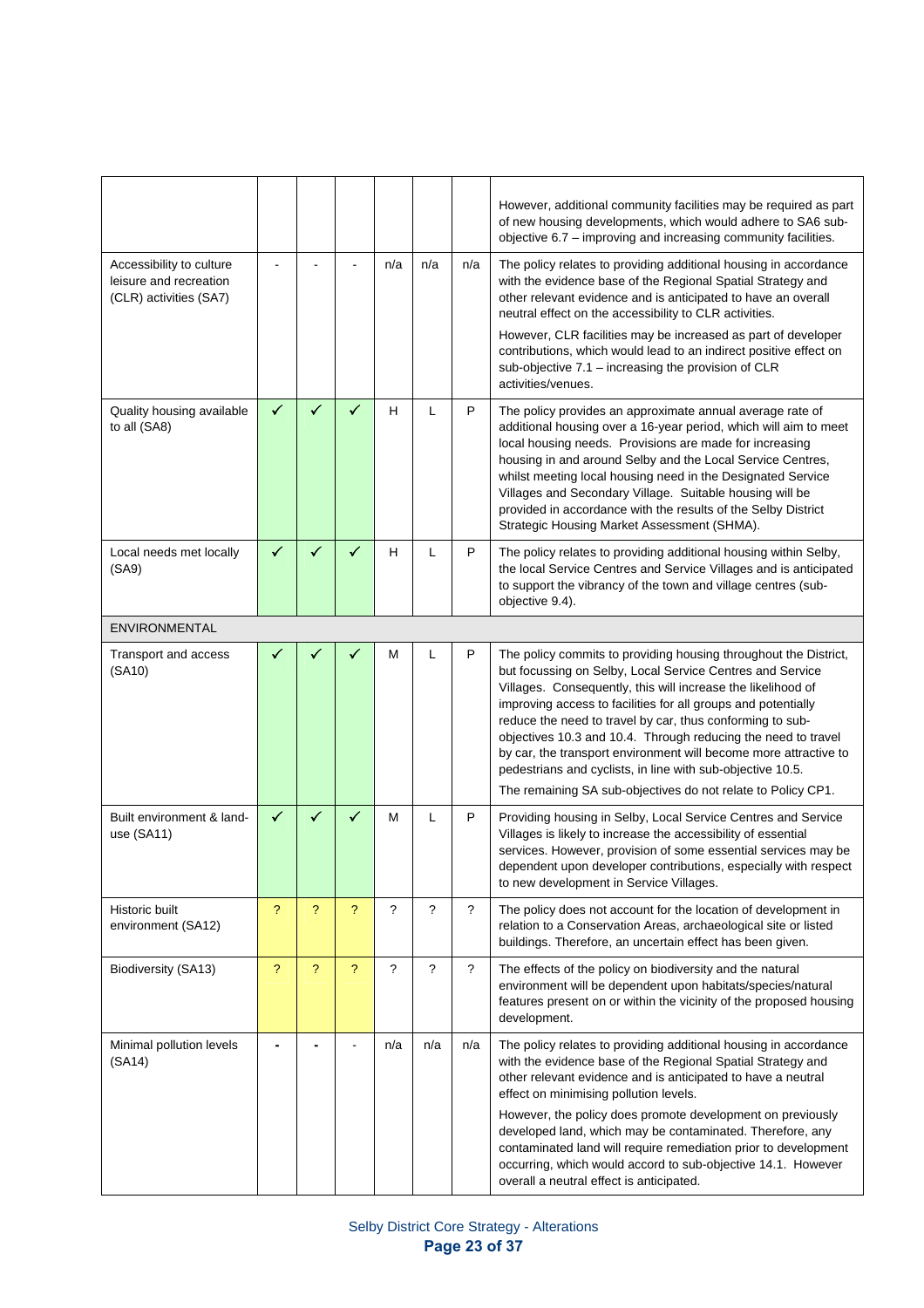| | | | | | | | |
|---|---|---|---|---|---|---|---|
| | | | | | | | However, additional community facilities may be required as part of new housing developments, which would adhere to SA6 sub-objective 6.7 – improving and increasing community facilities. |
| Accessibility to culture leisure and recreation (CLR) activities (SA7) | - | - | - | n/a | n/a | n/a | The policy relates to providing additional housing in accordance with the evidence base of the Regional Spatial Strategy and other relevant evidence and is anticipated to have an overall neutral effect on the accessibility to CLR activities.<br><br>However, CLR facilities may be increased as part of developer contributions, which would lead to an indirect positive effect on sub-objective 7.1 – increasing the provision of CLR activities/venues. |
| Quality housing available to all (SA8) | ✓ | ✓ | ✓ | H | L | P | The policy provides an approximate annual average rate of additional housing over a 16-year period, which will aim to meet local housing needs. Provisions are made for increasing housing in and around Selby and the Local Service Centres, whilst meeting local housing need in the Designated Service Villages and Secondary Village. Suitable housing will be provided in accordance with the results of the Selby District Strategic Housing Market Assessment (SHMA). |
| Local needs met locally (SA9) | ✓ | ✓ | ✓ | H | L | P | The policy relates to providing additional housing within Selby, the local Service Centres and Service Villages and is anticipated to support the vibrancy of the town and village centres (sub-objective 9.4). |
| ENVIRONMENTAL | | | | | | | |
| Transport and access (SA10) | ✓ | ✓ | ✓ | M | L | P | The policy commits to providing housing throughout the District, but focussing on Selby, Local Service Centres and Service Villages. Consequently, this will increase the likelihood of improving access to facilities for all groups and potentially reduce the need to travel by car, thus conforming to sub-objectives 10.3 and 10.4. Through reducing the need to travel by car, the transport environment will become more attractive to pedestrians and cyclists, in line with sub-objective 10.5.<br><br>The remaining SA sub-objectives do not relate to Policy CP1. |
| Built environment & land-use (SA11) | ✓ | ✓ | ✓ | M | L | P | Providing housing in Selby, Local Service Centres and Service Villages is likely to increase the accessibility of essential services. However, provision of some essential services may be dependent upon developer contributions, especially with respect to new development in Service Villages. |
| Historic built environment (SA12) | ? | ? | ? | ? | ? | ? | The policy does not account for the location of development in relation to a Conservation Areas, archaeological site or listed buildings. Therefore, an uncertain effect has been given. |
| Biodiversity (SA13) | ? | ? | ? | ? | ? | ? | The effects of the policy on biodiversity and the natural environment will be dependent upon habitats/species/natural features present on or within the vicinity of the proposed housing development. |
| Minimal pollution levels (SA14) | - | - | - | n/a | n/a | n/a | The policy relates to providing additional housing in accordance with the evidence base of the Regional Spatial Strategy and other relevant evidence and is anticipated to have a neutral effect on minimising pollution levels.<br><br>However, the policy does promote development on previously developed land, which may be contaminated. Therefore, any contaminated land will require remediation prior to development occurring, which would accord to sub-objective 14.1. However overall a neutral effect is anticipated. |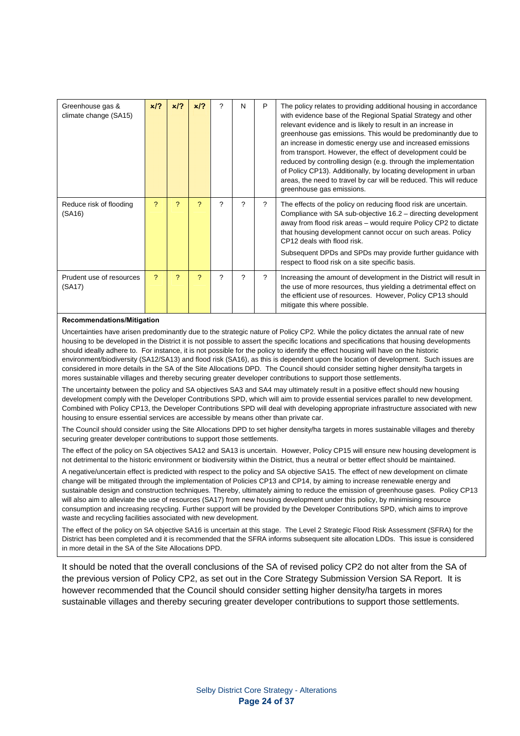| Greenhouse gas & climate change (SA15) | x/? | x/? | x/? | ? | N | P | The policy relates to providing additional housing in accordance with evidence base of the Regional Spatial Strategy and other relevant evidence and is likely to result in an increase in greenhouse gas emissions. This would be predominantly due to an increase in domestic energy use and increased emissions from transport. However, the effect of development could be reduced by controlling design (e.g. through the implementation of Policy CP13). Additionally, by locating development in urban areas, the need to travel by car will be reduced. This will reduce greenhouse gas emissions. |
|---|---|---|---|---|---|---|---|
| Reduce risk of flooding (SA16) | ? | ? | ? | ? | ? | ? | The effects of the policy on reducing flood risk are uncertain. Compliance with SA sub-objective 16.2 – directing development away from flood risk areas – would require Policy CP2 to dictate that housing development cannot occur on such areas. Policy CP12 deals with flood risk. Subsequent DPDs and SPDs may provide further guidance with respect to flood risk on a site specific basis. |
| Prudent use of resources (SA17) | ? | ? | ? | ? | ? | ? | Increasing the amount of development in the District will result in the use of more resources, thus yielding a detrimental effect on the efficient use of resources. However, Policy CP13 should mitigate this where possible. |

**Recommendations/Mitigation**

Uncertainties have arisen predominantly due to the strategic nature of Policy CP2. While the policy dictates the annual rate of new housing to be developed in the District it is not possible to assert the specific locations and specifications that housing developments should ideally adhere to. For instance, it is not possible for the policy to identify the effect housing will have on the historic environment/biodiversity (SA12/SA13) and flood risk (SA16), as this is dependent upon the location of development. Such issues are considered in more details in the SA of the Site Allocations DPD. The Council should consider setting higher density/ha targets in mores sustainable villages and thereby securing greater developer contributions to support those settlements.

The uncertainty between the policy and SA objectives SA3 and SA4 may ultimately result in a positive effect should new housing development comply with the Developer Contributions SPD, which will aim to provide essential services parallel to new development. Combined with Policy CP13, the Developer Contributions SPD will deal with developing appropriate infrastructure associated with new housing to ensure essential services are accessible by means other than private car.

The Council should consider using the Site Allocations DPD to set higher density/ha targets in mores sustainable villages and thereby securing greater developer contributions to support those settlements.

The effect of the policy on SA objectives SA12 and SA13 is uncertain. However, Policy CP15 will ensure new housing development is not detrimental to the historic environment or biodiversity within the District, thus a neutral or better effect should be maintained.

A negative/uncertain effect is predicted with respect to the policy and SA objective SA15. The effect of new development on climate change will be mitigated through the implementation of Policies CP13 and CP14, by aiming to increase renewable energy and sustainable design and construction techniques. Thereby, ultimately aiming to reduce the emission of greenhouse gases. Policy CP13 will also aim to alleviate the use of resources (SA17) from new housing development under this policy, by minimising resource consumption and increasing recycling. Further support will be provided by the Developer Contributions SPD, which aims to improve waste and recycling facilities associated with new development.

The effect of the policy on SA objective SA16 is uncertain at this stage. The Level 2 Strategic Flood Risk Assessment (SFRA) for the District has been completed and it is recommended that the SFRA informs subsequent site allocation LDDs. This issue is considered in more detail in the SA of the Site Allocations DPD.

It should be noted that the overall conclusions of the SA of revised policy CP2 do not alter from the SA of the previous version of Policy CP2, as set out in the Core Strategy Submission Version SA Report. It is however recommended that the Council should consider setting higher density/ha targets in mores sustainable villages and thereby securing greater developer contributions to support those settlements.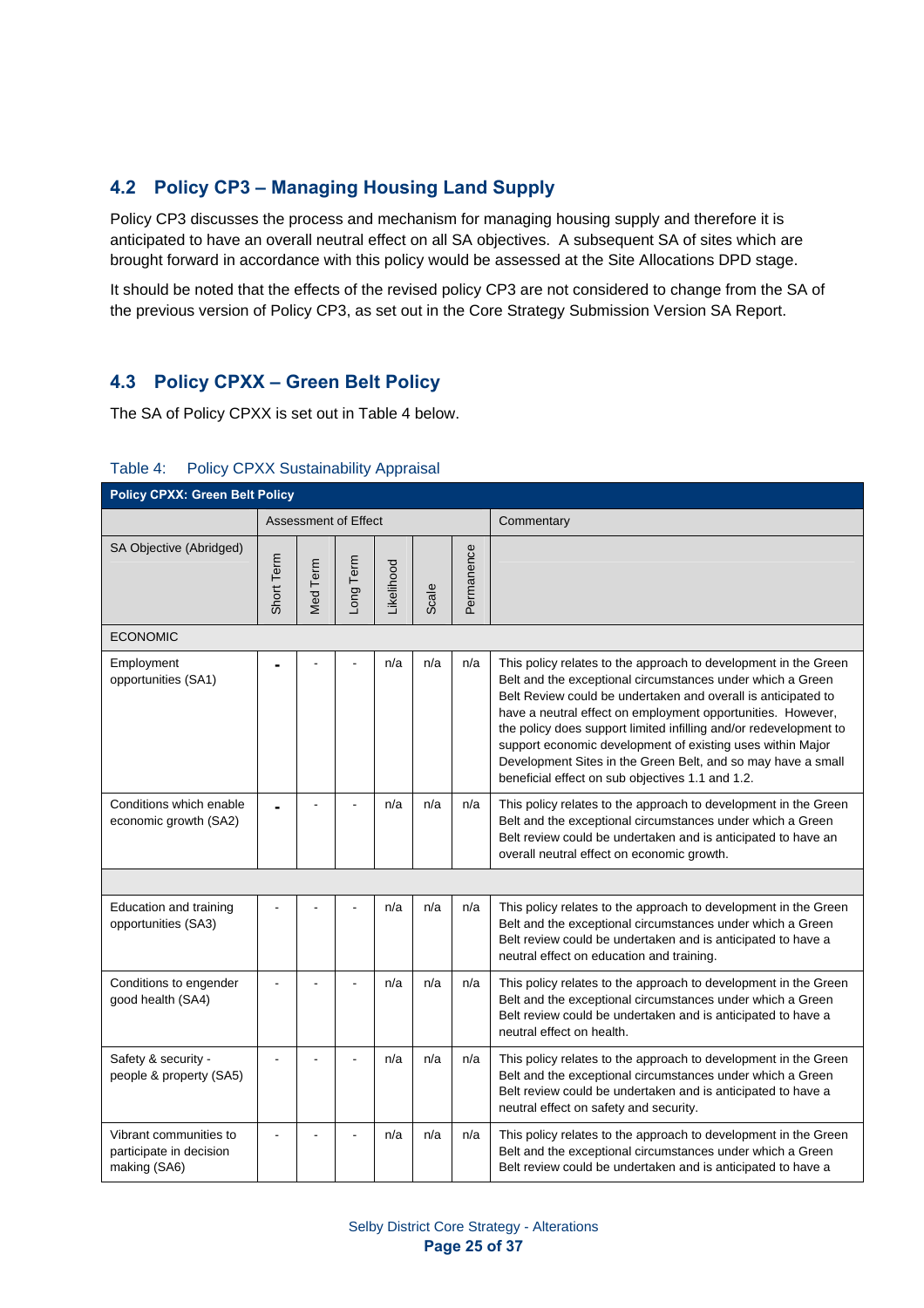## 4.2 Policy CP3 – Managing Housing Land Supply

Policy CP3 discusses the process and mechanism for managing housing supply and therefore it is anticipated to have an overall neutral effect on all SA objectives. A subsequent SA of sites which are brought forward in accordance with this policy would be assessed at the Site Allocations DPD stage.

It should be noted that the effects of the revised policy CP3 are not considered to change from the SA of the previous version of Policy CP3, as set out in the Core Strategy Submission Version SA Report.

## 4.3 Policy CPXX – Green Belt Policy

The SA of Policy CPXX is set out in Table 4 below.

Table 4: Policy CPXX Sustainability Appraisal

| Policy CPXX: Green Belt Policy | | | | | | | |
|---|---|---|---|---|---|---|---|
| | Assessment of Effect | | | | | | Commentary |
| SA Objective (Abridged) | Short Term | Med Term | Long Term | Likelihood | Scale | Permanence | |
| ECONOMIC | | | | | | | |
| Employment opportunities (SA1) | - | - | - | n/a | n/a | n/a | This policy relates to the approach to development in the Green Belt and the exceptional circumstances under which a Green Belt Review could be undertaken and overall is anticipated to have a neutral effect on employment opportunities. However, the policy does support limited infilling and/or redevelopment to support economic development of existing uses within Major Development Sites in the Green Belt, and so may have a small beneficial effect on sub objectives 1.1 and 1.2. |
| Conditions which enable economic growth (SA2) | - | - | - | n/a | n/a | n/a | This policy relates to the approach to development in the Green Belt and the exceptional circumstances under which a Green Belt review could be undertaken and is anticipated to have an overall neutral effect on economic growth. |
| | | | | | | | |
| Education and training opportunities (SA3) | - | - | - | n/a | n/a | n/a | This policy relates to the approach to development in the Green Belt and the exceptional circumstances under which a Green Belt review could be undertaken and is anticipated to have a neutral effect on education and training. |
| Conditions to engender good health (SA4) | - | - | - | n/a | n/a | n/a | This policy relates to the approach to development in the Green Belt and the exceptional circumstances under which a Green Belt review could be undertaken and is anticipated to have a neutral effect on health. |
| Safety & security - people & property (SA5) | - | - | - | n/a | n/a | n/a | This policy relates to the approach to development in the Green Belt and the exceptional circumstances under which a Green Belt review could be undertaken and is anticipated to have a neutral effect on safety and security. |
| Vibrant communities to participate in decision making (SA6) | - | - | - | n/a | n/a | n/a | This policy relates to the approach to development in the Green Belt and the exceptional circumstances under which a Green Belt review could be undertaken and is anticipated to have a |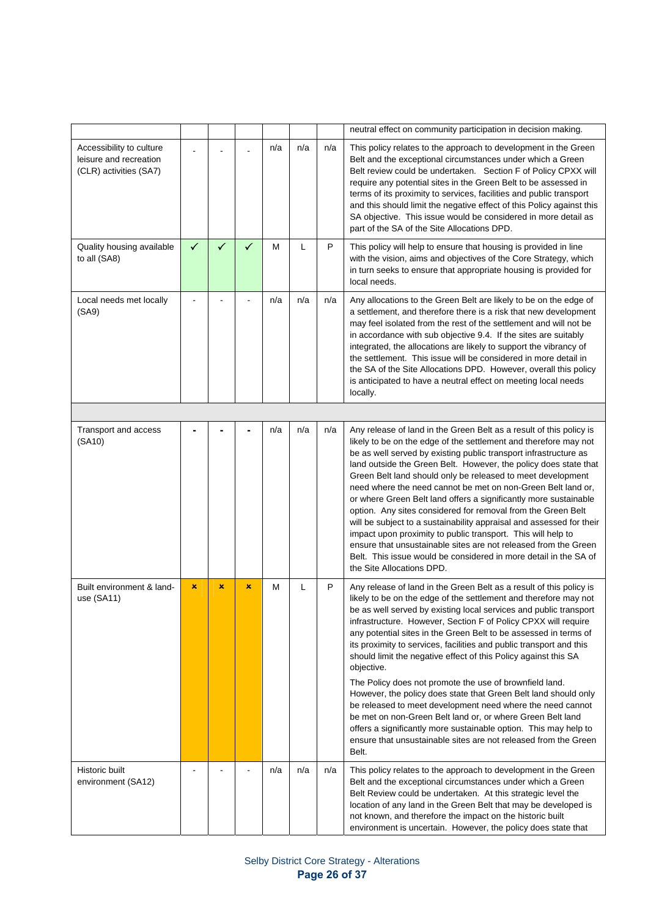| | | | | | | | |
|---|---|---|---|---|---|---|---|
| | | | | | | | neutral effect on community participation in decision making. |
| Accessibility to culture leisure and recreation (CLR) activities (SA7) | - | - | - | n/a | n/a | n/a | This policy relates to the approach to development in the Green Belt and the exceptional circumstances under which a Green Belt review could be undertaken. Section F of Policy CPXX will require any potential sites in the Green Belt to be assessed in terms of its proximity to services, facilities and public transport and this should limit the negative effect of this Policy against this SA objective. This issue would be considered in more detail as part of the SA of the Site Allocations DPD. |
| Quality housing available to all (SA8) | ✓ | ✓ | ✓ | M | L | P | This policy will help to ensure that housing is provided in line with the vision, aims and objectives of the Core Strategy, which in turn seeks to ensure that appropriate housing is provided for local needs. |
| Local needs met locally (SA9) | - | - | - | n/a | n/a | n/a | Any allocations to the Green Belt are likely to be on the edge of a settlement, and therefore there is a risk that new development may feel isolated from the rest of the settlement and will not be in accordance with sub objective 9.4. If the sites are suitably integrated, the allocations are likely to support the vibrancy of the settlement. This issue will be considered in more detail in the SA of the Site Allocations DPD. However, overall this policy is anticipated to have a neutral effect on meeting local needs locally. |
| | | | | | | | |
| Transport and access (SA10) | - | - | - | n/a | n/a | n/a | Any release of land in the Green Belt as a result of this policy is likely to be on the edge of the settlement and therefore may not be as well served by existing public transport infrastructure as land outside the Green Belt. However, the policy does state that Green Belt land should only be released to meet development need where the need cannot be met on non-Green Belt land or, or where Green Belt land offers a significantly more sustainable option. Any sites considered for removal from the Green Belt will be subject to a sustainability appraisal and assessed for their impact upon proximity to public transport. This will help to ensure that unsustainable sites are not released from the Green Belt. This issue would be considered in more detail in the SA of the Site Allocations DPD. |
| Built environment & land-use (SA11) | × | × | × | M | L | P | Any release of land in the Green Belt as a result of this policy is likely to be on the edge of the settlement and therefore may not be as well served by existing local services and public transport infrastructure. However, Section F of Policy CPXX will require any potential sites in the Green Belt to be assessed in terms of its proximity to services, facilities and public transport and this should limit the negative effect of this Policy against this SA objective.<br><br>The Policy does not promote the use of brownfield land. However, the policy does state that Green Belt land should only be released to meet development need where the need cannot be met on non-Green Belt land or, or where Green Belt land offers a significantly more sustainable option. This may help to ensure that unsustainable sites are not released from the Green Belt. |
| Historic built environment (SA12) | - | - | - | n/a | n/a | n/a | This policy relates to the approach to development in the Green Belt and the exceptional circumstances under which a Green Belt Review could be undertaken. At this strategic level the location of any land in the Green Belt that may be developed is not known, and therefore the impact on the historic built environment is uncertain. However, the policy does state that |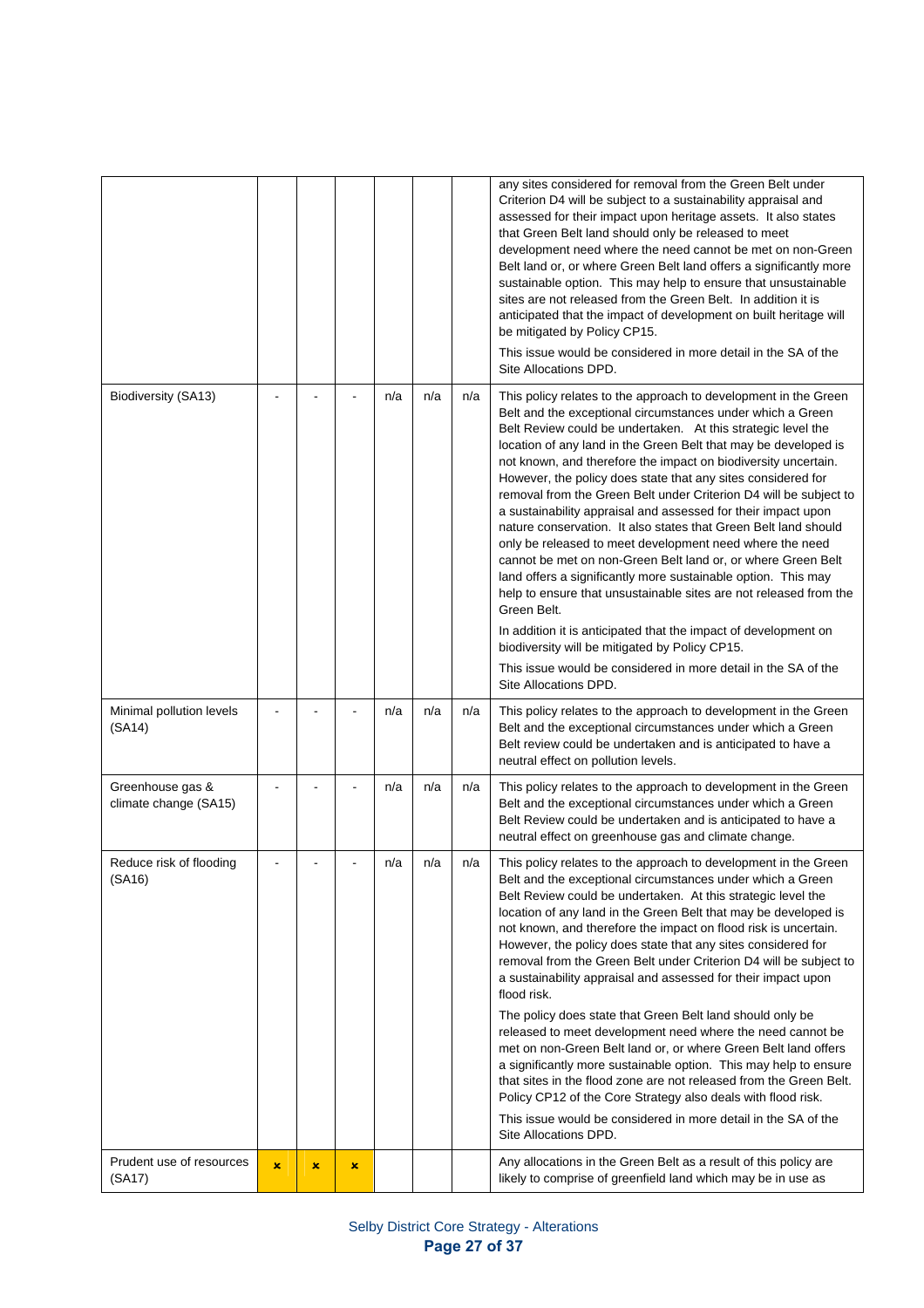| | | | | | | | |
|---|---|---|---|---|---|---|---|
| | | | | | | | any sites considered for removal from the Green Belt under Criterion D4 will be subject to a sustainability appraisal and assessed for their impact upon heritage assets. It also states that Green Belt land should only be released to meet development need where the need cannot be met on non-Green Belt land or, or where Green Belt land offers a significantly more sustainable option. This may help to ensure that unsustainable sites are not released from the Green Belt. In addition it is anticipated that the impact of development on built heritage will be mitigated by Policy CP15.<br><br>This issue would be considered in more detail in the SA of the Site Allocations DPD. |
| Biodiversity (SA13) | - | - | - | n/a | n/a | n/a | This policy relates to the approach to development in the Green Belt and the exceptional circumstances under which a Green Belt Review could be undertaken. At this strategic level the location of any land in the Green Belt that may be developed is not known, and therefore the impact on biodiversity uncertain. However, the policy does state that any sites considered for removal from the Green Belt under Criterion D4 will be subject to a sustainability appraisal and assessed for their impact upon nature conservation. It also states that Green Belt land should only be released to meet development need where the need cannot be met on non-Green Belt land or, or where Green Belt land offers a significantly more sustainable option. This may help to ensure that unsustainable sites are not released from the Green Belt.<br><br>In addition it is anticipated that the impact of development on biodiversity will be mitigated by Policy CP15.<br><br>This issue would be considered in more detail in the SA of the Site Allocations DPD. |
| Minimal pollution levels (SA14) | - | - | - | n/a | n/a | n/a | This policy relates to the approach to development in the Green Belt and the exceptional circumstances under which a Green Belt review could be undertaken and is anticipated to have a neutral effect on pollution levels. |
| Greenhouse gas & climate change (SA15) | - | - | - | n/a | n/a | n/a | This policy relates to the approach to development in the Green Belt and the exceptional circumstances under which a Green Belt Review could be undertaken and is anticipated to have a neutral effect on greenhouse gas and climate change. |
| Reduce risk of flooding (SA16) | - | - | - | n/a | n/a | n/a | This policy relates to the approach to development in the Green Belt and the exceptional circumstances under which a Green Belt Review could be undertaken. At this strategic level the location of any land in the Green Belt that may be developed is not known, and therefore the impact on flood risk is uncertain. However, the policy does state that any sites considered for removal from the Green Belt under Criterion D4 will be subject to a sustainability appraisal and assessed for their impact upon flood risk.<br><br>The policy does state that Green Belt land should only be released to meet development need where the need cannot be met on non-Green Belt land or, or where Green Belt land offers a significantly more sustainable option. This may help to ensure that sites in the flood zone are not released from the Green Belt. Policy CP12 of the Core Strategy also deals with flood risk.<br><br>This issue would be considered in more detail in the SA of the Site Allocations DPD. |
| Prudent use of resources (SA17) | x | x | x | | | | Any allocations in the Green Belt as a result of this policy are likely to comprise of greenfield land which may be in use as |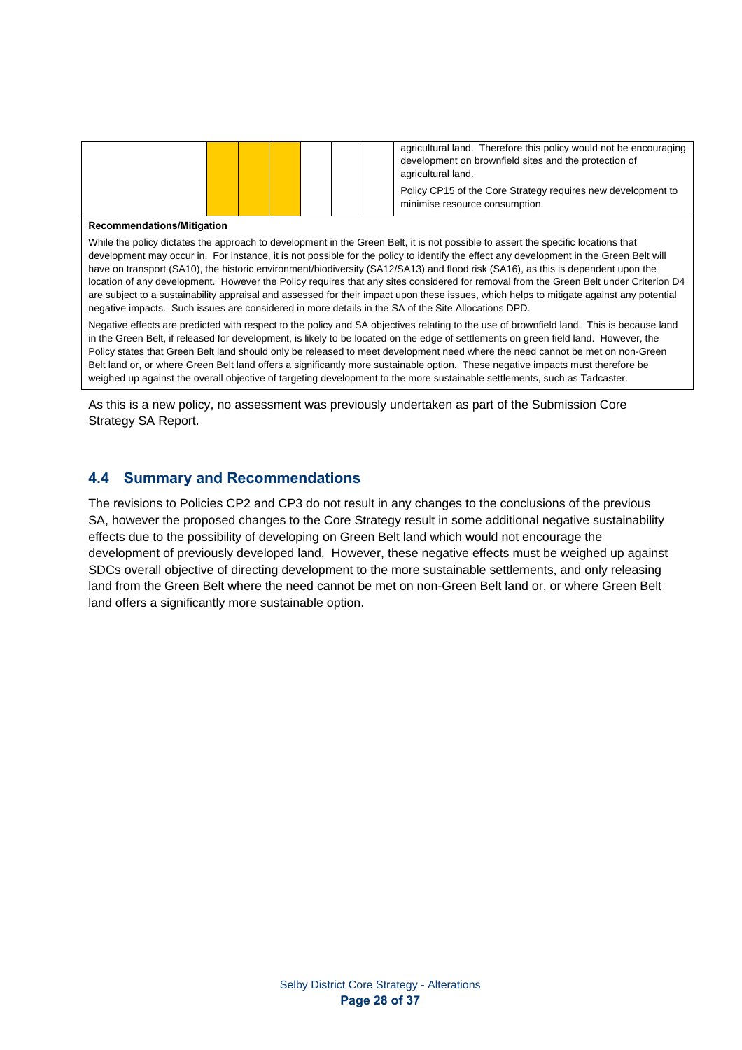|  |  |  |  |  |  |  | agricultural land. Therefore this policy would not be encouraging development on brownfield sites and the protection of agricultural land.<br><br>Policy CP15 of the Core Strategy requires new development to minimise resource consumption. |
|---|---|---|---|---|---|---|---|

**Recommendations/Mitigation**

While the policy dictates the approach to development in the Green Belt, it is not possible to assert the specific locations that development may occur in. For instance, it is not possible for the policy to identify the effect any development in the Green Belt will have on transport (SA10), the historic environment/biodiversity (SA12/SA13) and flood risk (SA16), as this is dependent upon the location of any development. However the Policy requires that any sites considered for removal from the Green Belt under Criterion D4 are subject to a sustainability appraisal and assessed for their impact upon these issues, which helps to mitigate against any potential negative impacts. Such issues are considered in more details in the SA of the Site Allocations DPD.

Negative effects are predicted with respect to the policy and SA objectives relating to the use of brownfield land. This is because land in the Green Belt, if released for development, is likely to be located on the edge of settlements on green field land. However, the Policy states that Green Belt land should only be released to meet development need where the need cannot be met on non-Green Belt land or, or where Green Belt land offers a significantly more sustainable option. These negative impacts must therefore be weighed up against the overall objective of targeting development to the more sustainable settlements, such as Tadcaster.

As this is a new policy, no assessment was previously undertaken as part of the Submission Core Strategy SA Report.

## 4.4 Summary and Recommendations

The revisions to Policies CP2 and CP3 do not result in any changes to the conclusions of the previous SA, however the proposed changes to the Core Strategy result in some additional negative sustainability effects due to the possibility of developing on Green Belt land which would not encourage the development of previously developed land. However, these negative effects must be weighed up against SDCs overall objective of directing development to the more sustainable settlements, and only releasing land from the Green Belt where the need cannot be met on non-Green Belt land or, or where Green Belt land offers a significantly more sustainable option.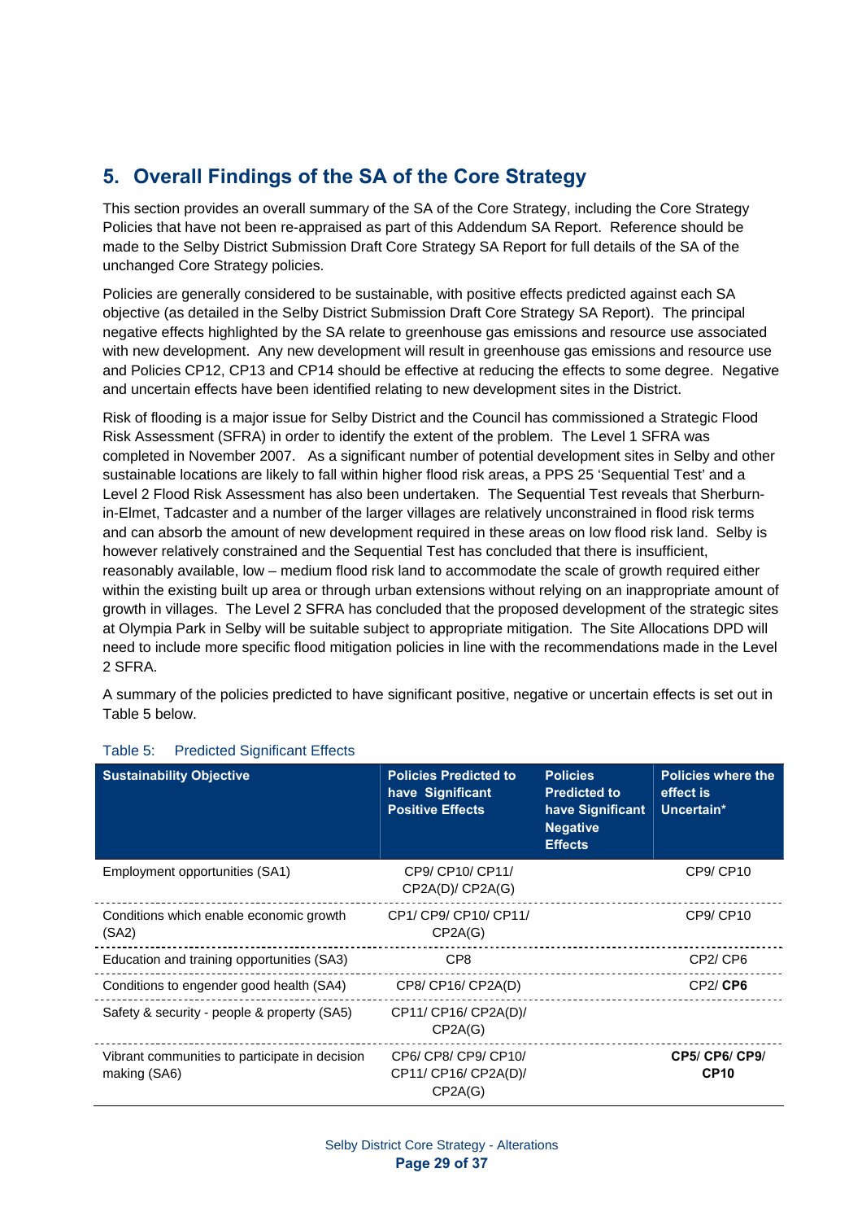## 5. Overall Findings of the SA of the Core Strategy

This section provides an overall summary of the SA of the Core Strategy, including the Core Strategy Policies that have not been re-appraised as part of this Addendum SA Report. Reference should be made to the Selby District Submission Draft Core Strategy SA Report for full details of the SA of the unchanged Core Strategy policies.

Policies are generally considered to be sustainable, with positive effects predicted against each SA objective (as detailed in the Selby District Submission Draft Core Strategy SA Report). The principal negative effects highlighted by the SA relate to greenhouse gas emissions and resource use associated with new development. Any new development will result in greenhouse gas emissions and resource use and Policies CP12, CP13 and CP14 should be effective at reducing the effects to some degree. Negative and uncertain effects have been identified relating to new development sites in the District.

Risk of flooding is a major issue for Selby District and the Council has commissioned a Strategic Flood Risk Assessment (SFRA) in order to identify the extent of the problem. The Level 1 SFRA was completed in November 2007. As a significant number of potential development sites in Selby and other sustainable locations are likely to fall within higher flood risk areas, a PPS 25 'Sequential Test' and a Level 2 Flood Risk Assessment has also been undertaken. The Sequential Test reveals that Sherburn-in-Elmet, Tadcaster and a number of the larger villages are relatively unconstrained in flood risk terms and can absorb the amount of new development required in these areas on low flood risk land. Selby is however relatively constrained and the Sequential Test has concluded that there is insufficient, reasonably available, low – medium flood risk land to accommodate the scale of growth required either within the existing built up area or through urban extensions without relying on an inappropriate amount of growth in villages. The Level 2 SFRA has concluded that the proposed development of the strategic sites at Olympia Park in Selby will be suitable subject to appropriate mitigation. The Site Allocations DPD will need to include more specific flood mitigation policies in line with the recommendations made in the Level 2 SFRA.

A summary of the policies predicted to have significant positive, negative or uncertain effects is set out in Table 5 below.

Table 5: Predicted Significant Effects

| Sustainability Objective | Policies Predicted to have Significant Positive Effects | Policies Predicted to have Significant Negative Effects | Policies where the effect is Uncertain* |
|---|---|---|---|
| Employment opportunities (SA1) | CP9/ CP10/ CP11/ CP2A(D)/ CP2A(G) | | CP9/ CP10 |
| Conditions which enable economic growth (SA2) | CP1/ CP9/ CP10/ CP11/ CP2A(G) | | CP9/ CP10 |
| Education and training opportunities (SA3) | CP8 | | CP2/ CP6 |
| Conditions to engender good health (SA4) | CP8/ CP16/ CP2A(D) | | CP2/ **CP6** |
| Safety & security - people & property (SA5) | CP11/ CP16/ CP2A(D)/ CP2A(G) | | |
| Vibrant communities to participate in decision making (SA6) | CP6/ CP8/ CP9/ CP10/ CP11/ CP16/ CP2A(D)/ CP2A(G) | | **CP5**/ **CP6**/ **CP9**/ **CP10** |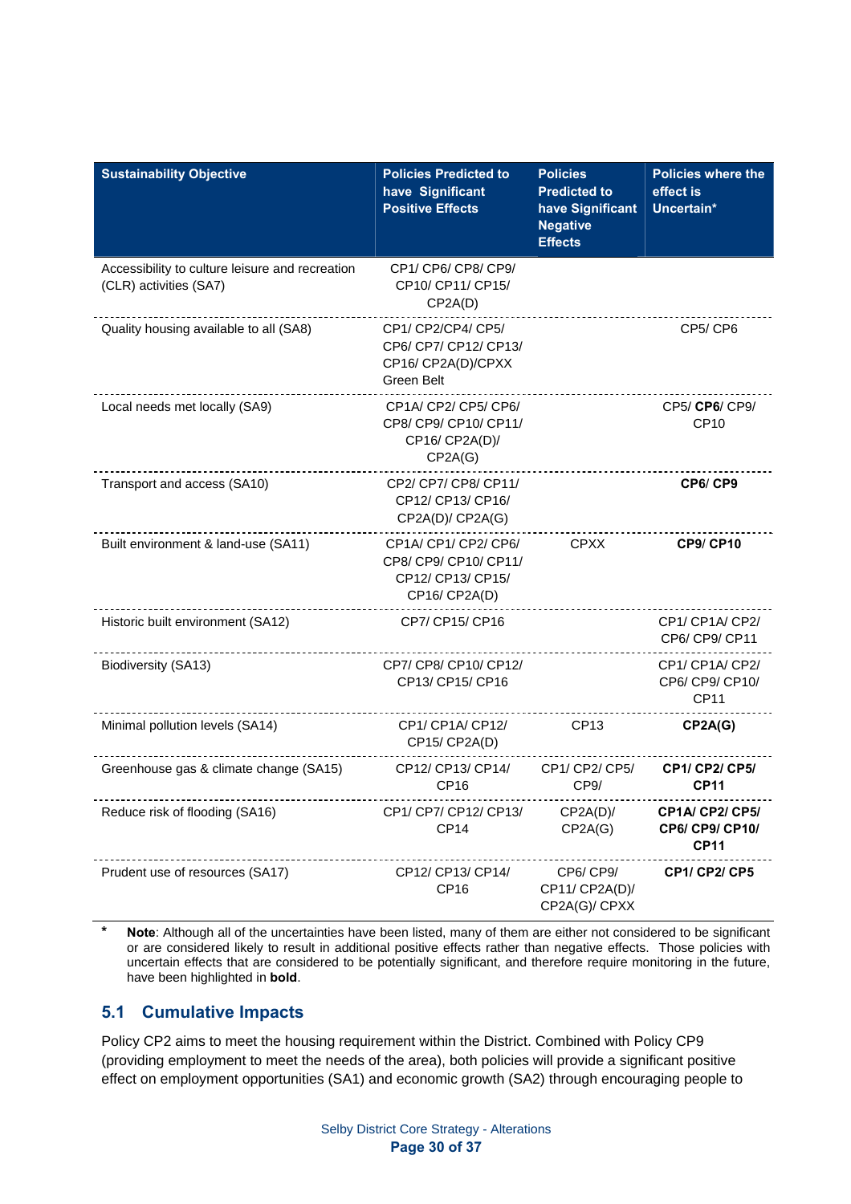| Sustainability Objective | Policies Predicted to have Significant Positive Effects | Policies Predicted to have Significant Negative Effects | Policies where the effect is Uncertain* |
|---|---|---|---|
| Accessibility to culture leisure and recreation (CLR) activities (SA7) | CP1/ CP6/ CP8/ CP9/ CP10/ CP11/ CP15/ CP2A(D) | | |
| Quality housing available to all (SA8) | CP1/ CP2/CP4/ CP5/ CP6/ CP7/ CP12/ CP13/ CP16/ CP2A(D)/CPXX Green Belt | | CP5/ CP6 |
| Local needs met locally (SA9) | CP1A/ CP2/ CP5/ CP6/ CP8/ CP9/ CP10/ CP11/ CP16/ CP2A(D)/ CP2A(G) | | CP5/ **CP6**/ CP9/ CP10 |
| Transport and access (SA10) | CP2/ CP7/ CP8/ CP11/ CP12/ CP13/ CP16/ CP2A(D)/ CP2A(G) | | **CP6**/ **CP9** |
| Built environment & land-use (SA11) | CP1A/ CP1/ CP2/ CP6/ CP8/ CP9/ CP10/ CP11/ CP12/ CP13/ CP15/ CP16/ CP2A(D) | CPXX | **CP9**/ **CP10** |
| Historic built environment (SA12) | CP7/ CP15/ CP16 | | CP1/ CP1A/ CP2/ CP6/ CP9/ CP11 |
| Biodiversity (SA13) | CP7/ CP8/ CP10/ CP12/ CP13/ CP15/ CP16 | | CP1/ CP1A/ CP2/ CP6/ CP9/ CP10/ CP11 |
| Minimal pollution levels (SA14) | CP1/ CP1A/ CP12/ CP15/ CP2A(D) | CP13 | **CP2A(G)** |
| Greenhouse gas & climate change (SA15) | CP12/ CP13/ CP14/ CP16 | CP1/ CP2/ CP5/ CP9/ | **CP1**/ **CP2**/ **CP5**/ **CP11** |
| Reduce risk of flooding (SA16) | CP1/ CP7/ CP12/ CP13/ CP14 | CP2A(D)/ CP2A(G) | **CP1A**/ **CP2**/ **CP5**/ **CP6**/ **CP9**/ **CP10**/ **CP11** |
| Prudent use of resources (SA17) | CP12/ CP13/ CP14/ CP16 | CP6/ CP9/ CP11/ CP2A(D)/ CP2A(G)/ CPXX | **CP1**/ **CP2**/ **CP5** |

\* **Note**: Although all of the uncertainties have been listed, many of them are either not considered to be significant or are considered likely to result in additional positive effects rather than negative effects. Those policies with uncertain effects that are considered to be potentially significant, and therefore require monitoring in the future, have been highlighted in **bold**.

## 5.1 Cumulative Impacts

Policy CP2 aims to meet the housing requirement within the District. Combined with Policy CP9 (providing employment to meet the needs of the area), both policies will provide a significant positive effect on employment opportunities (SA1) and economic growth (SA2) through encouraging people to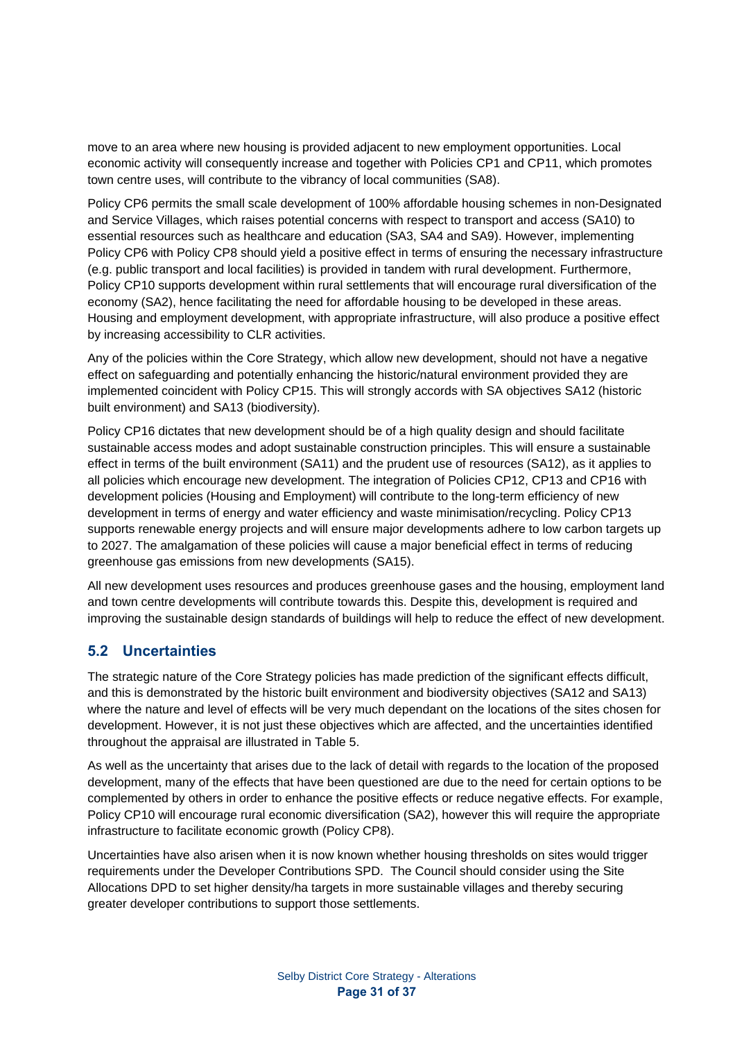move to an area where new housing is provided adjacent to new employment opportunities. Local economic activity will consequently increase and together with Policies CP1 and CP11, which promotes town centre uses, will contribute to the vibrancy of local communities (SA8).

Policy CP6 permits the small scale development of 100% affordable housing schemes in non-Designated and Service Villages, which raises potential concerns with respect to transport and access (SA10) to essential resources such as healthcare and education (SA3, SA4 and SA9). However, implementing Policy CP6 with Policy CP8 should yield a positive effect in terms of ensuring the necessary infrastructure (e.g. public transport and local facilities) is provided in tandem with rural development. Furthermore, Policy CP10 supports development within rural settlements that will encourage rural diversification of the economy (SA2), hence facilitating the need for affordable housing to be developed in these areas. Housing and employment development, with appropriate infrastructure, will also produce a positive effect by increasing accessibility to CLR activities.

Any of the policies within the Core Strategy, which allow new development, should not have a negative effect on safeguarding and potentially enhancing the historic/natural environment provided they are implemented coincident with Policy CP15. This will strongly accords with SA objectives SA12 (historic built environment) and SA13 (biodiversity).

Policy CP16 dictates that new development should be of a high quality design and should facilitate sustainable access modes and adopt sustainable construction principles. This will ensure a sustainable effect in terms of the built environment (SA11) and the prudent use of resources (SA12), as it applies to all policies which encourage new development. The integration of Policies CP12, CP13 and CP16 with development policies (Housing and Employment) will contribute to the long-term efficiency of new development in terms of energy and water efficiency and waste minimisation/recycling. Policy CP13 supports renewable energy projects and will ensure major developments adhere to low carbon targets up to 2027. The amalgamation of these policies will cause a major beneficial effect in terms of reducing greenhouse gas emissions from new developments (SA15).

All new development uses resources and produces greenhouse gases and the housing, employment land and town centre developments will contribute towards this. Despite this, development is required and improving the sustainable design standards of buildings will help to reduce the effect of new development.

## 5.2 Uncertainties

The strategic nature of the Core Strategy policies has made prediction of the significant effects difficult, and this is demonstrated by the historic built environment and biodiversity objectives (SA12 and SA13) where the nature and level of effects will be very much dependant on the locations of the sites chosen for development. However, it is not just these objectives which are affected, and the uncertainties identified throughout the appraisal are illustrated in Table 5.

As well as the uncertainty that arises due to the lack of detail with regards to the location of the proposed development, many of the effects that have been questioned are due to the need for certain options to be complemented by others in order to enhance the positive effects or reduce negative effects. For example, Policy CP10 will encourage rural economic diversification (SA2), however this will require the appropriate infrastructure to facilitate economic growth (Policy CP8).

Uncertainties have also arisen when it is now known whether housing thresholds on sites would trigger requirements under the Developer Contributions SPD. The Council should consider using the Site Allocations DPD to set higher density/ha targets in more sustainable villages and thereby securing greater developer contributions to support those settlements.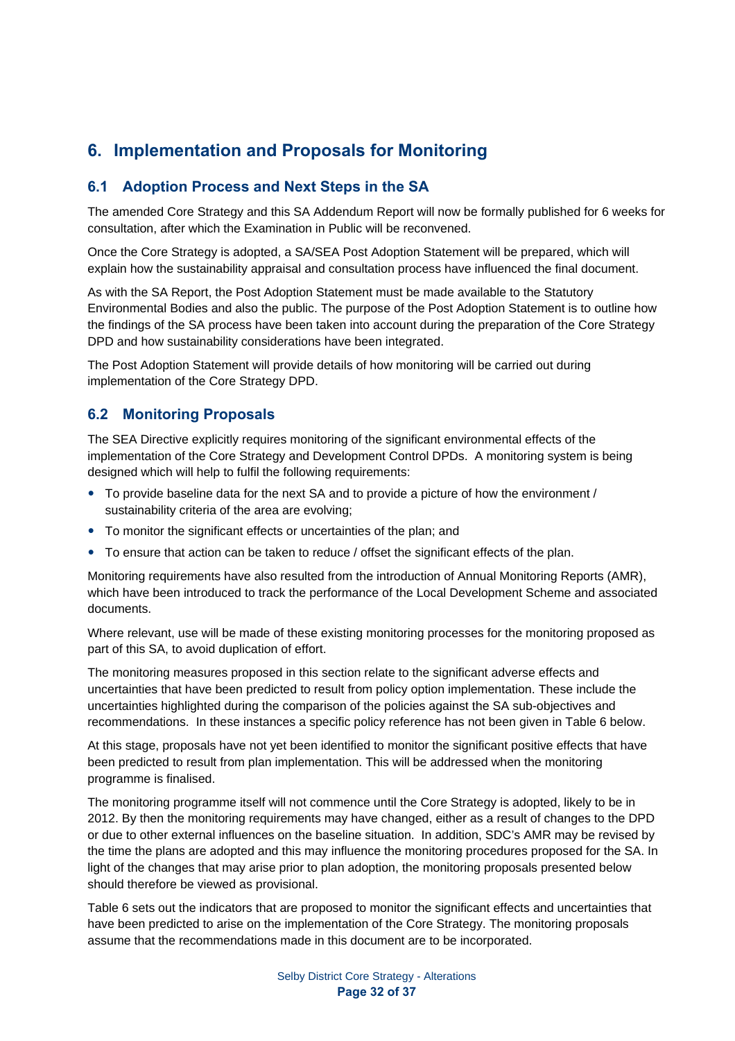# 6. Implementation and Proposals for Monitoring

## 6.1 Adoption Process and Next Steps in the SA

The amended Core Strategy and this SA Addendum Report will now be formally published for 6 weeks for consultation, after which the Examination in Public will be reconvened.

Once the Core Strategy is adopted, a SA/SEA Post Adoption Statement will be prepared, which will explain how the sustainability appraisal and consultation process have influenced the final document.

As with the SA Report, the Post Adoption Statement must be made available to the Statutory Environmental Bodies and also the public. The purpose of the Post Adoption Statement is to outline how the findings of the SA process have been taken into account during the preparation of the Core Strategy DPD and how sustainability considerations have been integrated.

The Post Adoption Statement will provide details of how monitoring will be carried out during implementation of the Core Strategy DPD.

## 6.2 Monitoring Proposals

The SEA Directive explicitly requires monitoring of the significant environmental effects of the implementation of the Core Strategy and Development Control DPDs. A monitoring system is being designed which will help to fulfil the following requirements:

- To provide baseline data for the next SA and to provide a picture of how the environment / sustainability criteria of the area are evolving;
- To monitor the significant effects or uncertainties of the plan; and
- To ensure that action can be taken to reduce / offset the significant effects of the plan.

Monitoring requirements have also resulted from the introduction of Annual Monitoring Reports (AMR), which have been introduced to track the performance of the Local Development Scheme and associated documents.

Where relevant, use will be made of these existing monitoring processes for the monitoring proposed as part of this SA, to avoid duplication of effort.

The monitoring measures proposed in this section relate to the significant adverse effects and uncertainties that have been predicted to result from policy option implementation. These include the uncertainties highlighted during the comparison of the policies against the SA sub-objectives and recommendations. In these instances a specific policy reference has not been given in Table 6 below.

At this stage, proposals have not yet been identified to monitor the significant positive effects that have been predicted to result from plan implementation. This will be addressed when the monitoring programme is finalised.

The monitoring programme itself will not commence until the Core Strategy is adopted, likely to be in 2012. By then the monitoring requirements may have changed, either as a result of changes to the DPD or due to other external influences on the baseline situation. In addition, SDC's AMR may be revised by the time the plans are adopted and this may influence the monitoring procedures proposed for the SA. In light of the changes that may arise prior to plan adoption, the monitoring proposals presented below should therefore be viewed as provisional.

Table 6 sets out the indicators that are proposed to monitor the significant effects and uncertainties that have been predicted to arise on the implementation of the Core Strategy. The monitoring proposals assume that the recommendations made in this document are to be incorporated.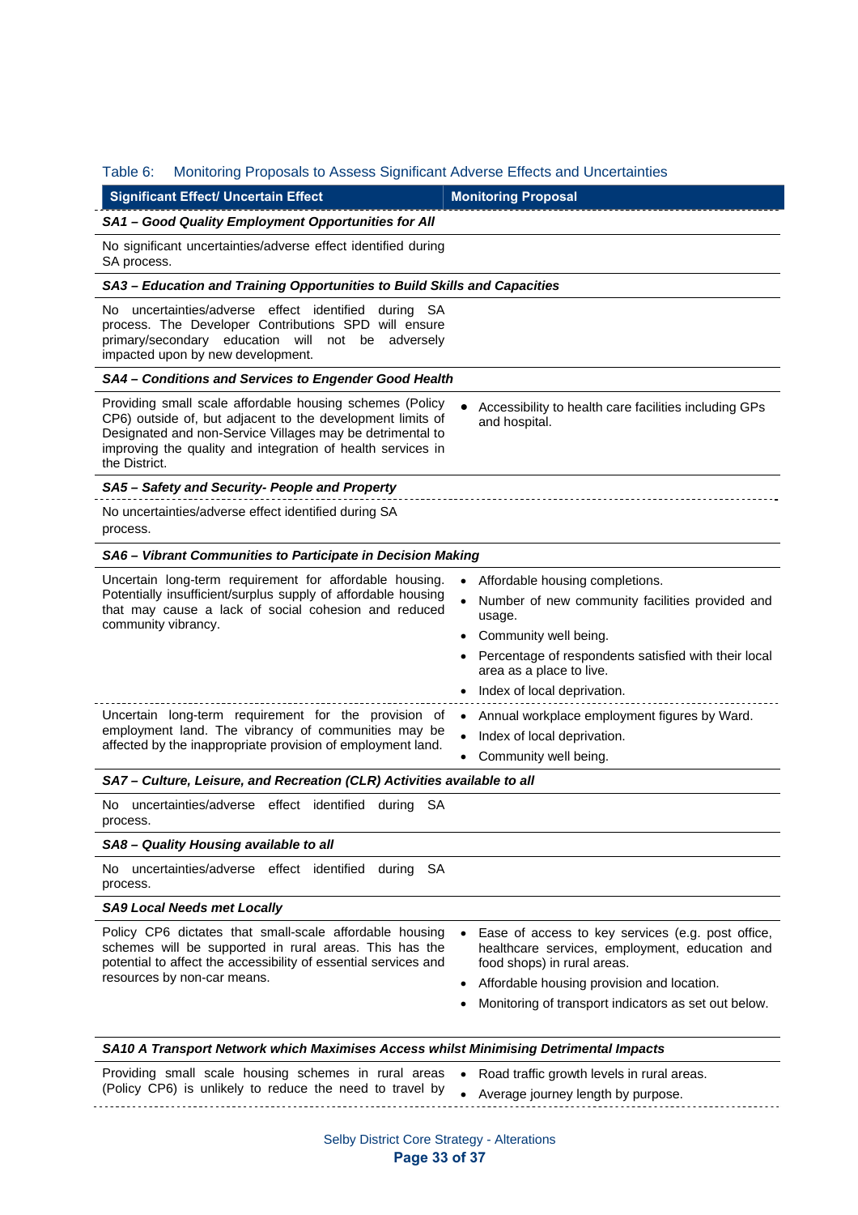Table 6: Monitoring Proposals to Assess Significant Adverse Effects and Uncertainties

| Significant Effect/ Uncertain Effect | Monitoring Proposal |
|---|---|
| ***SA1 – Good Quality Employment Opportunities for All*** | |
| No significant uncertainties/adverse effect identified during SA process. | |
| ***SA3 – Education and Training Opportunities to Build Skills and Capacities*** | |
| No uncertainties/adverse effect identified during SA process. The Developer Contributions SPD will ensure primary/secondary education will not be adversely impacted upon by new development. | |
| ***SA4 – Conditions and Services to Engender Good Health*** | |
| Providing small scale affordable housing schemes (Policy CP6) outside of, but adjacent to the development limits of Designated and non-Service Villages may be detrimental to improving the quality and integration of health services in the District. | • Accessibility to health care facilities including GPs and hospital. |
| ***SA5 – Safety and Security- People and Property*** | |
| No uncertainties/adverse effect identified during SA process. | |
| ***SA6 – Vibrant Communities to Participate in Decision Making*** | |
| Uncertain long-term requirement for affordable housing. Potentially insufficient/surplus supply of affordable housing that may cause a lack of social cohesion and reduced community vibrancy. | • Affordable housing completions.<br>• Number of new community facilities provided and usage.<br>• Community well being.<br>• Percentage of respondents satisfied with their local area as a place to live.<br>• Index of local deprivation. |
| Uncertain long-term requirement for the provision of employment land. The vibrancy of communities may be affected by the inappropriate provision of employment land. | • Annual workplace employment figures by Ward.<br>• Index of local deprivation.<br>• Community well being. |
| ***SA7 – Culture, Leisure, and Recreation (CLR) Activities available to all*** | |
| No uncertainties/adverse effect identified during SA process. | |
| ***SA8 – Quality Housing available to all*** | |
| No uncertainties/adverse effect identified during SA process. | |
| ***SA9 Local Needs met Locally*** | |
| Policy CP6 dictates that small-scale affordable housing schemes will be supported in rural areas. This has the potential to affect the accessibility of essential services and resources by non-car means. | • Ease of access to key services (e.g. post office, healthcare services, employment, education and food shops) in rural areas.<br>• Affordable housing provision and location.<br>• Monitoring of transport indicators as set out below. |
| ***SA10 A Transport Network which Maximises Access whilst Minimising Detrimental Impacts*** | |
| Providing small scale housing schemes in rural areas (Policy CP6) is unlikely to reduce the need to travel by | • Road traffic growth levels in rural areas.<br>• Average journey length by purpose. |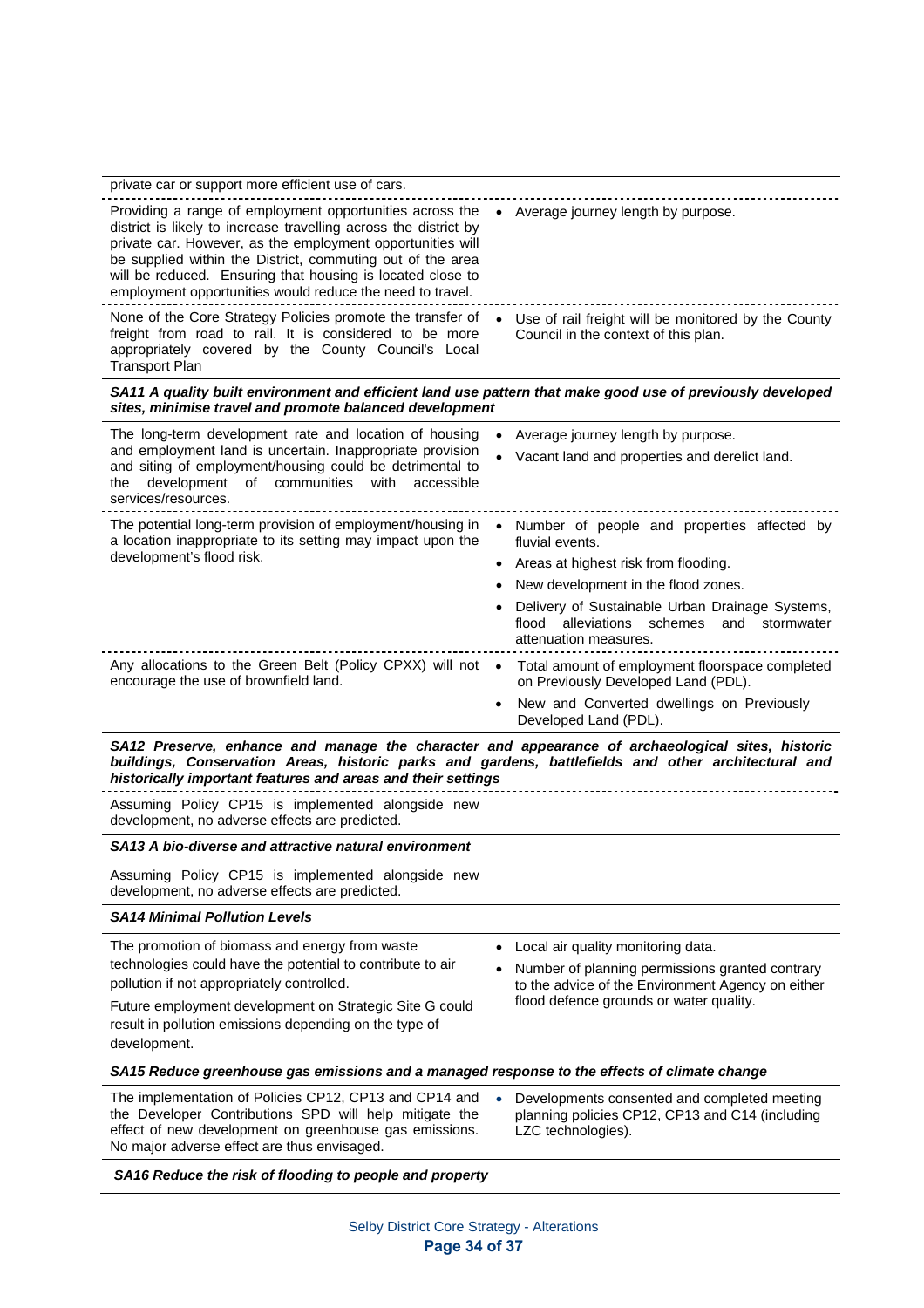| | |
|---|---|
| private car or support more efficient use of cars. | |
| Providing a range of employment opportunities across the district is likely to increase travelling across the district by private car. However, as the employment opportunities will be supplied within the District, commuting out of the area will be reduced. Ensuring that housing is located close to employment opportunities would reduce the need to travel. | • Average journey length by purpose. |
| None of the Core Strategy Policies promote the transfer of freight from road to rail. It is considered to be more appropriately covered by the County Council's Local Transport Plan | • Use of rail freight will be monitored by the County Council in the context of this plan. |
| ***SA11 A quality built environment and efficient land use pattern that make good use of previously developed sites, minimise travel and promote balanced development*** | |
| The long-term development rate and location of housing and employment land is uncertain. Inappropriate provision and siting of employment/housing could be detrimental to the development of communities with accessible services/resources. | • Average journey length by purpose.<br>• Vacant land and properties and derelict land. |
| The potential long-term provision of employment/housing in a location inappropriate to its setting may impact upon the development's flood risk. | • Number of people and properties affected by fluvial events.<br>• Areas at highest risk from flooding.<br>• New development in the flood zones.<br>• Delivery of Sustainable Urban Drainage Systems, flood alleviations schemes and stormwater attenuation measures. |
| Any allocations to the Green Belt (Policy CPXX) will not encourage the use of brownfield land. | • Total amount of employment floorspace completed on Previously Developed Land (PDL).<br>• New and Converted dwellings on Previously Developed Land (PDL). |
| ***SA12 Preserve, enhance and manage the character and appearance of archaeological sites, historic buildings, Conservation Areas, historic parks and gardens, battlefields and other architectural and historically important features and areas and their settings*** | |
| Assuming Policy CP15 is implemented alongside new development, no adverse effects are predicted. | |
| ***SA13 A bio-diverse and attractive natural environment*** | |
| Assuming Policy CP15 is implemented alongside new development, no adverse effects are predicted. | |
| ***SA14 Minimal Pollution Levels*** | |
| The promotion of biomass and energy from waste technologies could have the potential to contribute to air pollution if not appropriately controlled.<br>Future employment development on Strategic Site G could result in pollution emissions depending on the type of development. | • Local air quality monitoring data.<br>• Number of planning permissions granted contrary to the advice of the Environment Agency on either flood defence grounds or water quality. |
| ***SA15 Reduce greenhouse gas emissions and a managed response to the effects of climate change*** | |
| The implementation of Policies CP12, CP13 and CP14 and the Developer Contributions SPD will help mitigate the effect of new development on greenhouse gas emissions. No major adverse effect are thus envisaged. | • Developments consented and completed meeting planning policies CP12, CP13 and C14 (including LZC technologies). |
| ***SA16 Reduce the risk of flooding to people and property*** | |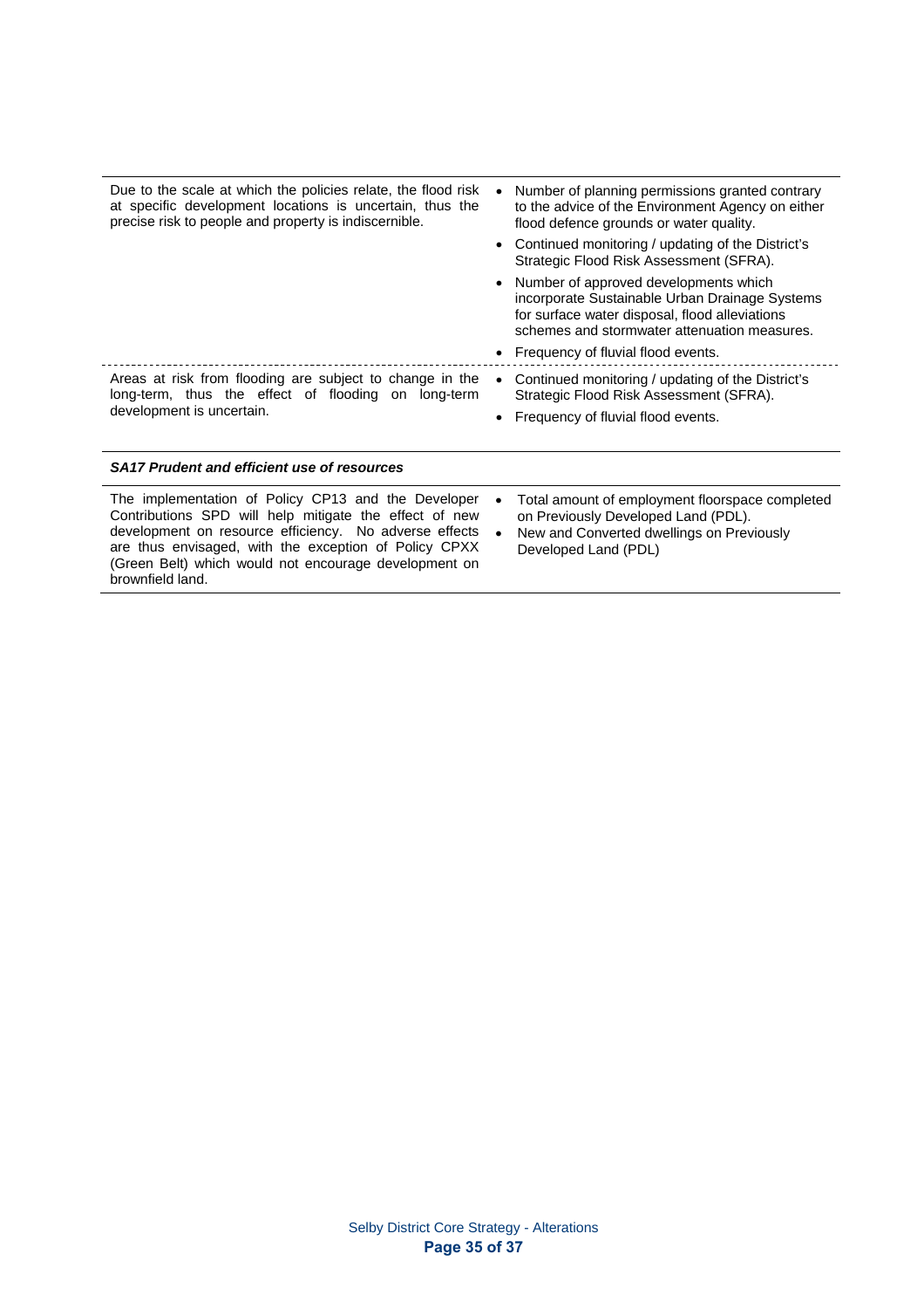| | |
|---|---|
| Due to the scale at which the policies relate, the flood risk at specific development locations is uncertain, thus the precise risk to people and property is indiscernible. | • Number of planning permissions granted contrary to the advice of the Environment Agency on either flood defence grounds or water quality.<br>• Continued monitoring / updating of the District's Strategic Flood Risk Assessment (SFRA).<br>• Number of approved developments which incorporate Sustainable Urban Drainage Systems for surface water disposal, flood alleviations schemes and stormwater attenuation measures.<br>• Frequency of fluvial flood events. |
| Areas at risk from flooding are subject to change in the long-term, thus the effect of flooding on long-term development is uncertain. | • Continued monitoring / updating of the District's Strategic Flood Risk Assessment (SFRA).<br>• Frequency of fluvial flood events. |
| ***SA17 Prudent and efficient use of resources*** | |
| The implementation of Policy CP13 and the Developer Contributions SPD will help mitigate the effect of new development on resource efficiency. No adverse effects are thus envisaged, with the exception of Policy CPXX (Green Belt) which would not encourage development on brownfield land. | • Total amount of employment floorspace completed on Previously Developed Land (PDL).<br>• New and Converted dwellings on Previously Developed Land (PDL) |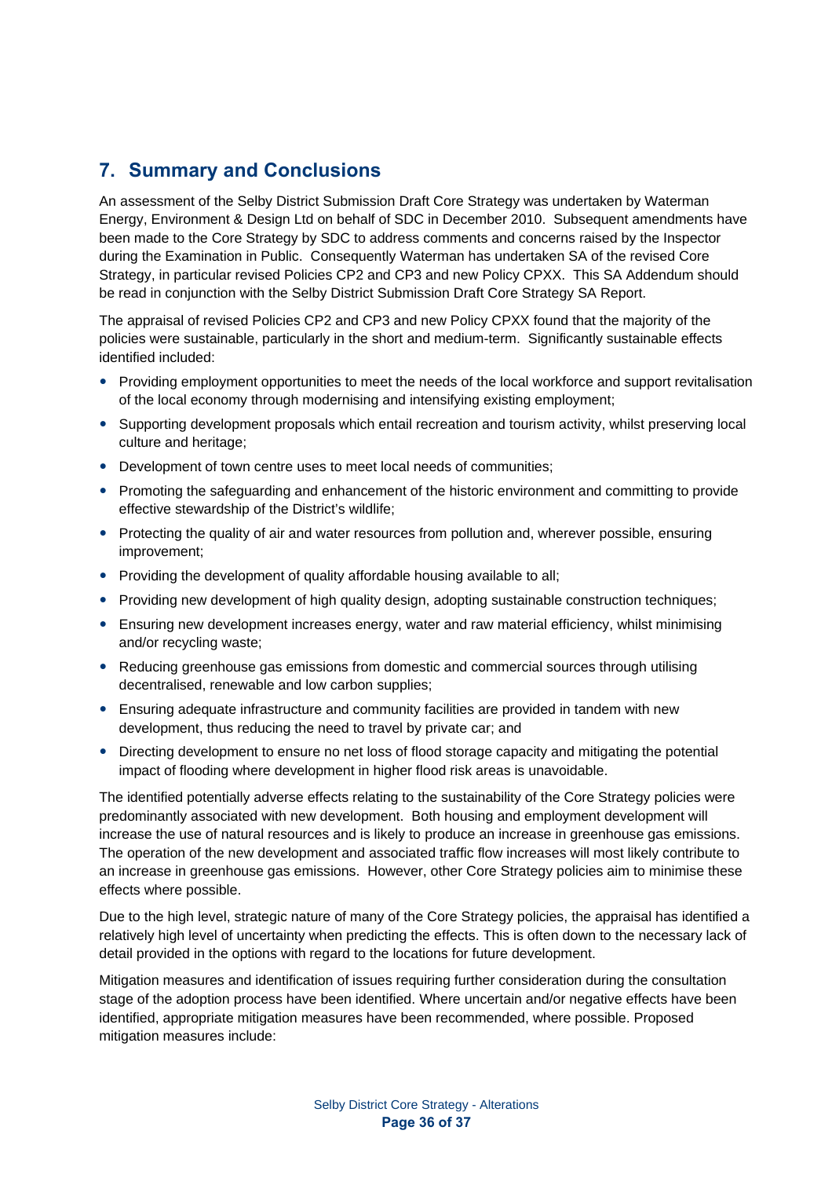## 7. Summary and Conclusions

An assessment of the Selby District Submission Draft Core Strategy was undertaken by Waterman Energy, Environment & Design Ltd on behalf of SDC in December 2010. Subsequent amendments have been made to the Core Strategy by SDC to address comments and concerns raised by the Inspector during the Examination in Public. Consequently Waterman has undertaken SA of the revised Core Strategy, in particular revised Policies CP2 and CP3 and new Policy CPXX. This SA Addendum should be read in conjunction with the Selby District Submission Draft Core Strategy SA Report.

The appraisal of revised Policies CP2 and CP3 and new Policy CPXX found that the majority of the policies were sustainable, particularly in the short and medium-term. Significantly sustainable effects identified included:

- Providing employment opportunities to meet the needs of the local workforce and support revitalisation of the local economy through modernising and intensifying existing employment;
- Supporting development proposals which entail recreation and tourism activity, whilst preserving local culture and heritage;
- Development of town centre uses to meet local needs of communities;
- Promoting the safeguarding and enhancement of the historic environment and committing to provide effective stewardship of the District's wildlife;
- Protecting the quality of air and water resources from pollution and, wherever possible, ensuring improvement;
- Providing the development of quality affordable housing available to all;
- Providing new development of high quality design, adopting sustainable construction techniques;
- Ensuring new development increases energy, water and raw material efficiency, whilst minimising and/or recycling waste;
- Reducing greenhouse gas emissions from domestic and commercial sources through utilising decentralised, renewable and low carbon supplies;
- Ensuring adequate infrastructure and community facilities are provided in tandem with new development, thus reducing the need to travel by private car; and
- Directing development to ensure no net loss of flood storage capacity and mitigating the potential impact of flooding where development in higher flood risk areas is unavoidable.

The identified potentially adverse effects relating to the sustainability of the Core Strategy policies were predominantly associated with new development. Both housing and employment development will increase the use of natural resources and is likely to produce an increase in greenhouse gas emissions. The operation of the new development and associated traffic flow increases will most likely contribute to an increase in greenhouse gas emissions. However, other Core Strategy policies aim to minimise these effects where possible.

Due to the high level, strategic nature of many of the Core Strategy policies, the appraisal has identified a relatively high level of uncertainty when predicting the effects. This is often down to the necessary lack of detail provided in the options with regard to the locations for future development.

Mitigation measures and identification of issues requiring further consideration during the consultation stage of the adoption process have been identified. Where uncertain and/or negative effects have been identified, appropriate mitigation measures have been recommended, where possible. Proposed mitigation measures include: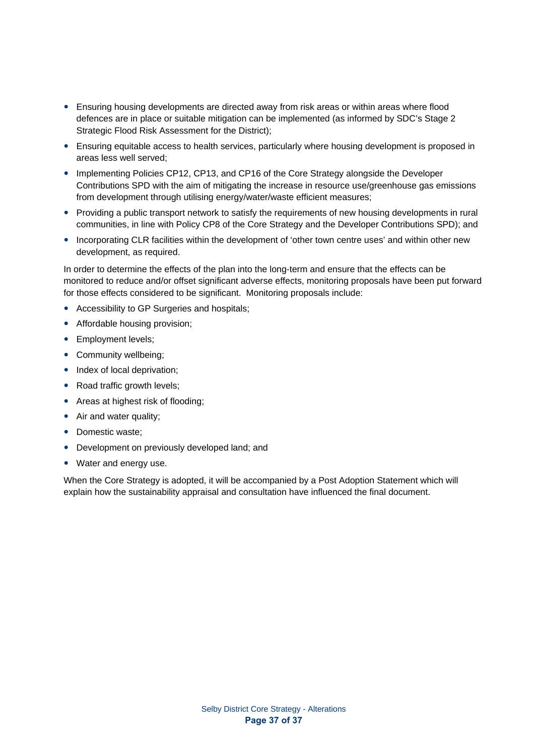- Ensuring housing developments are directed away from risk areas or within areas where flood defences are in place or suitable mitigation can be implemented (as informed by SDC's Stage 2 Strategic Flood Risk Assessment for the District);
- Ensuring equitable access to health services, particularly where housing development is proposed in areas less well served;
- Implementing Policies CP12, CP13, and CP16 of the Core Strategy alongside the Developer Contributions SPD with the aim of mitigating the increase in resource use/greenhouse gas emissions from development through utilising energy/water/waste efficient measures;
- Providing a public transport network to satisfy the requirements of new housing developments in rural communities, in line with Policy CP8 of the Core Strategy and the Developer Contributions SPD); and
- Incorporating CLR facilities within the development of 'other town centre uses' and within other new development, as required.

In order to determine the effects of the plan into the long-term and ensure that the effects can be monitored to reduce and/or offset significant adverse effects, monitoring proposals have been put forward for those effects considered to be significant. Monitoring proposals include:

- Accessibility to GP Surgeries and hospitals;
- Affordable housing provision;
- Employment levels;
- Community wellbeing;
- Index of local deprivation;
- Road traffic growth levels;
- Areas at highest risk of flooding;
- Air and water quality;
- Domestic waste;
- Development on previously developed land; and
- Water and energy use.

When the Core Strategy is adopted, it will be accompanied by a Post Adoption Statement which will explain how the sustainability appraisal and consultation have influenced the final document.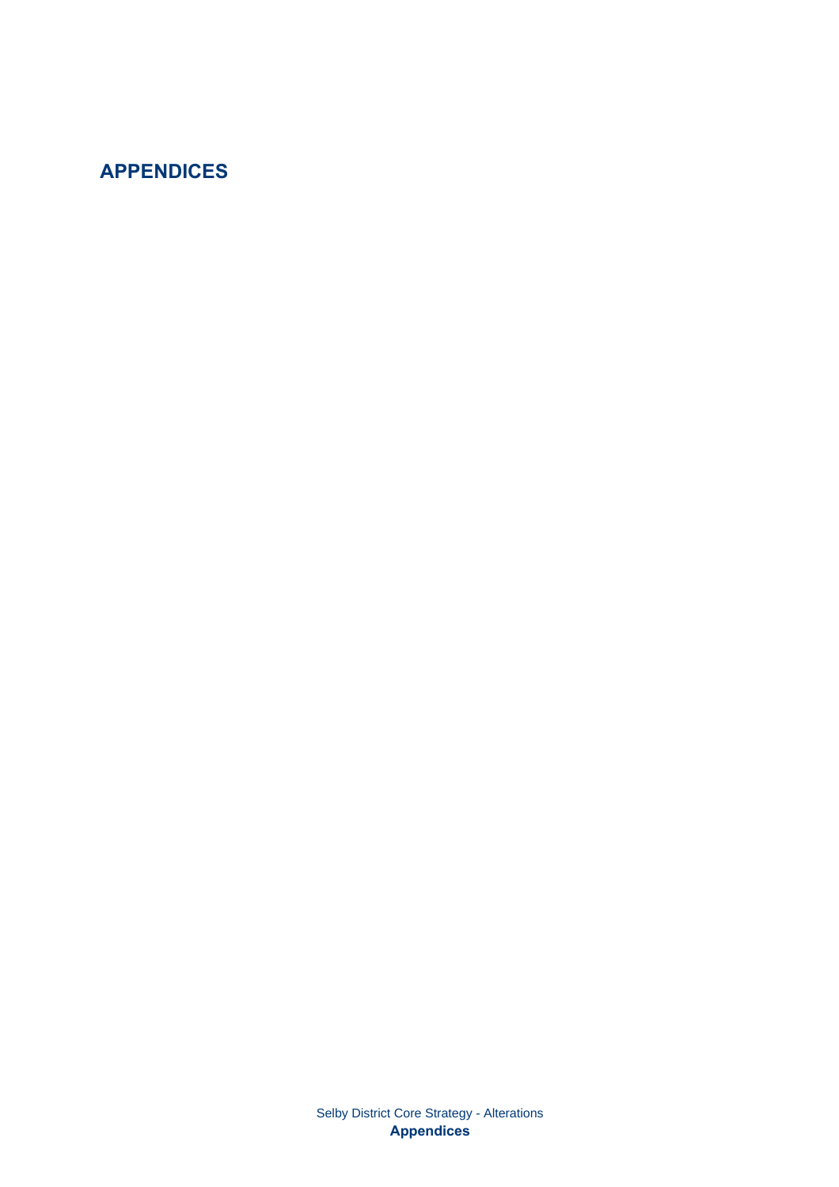# APPENDICES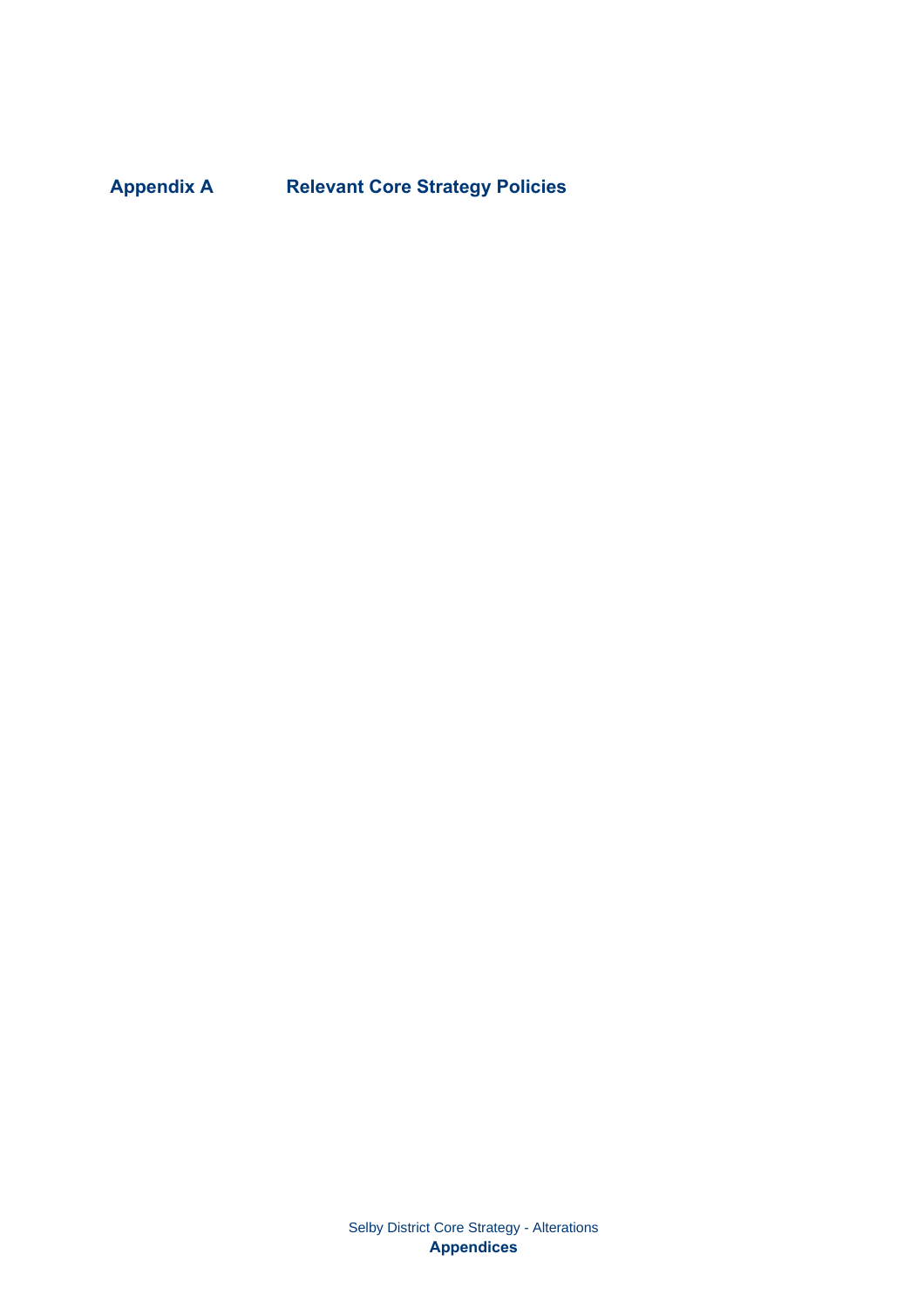# Appendix A Relevant Core Strategy Policies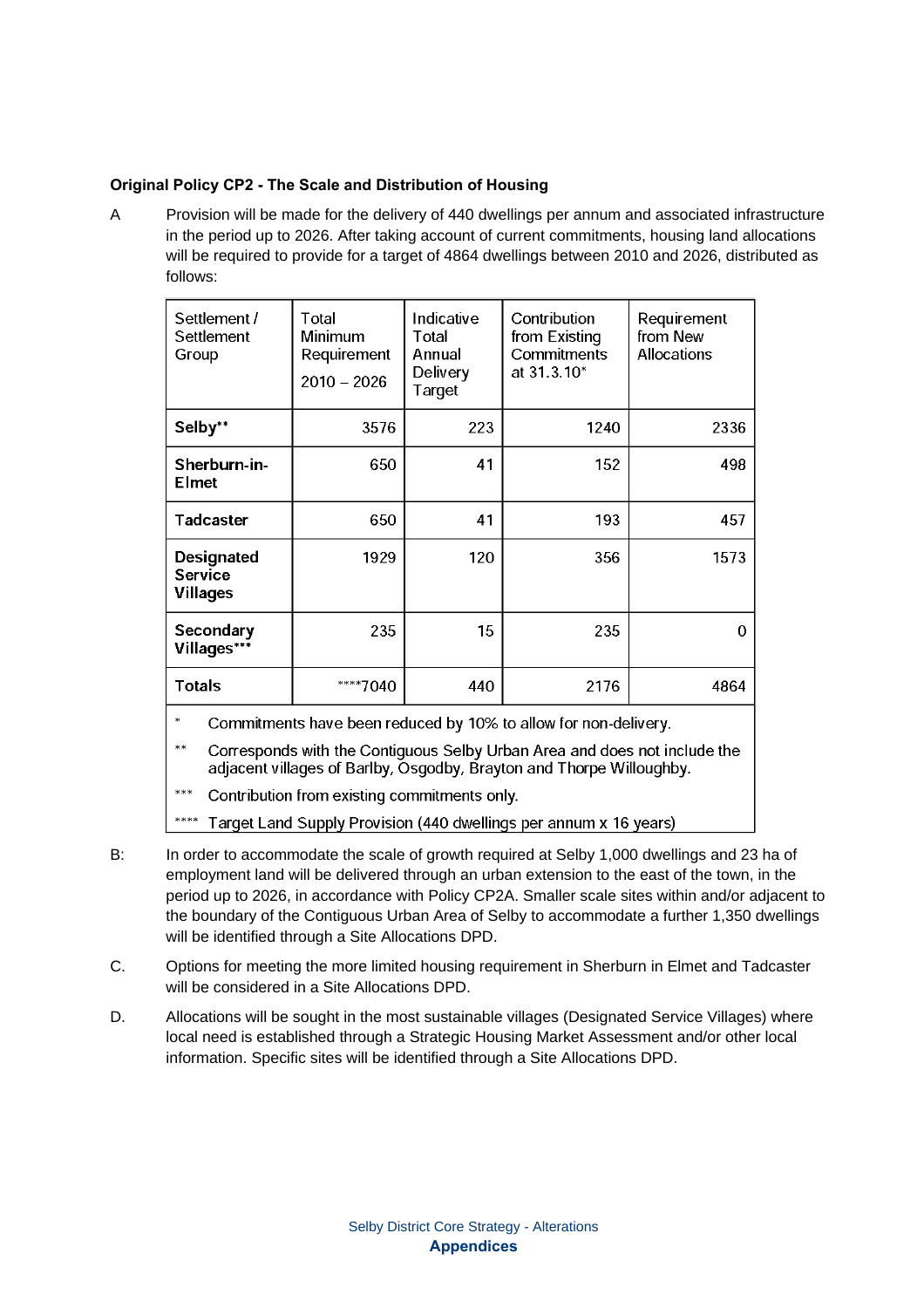**Original Policy CP2 - The Scale and Distribution of Housing**

A Provision will be made for the delivery of 440 dwellings per annum and associated infrastructure in the period up to 2026. After taking account of current commitments, housing land allocations will be required to provide for a target of 4864 dwellings between 2010 and 2026, distributed as follows:

| Settlement / Settlement Group | Total Minimum Requirement 2010 – 2026 | Indicative Total Annual Delivery Target | Contribution from Existing Commitments at 31.3.10* | Requirement from New Allocations |
|---|---|---|---|---|
| **Selby**** | 3576 | 223 | 1240 | 2336 |
| **Sherburn-in-Elmet** | 650 | 41 | 152 | 498 |
| **Tadcaster** | 650 | 41 | 193 | 457 |
| **Designated Service Villages** | 1929 | 120 | 356 | 1573 |
| **Secondary Villages***** | 235 | 15 | 235 | 0 |
| **Totals** | ****7040 | 440 | 2176 | 4864 |

\* Commitments have been reduced by 10% to allow for non-delivery.

** Corresponds with the Contiguous Selby Urban Area and does not include the adjacent villages of Barlby, Osgodby, Brayton and Thorpe Willoughby.

*** Contribution from existing commitments only.

**** Target Land Supply Provision (440 dwellings per annum x 16 years)

B: In order to accommodate the scale of growth required at Selby 1,000 dwellings and 23 ha of employment land will be delivered through an urban extension to the east of the town, in the period up to 2026, in accordance with Policy CP2A. Smaller scale sites within and/or adjacent to the boundary of the Contiguous Urban Area of Selby to accommodate a further 1,350 dwellings will be identified through a Site Allocations DPD.

C. Options for meeting the more limited housing requirement in Sherburn in Elmet and Tadcaster will be considered in a Site Allocations DPD.

D. Allocations will be sought in the most sustainable villages (Designated Service Villages) where local need is established through a Strategic Housing Market Assessment and/or other local information. Specific sites will be identified through a Site Allocations DPD.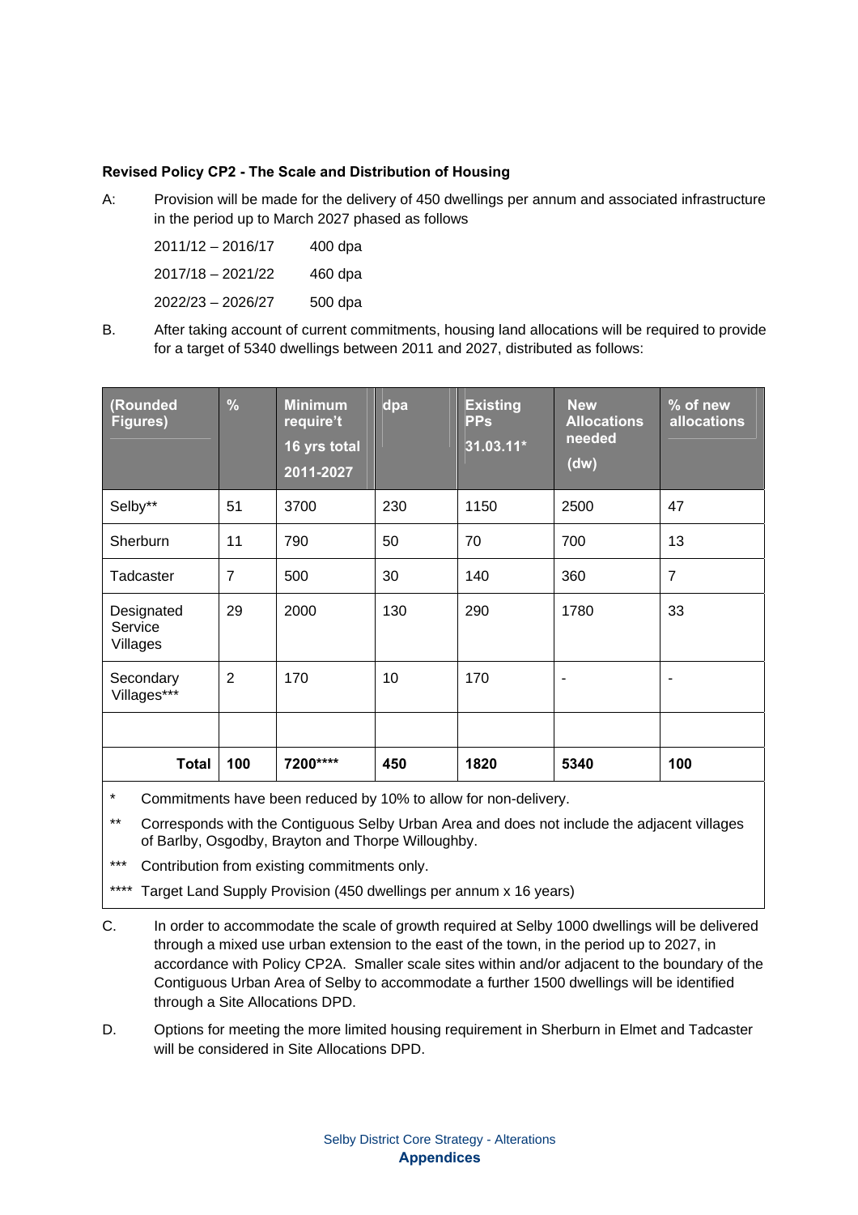**Revised Policy CP2 - The Scale and Distribution of Housing**

A: Provision will be made for the delivery of 450 dwellings per annum and associated infrastructure in the period up to March 2027 phased as follows

2011/12 – 2016/17 400 dpa

2017/18 – 2021/22 460 dpa

2022/23 – 2026/27 500 dpa

B. After taking account of current commitments, housing land allocations will be required to provide for a target of 5340 dwellings between 2011 and 2027, distributed as follows:

| (Rounded Figures) | % | Minimum require't 16 yrs total 2011-2027 | dpa | Existing PPs 31.03.11* | New Allocations needed (dw) | % of new allocations |
|---|---|---|---|---|---|---|
| Selby** | 51 | 3700 | 230 | 1150 | 2500 | 47 |
| Sherburn | 11 | 790 | 50 | 70 | 700 | 13 |
| Tadcaster | 7 | 500 | 30 | 140 | 360 | 7 |
| Designated Service Villages | 29 | 2000 | 130 | 290 | 1780 | 33 |
| Secondary Villages*** | 2 | 170 | 10 | 170 | - | - |
| | | | | | | |
| **Total** | **100** | **7200****** | **450** | **1820** | **5340** | **100** |

\* Commitments have been reduced by 10% to allow for non-delivery.

** Corresponds with the Contiguous Selby Urban Area and does not include the adjacent villages of Barlby, Osgodby, Brayton and Thorpe Willoughby.

*** Contribution from existing commitments only.

**** Target Land Supply Provision (450 dwellings per annum x 16 years)

C. In order to accommodate the scale of growth required at Selby 1000 dwellings will be delivered through a mixed use urban extension to the east of the town, in the period up to 2027, in accordance with Policy CP2A. Smaller scale sites within and/or adjacent to the boundary of the Contiguous Urban Area of Selby to accommodate a further 1500 dwellings will be identified through a Site Allocations DPD.

D. Options for meeting the more limited housing requirement in Sherburn in Elmet and Tadcaster will be considered in Site Allocations DPD.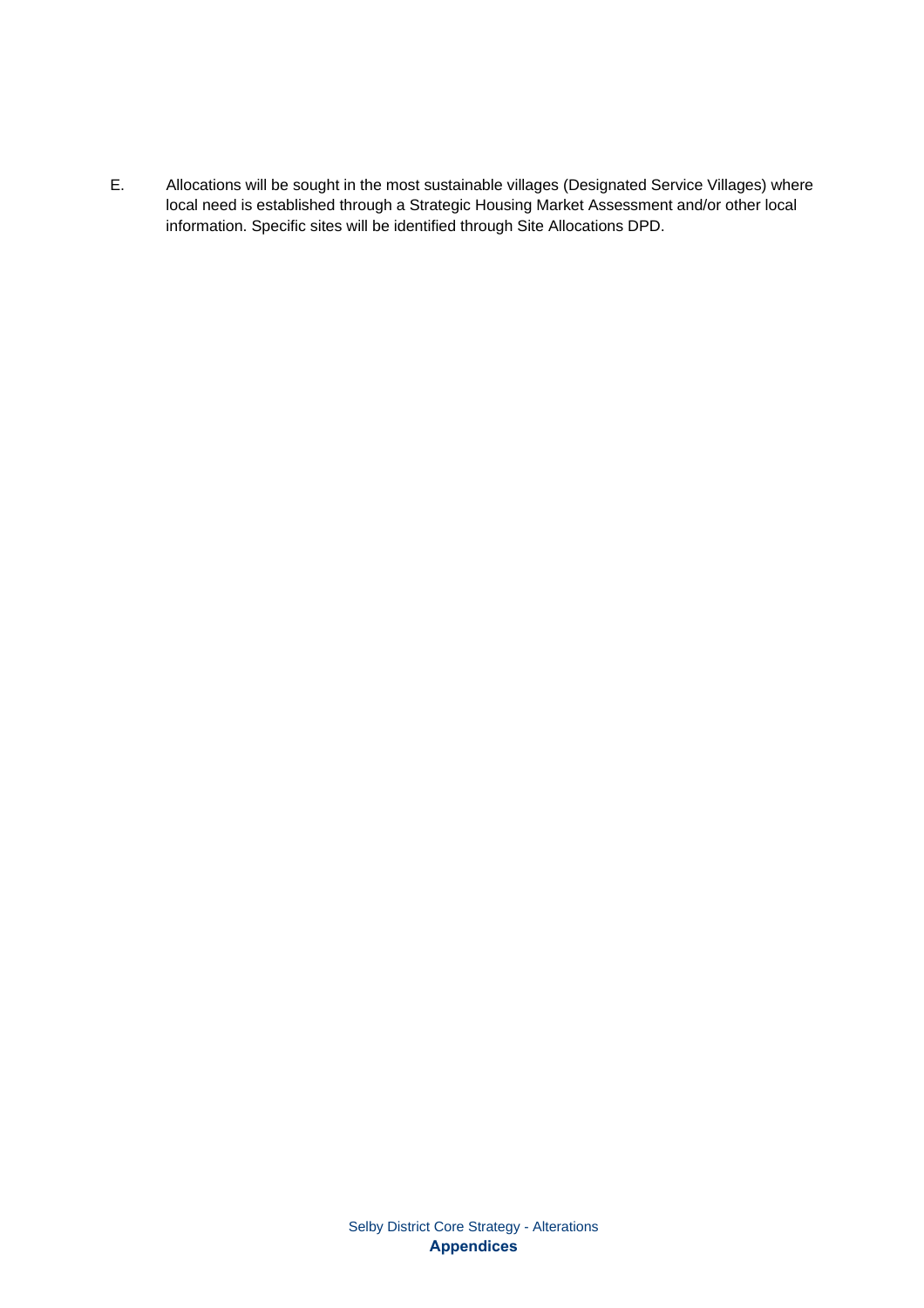E. Allocations will be sought in the most sustainable villages (Designated Service Villages) where local need is established through a Strategic Housing Market Assessment and/or other local information. Specific sites will be identified through Site Allocations DPD.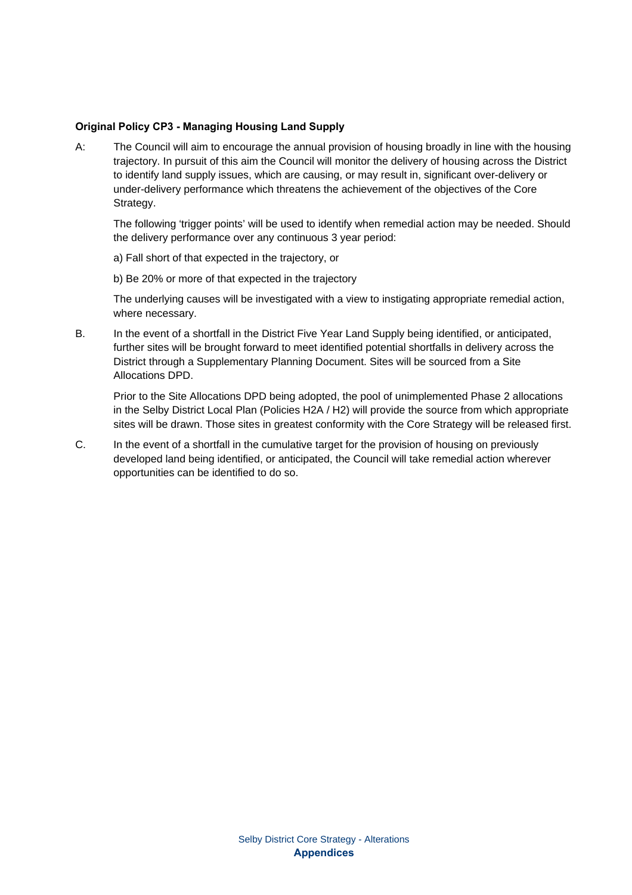**Original Policy CP3 - Managing Housing Land Supply**

A: The Council will aim to encourage the annual provision of housing broadly in line with the housing trajectory. In pursuit of this aim the Council will monitor the delivery of housing across the District to identify land supply issues, which are causing, or may result in, significant over-delivery or under-delivery performance which threatens the achievement of the objectives of the Core Strategy.

The following 'trigger points' will be used to identify when remedial action may be needed. Should the delivery performance over any continuous 3 year period:

a) Fall short of that expected in the trajectory, or

b) Be 20% or more of that expected in the trajectory

The underlying causes will be investigated with a view to instigating appropriate remedial action, where necessary.

B. In the event of a shortfall in the District Five Year Land Supply being identified, or anticipated, further sites will be brought forward to meet identified potential shortfalls in delivery across the District through a Supplementary Planning Document. Sites will be sourced from a Site Allocations DPD.

Prior to the Site Allocations DPD being adopted, the pool of unimplemented Phase 2 allocations in the Selby District Local Plan (Policies H2A / H2) will provide the source from which appropriate sites will be drawn. Those sites in greatest conformity with the Core Strategy will be released first.

C. In the event of a shortfall in the cumulative target for the provision of housing on previously developed land being identified, or anticipated, the Council will take remedial action wherever opportunities can be identified to do so.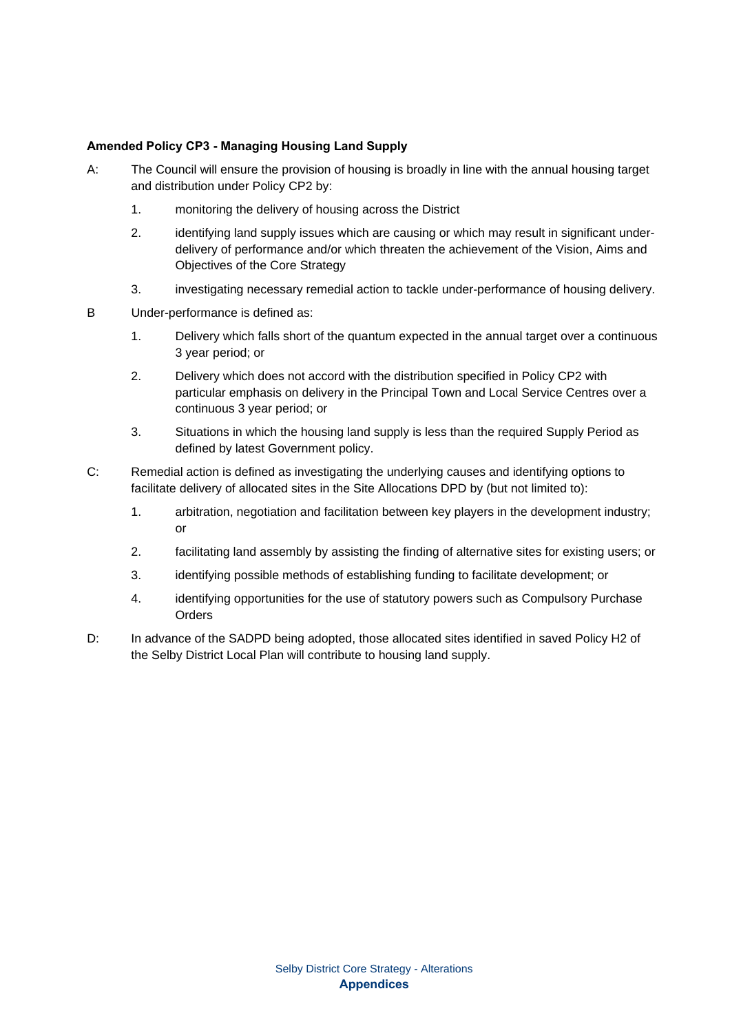**Amended Policy CP3 - Managing Housing Land Supply**

A: The Council will ensure the provision of housing is broadly in line with the annual housing target and distribution under Policy CP2 by:

1. monitoring the delivery of housing across the District
2. identifying land supply issues which are causing or which may result in significant under-delivery of performance and/or which threaten the achievement of the Vision, Aims and Objectives of the Core Strategy
3. investigating necessary remedial action to tackle under-performance of housing delivery.

B Under-performance is defined as:

1. Delivery which falls short of the quantum expected in the annual target over a continuous 3 year period; or
2. Delivery which does not accord with the distribution specified in Policy CP2 with particular emphasis on delivery in the Principal Town and Local Service Centres over a continuous 3 year period; or
3. Situations in which the housing land supply is less than the required Supply Period as defined by latest Government policy.

C: Remedial action is defined as investigating the underlying causes and identifying options to facilitate delivery of allocated sites in the Site Allocations DPD by (but not limited to):

1. arbitration, negotiation and facilitation between key players in the development industry; or
2. facilitating land assembly by assisting the finding of alternative sites for existing users; or
3. identifying possible methods of establishing funding to facilitate development; or
4. identifying opportunities for the use of statutory powers such as Compulsory Purchase Orders

D: In advance of the SADPD being adopted, those allocated sites identified in saved Policy H2 of the Selby District Local Plan will contribute to housing land supply.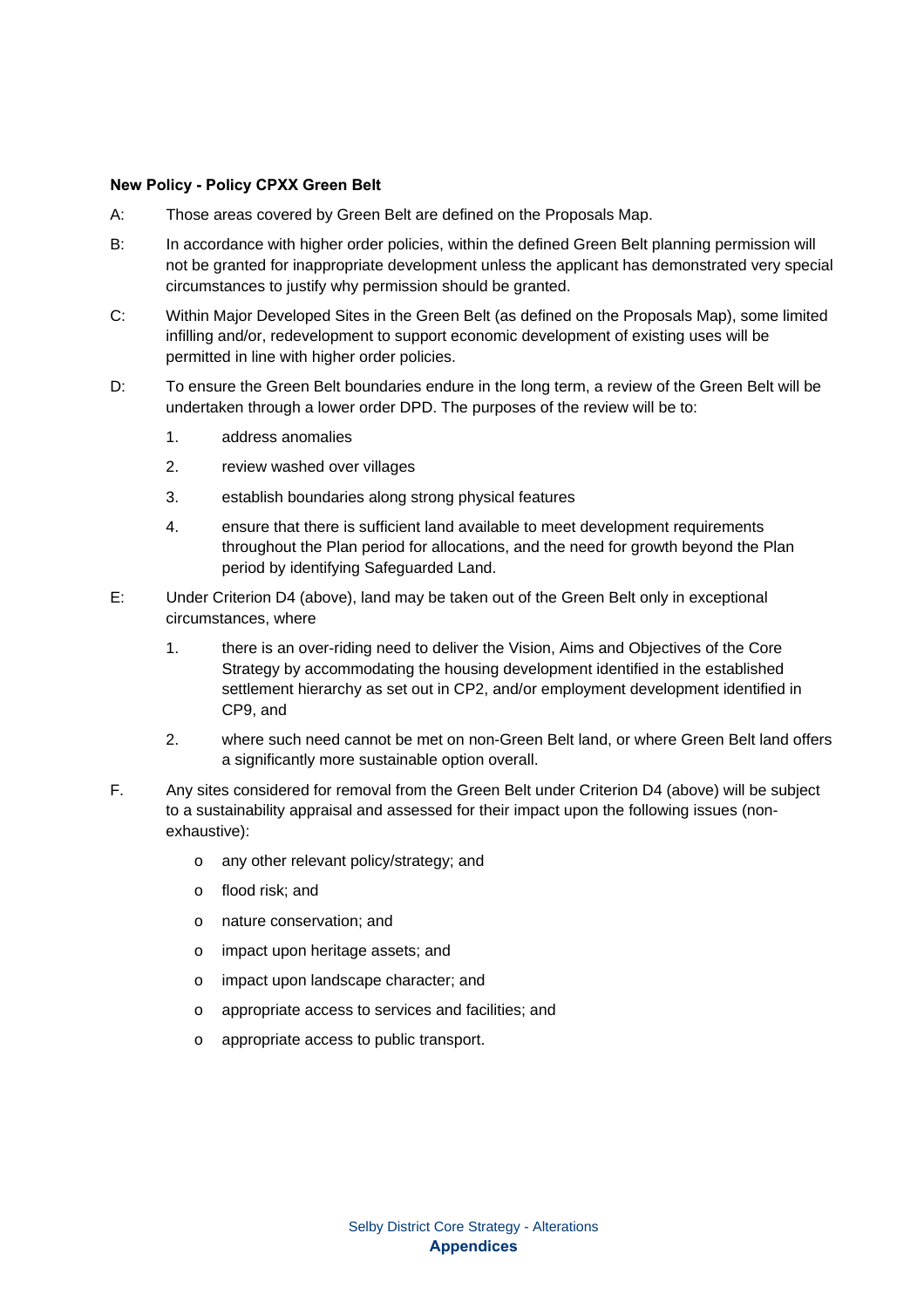**New Policy - Policy CPXX Green Belt**

A: Those areas covered by Green Belt are defined on the Proposals Map.

B: In accordance with higher order policies, within the defined Green Belt planning permission will not be granted for inappropriate development unless the applicant has demonstrated very special circumstances to justify why permission should be granted.

C: Within Major Developed Sites in the Green Belt (as defined on the Proposals Map), some limited infilling and/or, redevelopment to support economic development of existing uses will be permitted in line with higher order policies.

D: To ensure the Green Belt boundaries endure in the long term, a review of the Green Belt will be undertaken through a lower order DPD. The purposes of the review will be to:

1. address anomalies
2. review washed over villages
3. establish boundaries along strong physical features
4. ensure that there is sufficient land available to meet development requirements throughout the Plan period for allocations, and the need for growth beyond the Plan period by identifying Safeguarded Land.

E: Under Criterion D4 (above), land may be taken out of the Green Belt only in exceptional circumstances, where

1. there is an over-riding need to deliver the Vision, Aims and Objectives of the Core Strategy by accommodating the housing development identified in the established settlement hierarchy as set out in CP2, and/or employment development identified in CP9, and
2. where such need cannot be met on non-Green Belt land, or where Green Belt land offers a significantly more sustainable option overall.

F. Any sites considered for removal from the Green Belt under Criterion D4 (above) will be subject to a sustainability appraisal and assessed for their impact upon the following issues (non-exhaustive):

- any other relevant policy/strategy; and
- flood risk; and
- nature conservation; and
- impact upon heritage assets; and
- impact upon landscape character; and
- appropriate access to services and facilities; and
- appropriate access to public transport.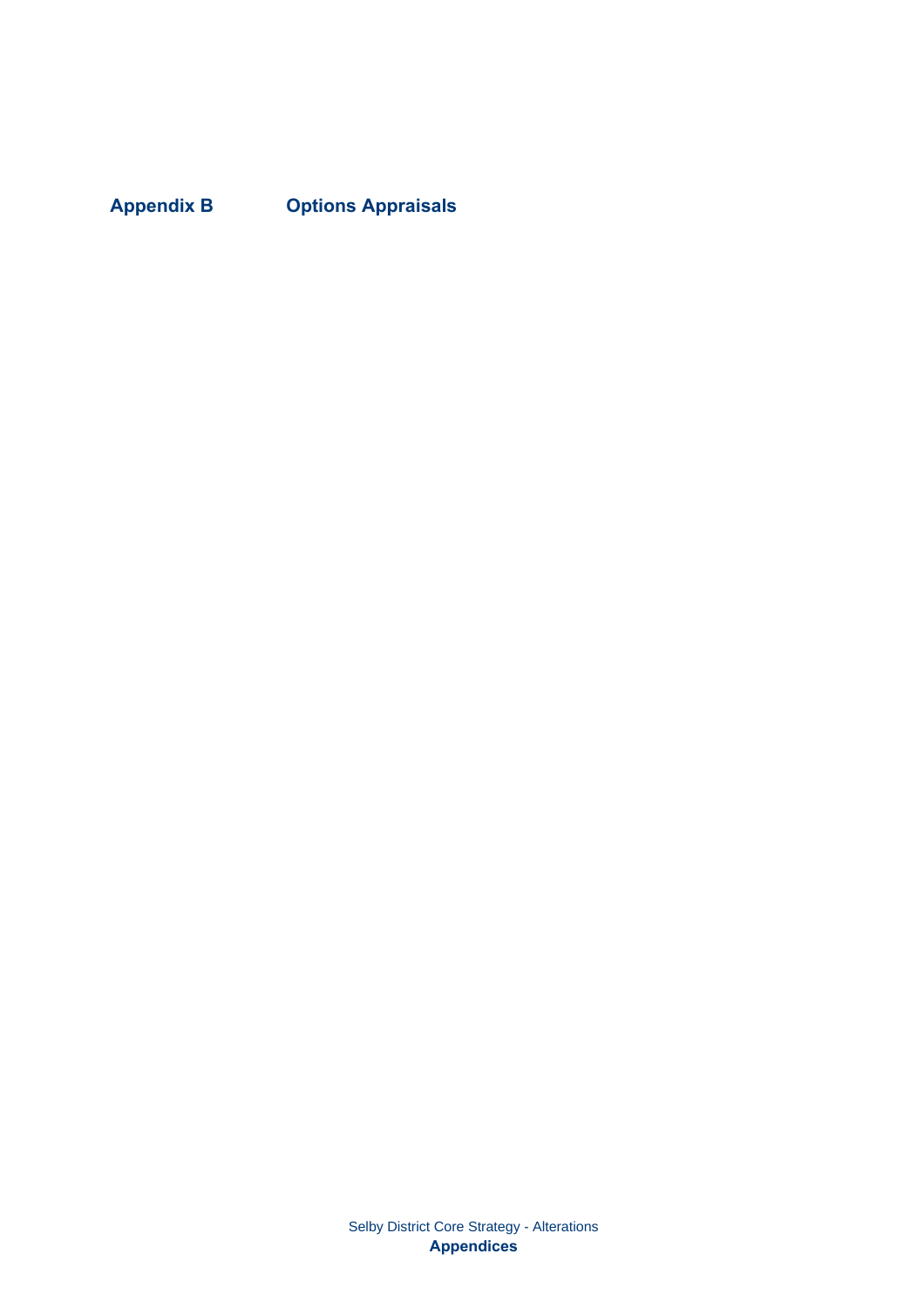## Appendix B Options Appraisals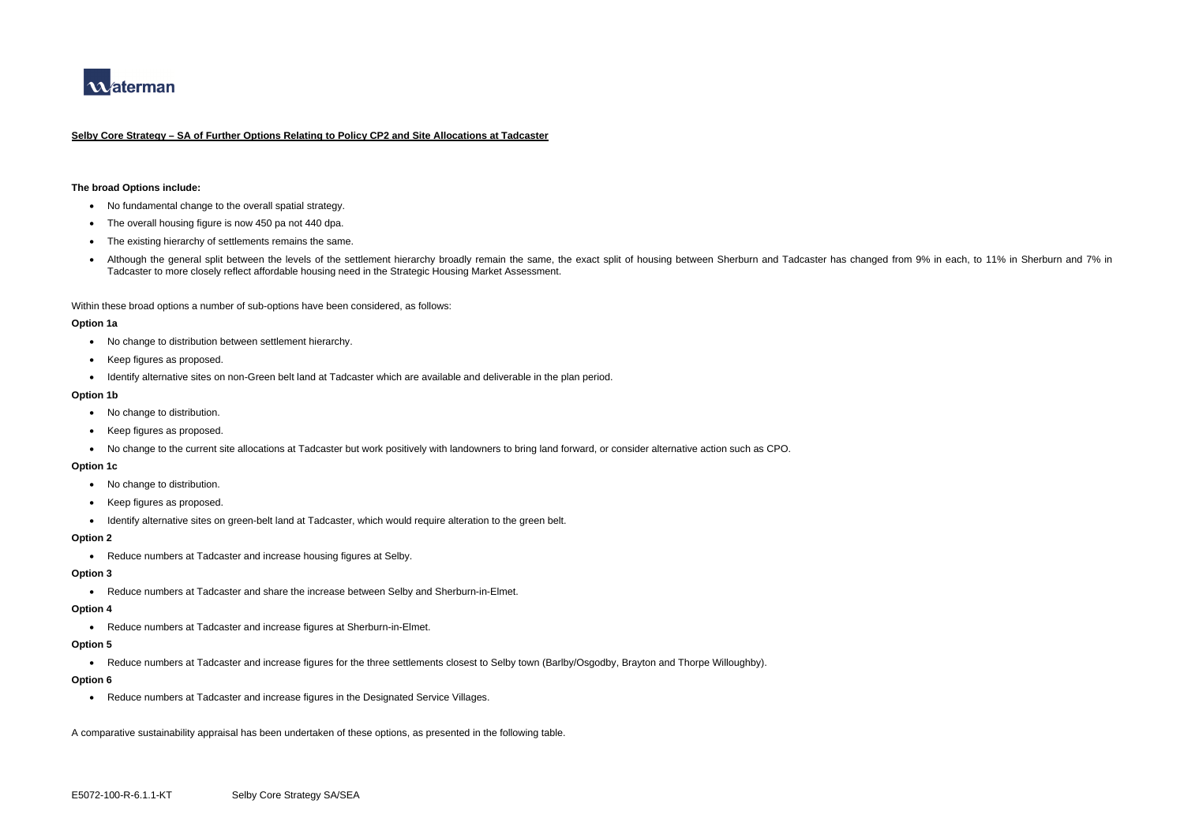**Selby Core Strategy – SA of Further Options Relating to Policy CP2 and Site Allocations at Tadcaster**

**The broad Options include:**

- No fundamental change to the overall spatial strategy.
- The overall housing figure is now 450 pa not 440 dpa.
- The existing hierarchy of settlements remains the same.
- Although the general split between the levels of the settlement hierarchy broadly remain the same, the exact split of housing between Sherburn and Tadcaster has changed from 9% in each, to 11% in Sherburn and 7% in Tadcaster to more closely reflect affordable housing need in the Strategic Housing Market Assessment.

Within these broad options a number of sub-options have been considered, as follows:

**Option 1a**

- No change to distribution between settlement hierarchy.
- Keep figures as proposed.
- Identify alternative sites on non-Green belt land at Tadcaster which are available and deliverable in the plan period.

**Option 1b**

- No change to distribution.
- Keep figures as proposed.
- No change to the current site allocations at Tadcaster but work positively with landowners to bring land forward, or consider alternative action such as CPO.

**Option 1c**

- No change to distribution.
- Keep figures as proposed.
- Identify alternative sites on green-belt land at Tadcaster, which would require alteration to the green belt.

**Option 2**

- Reduce numbers at Tadcaster and increase housing figures at Selby.

**Option 3**

- Reduce numbers at Tadcaster and share the increase between Selby and Sherburn-in-Elmet.

**Option 4**

- Reduce numbers at Tadcaster and increase figures at Sherburn-in-Elmet.

**Option 5**

- Reduce numbers at Tadcaster and increase figures for the three settlements closest to Selby town (Barlby/Osgodby, Brayton and Thorpe Willoughby).

**Option 6**

- Reduce numbers at Tadcaster and increase figures in the Designated Service Villages.

A comparative sustainability appraisal has been undertaken of these options, as presented in the following table.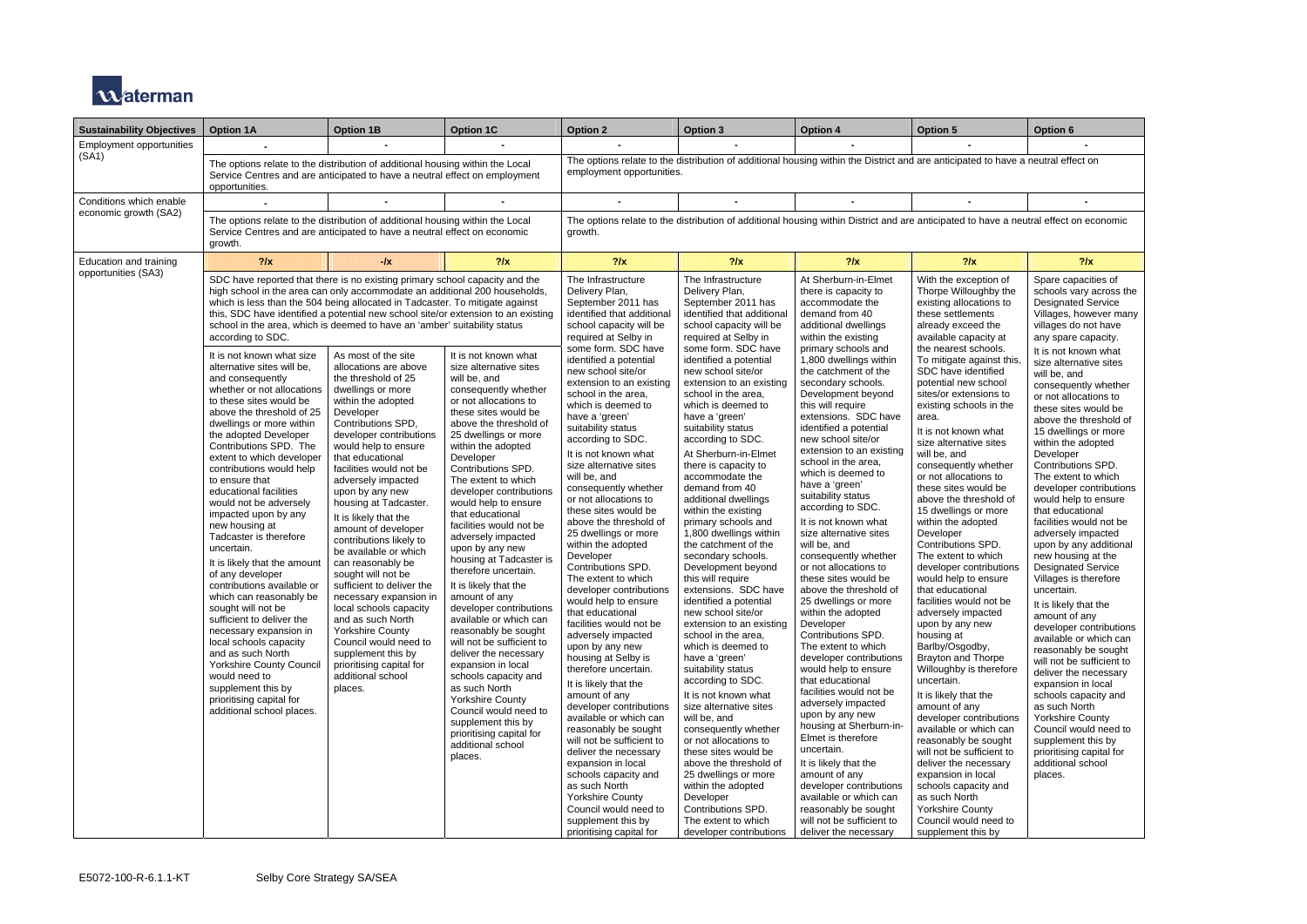| Sustainability Objectives | Option 1A | Option 1B | Option 1C | Option 2 | Option 3 | Option 4 | Option 5 | Option 6 |
|---|---|---|---|---|---|---|---|---|
| Employment opportunities (SA1) | - | - | - | - | - | - | - | - |
| | The options relate to the distribution of additional housing within the Local Service Centres and are anticipated to have a neutral effect on employment opportunities. | | | The options relate to the distribution of additional housing within the District and are anticipated to have a neutral effect on employment opportunities. | | | | |
| Conditions which enable economic growth (SA2) | - | - | - | - | - | - | - | - |
| | The options relate to the distribution of additional housing within the Local Service Centres and are anticipated to have a neutral effect on economic growth. | | | The options relate to the distribution of additional housing within District and are anticipated to have a neutral effect on economic growth. | | | | |
| Education and training opportunities (SA3) | ?/x | -/x | ?/x | ?/x | ?/x | ?/x | ?/x | ?/x |
| | SDC have reported that there is no existing primary school capacity and the high school in the area can only accommodate an additional 200 households, which is less than the 504 being allocated in Tadcaster. To mitigate against this, SDC have identified a potential new school site/or extension to an existing school in the area, which is deemed to have an 'amber' suitability status according to SDC. | | | The Infrastructure Delivery Plan, September 2011 has identified that additional school capacity will be required at Selby in some form. SDC have identified a potential new school site/or extension to an existing school in the area, which is deemed to have a 'green' suitability status according to SDC. It is not known what size alternative sites will be, and consequently whether or not allocations to these sites would be above the threshold of 25 dwellings or more within the adopted Developer Contributions SPD. The extent to which developer contributions would help to ensure that educational facilities would not be adversely impacted upon by any new housing at Selby is therefore uncertain. It is likely that the amount of any developer contributions available or which can reasonably be sought will not be sufficient to deliver the necessary expansion in local schools capacity and as such North Yorkshire County Council would need to supplement this by prioritising capital for | The Infrastructure Delivery Plan, September 2011 has identified that additional school capacity will be required at Selby in some form. SDC have identified a potential new school site/or extension to an existing school in the area, which is deemed to have a 'green' suitability status according to SDC. At Sherburn-in-Elmet there is capacity to accommodate the demand from 40 additional dwellings within the existing primary schools and 1,800 dwellings within the catchment of the secondary schools. Development beyond this will require extensions. SDC have identified a potential new school site/or extension to an existing school in the area, which is deemed to have a 'green' suitability status according to SDC. It is not known what size alternative sites will be, and consequently whether or not allocations to these sites would be above the threshold of 25 dwellings or more within the adopted Developer Contributions SPD. The extent to which developer contributions | At Sherburn-in-Elmet there is capacity to accommodate the demand from 40 additional dwellings within the existing primary schools and 1,800 dwellings within the catchment of the secondary schools. Development beyond this will require extensions. SDC have identified a potential new school site/or extension to an existing school in the area, which is deemed to have a 'green' suitability status according to SDC. It is not known what size alternative sites will be, and consequently whether or not allocations to these sites would be above the threshold of 25 dwellings or more within the adopted Developer Contributions SPD. The extent to which developer contributions would help to ensure that educational facilities would not be adversely impacted upon by any new housing at Sherburn-in-Elmet is therefore uncertain. It is likely that the amount of any developer contributions available or which can reasonably be sought will not be sufficient to deliver the necessary | With the exception of Thorpe Willoughby the existing allocations to these settlements already exceed the available capacity at the nearest schools. To mitigate against this, SDC have identified potential new school sites/or extensions to existing schools in the area. It is not known what size alternative sites will be, and consequently whether or not allocations to these sites would be above the threshold of 15 dwellings or more within the adopted Developer Contributions SPD. The extent to which developer contributions would help to ensure that educational facilities would not be adversely impacted upon by any new housing at Barlby/Osgodby, Brayton and Thorpe Willoughby is therefore uncertain. It is likely that the amount of any developer contributions available or which can reasonably be sought will not be sufficient to deliver the necessary expansion in local schools capacity and as such North Yorkshire County Council would need to supplement this by | Spare capacities of schools vary across the Designated Service Villages, however many villages do not have any spare capacity. It is not known what size alternative sites will be, and consequently whether or not allocations to these sites would be above the threshold of 15 dwellings or more within the adopted Developer Contributions SPD. The extent to which developer contributions would help to ensure that educational facilities would not be adversely impacted upon by any additional new housing at the Designated Service Villages is therefore uncertain. It is likely that the amount of any developer contributions available or which can reasonably be sought will not be sufficient to deliver the necessary expansion in local schools capacity and as such North Yorkshire County Council would need to supplement this by prioritising capital for additional school places. |
| | It is not known what size alternative sites will be, and consequently whether or not allocations to these sites would be above the threshold of 25 dwellings or more within the adopted Developer Contributions SPD. The extent to which developer contributions would help to ensure that educational facilities would not be adversely impacted upon by any new housing at Tadcaster is therefore uncertain. It is likely that the amount of any developer contributions available or which can reasonably be sought will not be sufficient to deliver the necessary expansion in local schools capacity and as such North Yorkshire County Council would need to supplement this by prioritising capital for additional school places. | As most of the site allocations are above the threshold of 25 dwellings or more within the adopted Developer Contributions SPD, developer contributions would help to ensure that educational facilities would not be adversely impacted upon by any new housing at Tadcaster. It is likely that the amount of developer contributions likely to be available or which can reasonably be sought will not be sufficient to deliver the necessary expansion in local schools capacity and as such North Yorkshire County Council would need to supplement this by prioritising capital for additional school places. | It is not known what size alternative sites will be, and consequently whether or not allocations to these sites would be above the threshold of 25 dwellings or more within the adopted Developer Contributions SPD. The extent to which developer contributions would help to ensure that educational facilities would not be adversely impacted upon by any new housing at Tadcaster is therefore uncertain. It is likely that the amount of any developer contributions available or which can reasonably be sought will not be sufficient to deliver the necessary expansion in local schools capacity and as such North Yorkshire County Council would need to supplement this by prioritising capital for additional school places. | | | | | |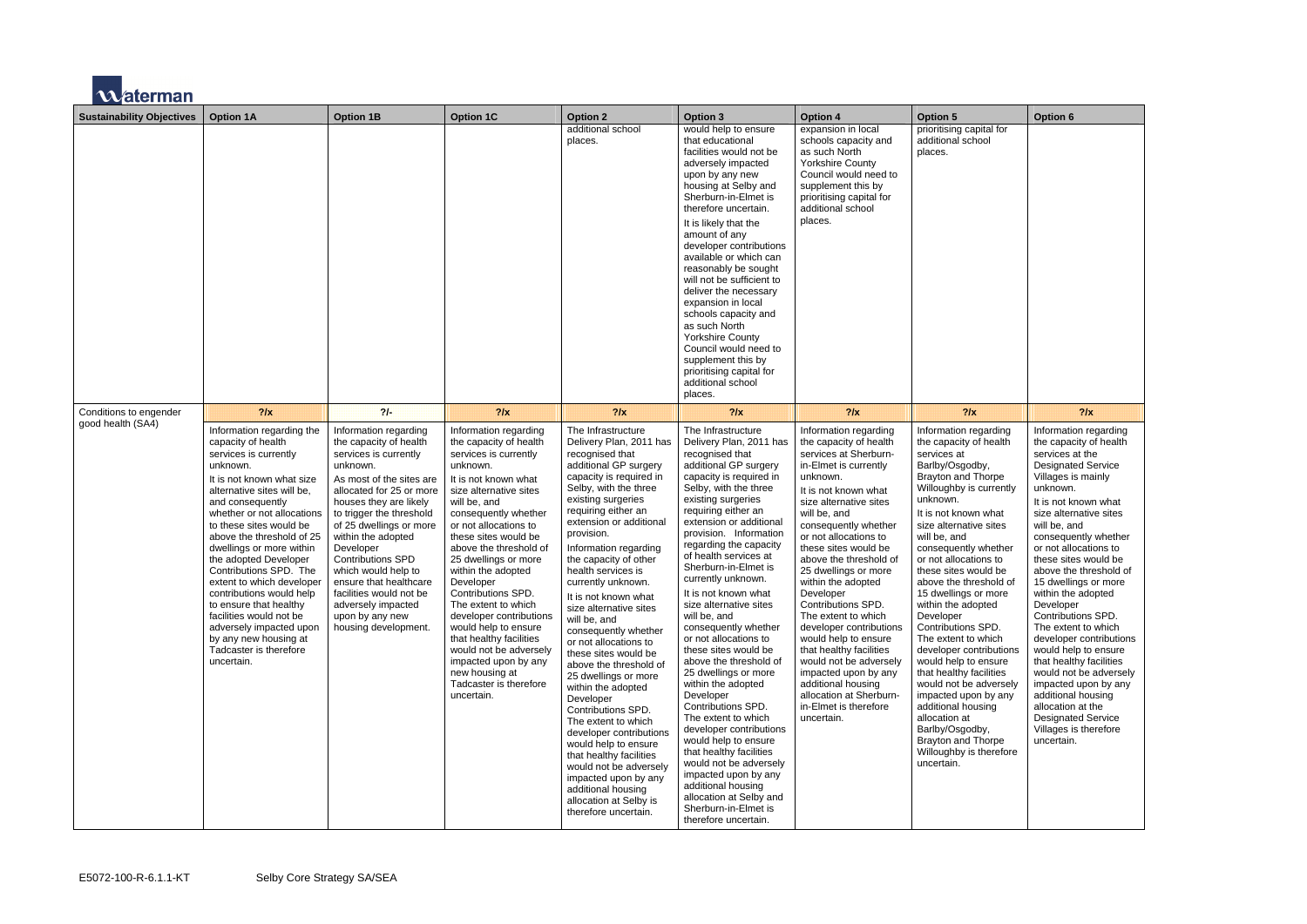| Sustainability Objectives | Option 1A | Option 1B | Option 1C | Option 2 | Option 3 | Option 4 | Option 5 | Option 6 |
|---|---|---|---|---|---|---|---|---|
| | | | | additional school places. | would help to ensure that educational facilities would not be adversely impacted upon by any new housing at Selby and Sherburn-in-Elmet is therefore uncertain.<br><br>It is likely that the amount of any developer contributions available or which can reasonably be sought will not be sufficient to deliver the necessary expansion in local schools capacity and as such North Yorkshire County Council would need to supplement this by prioritising capital for additional school places. | expansion in local schools capacity and as such North Yorkshire County Council would need to supplement this by prioritising capital for additional school places. | prioritising capital for additional school places. | |
| Conditions to engender good health (SA4) | ?/x | ?/- | ?/x | ?/x | ?/x | ?/x | ?/x | ?/x |
| | Information regarding the capacity of health services is currently unknown.<br><br>It is not known what size alternative sites will be, and consequently whether or not allocations to these sites would be above the threshold of 25 dwellings or more within the adopted Developer Contributions SPD. The extent to which developer contributions would help to ensure that healthy facilities would not be adversely impacted upon by any new housing at Tadcaster is therefore uncertain. | Information regarding the capacity of health services is currently unknown.<br><br>As most of the sites are allocated for 25 or more houses they are likely to trigger the threshold of 25 dwellings or more within the adopted Developer Contributions SPD which would help to ensure that healthcare facilities would not be adversely impacted upon by any new housing development. | Information regarding the capacity of health services is currently unknown.<br><br>It is not known what size alternative sites will be, and consequently whether or not allocations to these sites would be above the threshold of 25 dwellings or more within the adopted Developer Contributions SPD. The extent to which developer contributions would help to ensure that healthy facilities would not be adversely impacted upon by any new housing at Tadcaster is therefore uncertain. | The Infrastructure Delivery Plan, 2011 has recognised that additional GP surgery capacity is required in Selby, with the three existing surgeries requiring either an extension or additional provision.<br><br>Information regarding the capacity of other health services is currently unknown.<br><br>It is not known what size alternative sites will be, and consequently whether or not allocations to these sites would be above the threshold of 25 dwellings or more within the adopted Developer Contributions SPD. The extent to which developer contributions would help to ensure that healthy facilities would not be adversely impacted upon by any additional housing allocation at Selby is therefore uncertain. | The Infrastructure Delivery Plan, 2011 has recognised that additional GP surgery capacity is required in Selby, with the three existing surgeries requiring either an extension or additional provision. Information regarding the capacity of health services at Sherburn-in-Elmet is currently unknown.<br><br>It is not known what size alternative sites will be, and consequently whether or not allocations to these sites would be above the threshold of 25 dwellings or more within the adopted Developer Contributions SPD. The extent to which developer contributions would help to ensure that healthy facilities would not be adversely impacted upon by any additional housing allocation at Selby and Sherburn-in-Elmet is therefore uncertain. | Information regarding the capacity of health services at Sherburn-in-Elmet is currently unknown.<br><br>It is not known what size alternative sites will be, and consequently whether or not allocations to these sites would be above the threshold of 25 dwellings or more within the adopted Developer Contributions SPD. The extent to which developer contributions would help to ensure that healthy facilities would not be adversely impacted upon by any additional housing allocation at Sherburn-in-Elmet is therefore uncertain. | Information regarding the capacity of health services at Barlby/Osgodby, Brayton and Thorpe Willoughby is currently unknown.<br><br>It is not known what size alternative sites will be, and consequently whether or not allocations to these sites would be above the threshold of 15 dwellings or more within the adopted Developer Contributions SPD. The extent to which developer contributions would help to ensure that healthy facilities would not be adversely impacted upon by any additional housing allocation at Barlby/Osgodby, Brayton and Thorpe Willoughby is therefore uncertain. | Information regarding the capacity of health services at the Designated Service Villages is mainly unknown.<br><br>It is not known what size alternative sites will be, and consequently whether or not allocations to these sites would be above the threshold of 15 dwellings or more within the adopted Developer Contributions SPD. The extent to which developer contributions would help to ensure that healthy facilities would not be adversely impacted upon by any additional housing allocation at the Designated Service Villages is therefore uncertain. |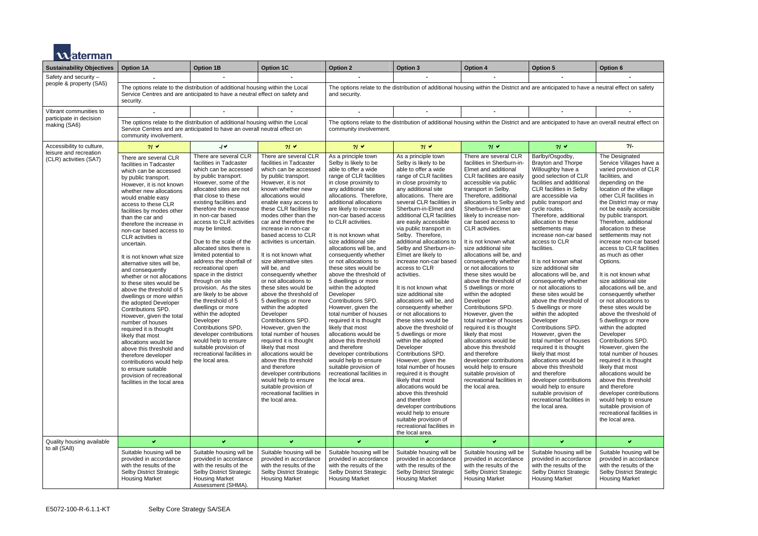| Sustainability Objectives | Option 1A | Option 1B | Option 1C | Option 2 | Option 3 | Option 4 | Option 5 | Option 6 |
|---|---|---|---|---|---|---|---|---|
| Safety and security – people & property (SA5) | - | - | - | - | - | - | - | - |
| | The options relate to the distribution of additional housing within the Local Service Centres and are anticipated to have a neutral effect on safety and security. | | | The options relate to the distribution of additional housing within the District and are anticipated to have a neutral effect on safety and security. | | | | |
| Vibrant communities to participate in decision making (SA6) | - | - | - | - | - | - | - | - |
| | The options relate to the distribution of additional housing within the Local Service Centres and are anticipated to have an overall neutral effect on community involvement. | | | The options relate to the distribution of additional housing within the District and are anticipated to have an overall neutral effect on community involvement. | | | | |
| Accessibility to culture, leisure and recreation (CLR) activities (SA7) | ?/ ✔ | -/✔ | ?/ ✔ | ?/ ✔ | ?/ ✔ | ?/ ✔ | ?/ ✔ | ?/- |
| | There are several CLR facilities in Tadcaster which can be accessed by public transport. However, it is not known whether new allocations would enable easy access to these CLR facilities by modes other than the car and therefore the increase in non-car based access to CLR activities is uncertain.<br><br>It is not known what size alternative sites will be, and consequently whether or not allocations to these sites would be above the threshold of 5 dwellings or more within the adopted Developer Contributions SPD. However, given the total number of houses required it is thought likely that most allocations would be above this threshold and therefore developer contributions would help to ensure suitable provision of recreational facilities in the local area | There are several CLR facilities in Tadcaster which can be accessed by public transport. However, some of the allocated sites are not that close to these existing facilities and therefore the increase in non-car based access to CLR activities may be limited.<br><br>Due to the scale of the allocated sites there is limited potential to address the shortfall of recreational open space in the district through on site provision. As the sites are likely to be above the threshold of 5 dwellings or more within the adopted Developer Contributions SPD, developer contributions would help to ensure suitable provision of recreational facilities in the local area. | There are several CLR facilities in Tadcaster which can be accessed by public transport. However, it is not known whether new allocations would enable easy access to these CLR facilities by modes other than the car and therefore the increase in non-car based access to CLR activities is uncertain.<br><br>It is not known what size alternative sites will be, and consequently whether or not allocations to these sites would be above the threshold of 5 dwellings or more within the adopted Developer Contributions SPD. However, given the total number of houses required it is thought likely that most allocations would be above this threshold and therefore developer contributions would help to ensure suitable provision of recreational facilities in the local area. | As a principle town Selby is likely to be able to offer a wide range of CLR facilities in close proximity to any additional site allocations. Therefore, additional allocations are likely to increase non-car based access to CLR activities.<br><br>It is not known what size additional site allocations will be, and consequently whether or not allocations to these sites would be above the threshold of 5 dwellings or more within the adopted Developer Contributions SPD. However, given the total number of houses required it is thought likely that most allocations would be above this threshold and therefore developer contributions would help to ensure suitable provision of recreational facilities in the local area. | As a principle town Selby is likely to be able to offer a wide range of CLR facilities in close proximity to any additional site allocations. There are several CLR facilities in Sherburn-in-Elmet and additional CLR facilities are easily accessible via public transport in Selby. Therefore, additional allocations to Selby and Sherburn-in-Elmet are likely to increase non-car based access to CLR activities.<br><br>It is not known what size additional site allocations will be, and consequently whether or not allocations to these sites would be above the threshold of 5 dwellings or more within the adopted Developer Contributions SPD. However, given the total number of houses required it is thought likely that most allocations would be above this threshold and therefore developer contributions would help to ensure suitable provision of recreational facilities in the local area. | There are several CLR facilities in Sherburn-in-Elmet and additional CLR facilities are easily accessible via public transport in Selby. Therefore, additional allocations to Selby and Sherburn-in-Elmet are likely to increase non-car based access to CLR activities.<br><br>It is not known what size additional site allocations will be, and consequently whether or not allocations to these sites would be above the threshold of 5 dwellings or more within the adopted Developer Contributions SPD. However, given the total number of houses required it is thought likely that most allocations would be above this threshold and therefore developer contributions would help to ensure suitable provision of recreational facilities in the local area. | Barlby/Osgodby, Brayton and Thorpe Willoughby have a good selection of CLR facilities and additional CLR facilities in Selby are accessible via public transport and cycle routes. Therefore, additional allocation to these settlements may increase non-car based access to CLR facilities.<br><br>It is not known what size additional site allocations will be, and consequently whether or not allocations to these sites would be above the threshold of 5 dwellings or more within the adopted Developer Contributions SPD. However, given the total number of houses required it is thought likely that most allocations would be above this threshold and therefore developer contributions would help to ensure suitable provision of recreational facilities in the local area. | The Designated Service Villages have a varied provision of CLR facilities, and depending on the location of the village other CLR facilities in the District may or may not be easily accessible by public transport. Therefore, additional allocation to these settlements may not increase non-car based access to CLR facilities as much as other Options.<br><br>It is not known what size additional site allocations will be, and consequently whether or not allocations to these sites would be above the threshold of 5 dwellings or more within the adopted Developer Contributions SPD. However, given the total number of houses required it is thought likely that most allocations would be above this threshold and therefore developer contributions would help to ensure suitable provision of recreational facilities in the local area. |
| Quality housing available to all (SA8) | ✔ | ✔ | ✔ | ✔ | ✔ | ✔ | ✔ | ✔ |
| | Suitable housing will be provided in accordance with the results of the Selby District Strategic Housing Market | Suitable housing will be provided in accordance with the results of the Selby District Strategic Housing Market Assessment (SHMA). | Suitable housing will be provided in accordance with the results of the Selby District Strategic Housing Market | Suitable housing will be provided in accordance with the results of the Selby District Strategic Housing Market | Suitable housing will be provided in accordance with the results of the Selby District Strategic Housing Market | Suitable housing will be provided in accordance with the results of the Selby District Strategic Housing Market | Suitable housing will be provided in accordance with the results of the Selby District Strategic Housing Market | Suitable housing will be provided in accordance with the results of the Selby District Strategic Housing Market |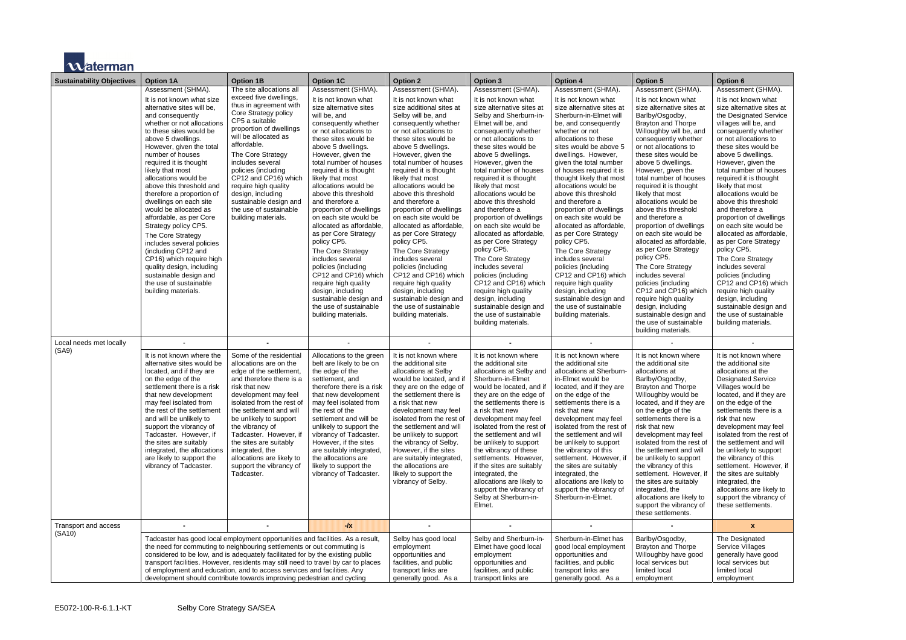| Sustainability Objectives | Option 1A | Option 1B | Option 1C | Option 2 | Option 3 | Option 4 | Option 5 | Option 6 |
|---|---|---|---|---|---|---|---|---|
| | Assessment (SHMA). It is not known what size alternative sites will be, and consequently whether or not allocations to these sites would be above 5 dwellings. However, given the total number of houses required it is thought likely that most allocations would be above this threshold and therefore a proportion of dwellings on each site would be allocated as affordable, as per Core Strategy policy CP5. The Core Strategy includes several policies (including CP12 and CP16) which require high quality design, including sustainable design and the use of sustainable building materials. | The site allocations all exceed five dwellings, thus in agreement with Core Strategy policy CP5 a suitable proportion of dwellings will be allocated as affordable. The Core Strategy includes several policies (including CP12 and CP16) which require high quality design, including sustainable design and the use of sustainable building materials. | Assessment (SHMA). It is not known what size alternative sites will be, and consequently whether or not allocations to these sites would be above 5 dwellings. However, given the total number of houses required it is thought likely that most allocations would be above this threshold and therefore a proportion of dwellings on each site would be allocated as affordable, as per Core Strategy policy CP5. The Core Strategy includes several policies (including CP12 and CP16) which require high quality design, including sustainable design and the use of sustainable building materials. | Assessment (SHMA). It is not known what size additional sites at Selby will be, and consequently whether or not allocations to these sites would be above 5 dwellings. However, given the total number of houses required it is thought likely that most allocations would be above this threshold and therefore a proportion of dwellings on each site would be allocated as affordable, as per Core Strategy policy CP5. The Core Strategy includes several policies (including CP12 and CP16) which require high quality design, including sustainable design and the use of sustainable building materials. | Assessment (SHMA). It is not known what size alternative sites at Selby and Sherburn-in-Elmet will be, and consequently whether or not allocations to these sites would be above 5 dwellings. However, given the total number of houses required it is thought likely that most allocations would be above this threshold and therefore a proportion of dwellings on each site would be allocated as affordable, as per Core Strategy policy CP5. The Core Strategy includes several policies (including CP12 and CP16) which require high quality design, including sustainable design and the use of sustainable building materials. | Assessment (SHMA). It is not known what size alternative sites at Sherburn-in-Elmet will be, and consequently whether or not allocations to these sites would be above 5 dwellings. However, given the total number of houses required it is thought likely that most allocations would be above this threshold and therefore a proportion of dwellings on each site would be allocated as affordable, as per Core Strategy policy CP5. The Core Strategy includes several policies (including CP12 and CP16) which require high quality design, including sustainable design and the use of sustainable building materials. | Assessment (SHMA). It is not known what size alternative sites at Barlby/Osgodby, Brayton and Thorpe Willoughby will be, and consequently whether or not allocations to these sites would be above 5 dwellings. However, given the total number of houses required it is thought likely that most allocations would be above this threshold and therefore a proportion of dwellings on each site would be allocated as affordable, as per Core Strategy policy CP5. The Core Strategy includes several policies (including CP12 and CP16) which require high quality design, including sustainable design and the use of sustainable building materials. | Assessment (SHMA). It is not known what size alternative sites at the Designated Service villages will be, and consequently whether or not allocations to these sites would be above 5 dwellings. However, given the total number of houses required it is thought likely that most allocations would be above this threshold and therefore a proportion of dwellings on each site would be allocated as affordable, as per Core Strategy policy CP5. The Core Strategy includes several policies (including CP12 and CP16) which require high quality design, including sustainable design and the use of sustainable building materials. |
| Local needs met locally (SA9) | - | - | - | - | - | - | - | - |
| | It is not known where the alternative sites would be located, and if they are on the edge of the settlement there is a risk that new development may feel isolated from the rest of the settlement and will be unlikely to support the vibrancy of Tadcaster. However, if the sites are suitably integrated, the allocations are likely to support the vibrancy of Tadcaster. | Some of the residential allocations are on the edge of the settlement, and therefore there is a risk that new development may feel isolated from the rest of the settlement and will be unlikely to support the vibrancy of Tadcaster. However, if the sites are suitably integrated, the allocations are likely to support the vibrancy of Tadcaster. | Allocations to the green belt are likely to be on the edge of the settlement, and therefore there is a risk that new development may feel isolated from the rest of the settlement and will be unlikely to support the vibrancy of Tadcaster. However, if the sites are suitably integrated, the allocations are likely to support the vibrancy of Tadcaster. | It is not known where the additional site allocations at Selby would be located, and if they are on the edge of the settlement there is a risk that new development may feel isolated from the rest of the settlement and will be unlikely to support the vibrancy of Selby. However, if the sites are suitably integrated, the allocations are likely to support the vibrancy of Selby. | It is not known where the additional site allocations at Selby and Sherburn-in-Elmet would be located, and if they are on the edge of the settlements there is a risk that new development may feel isolated from the rest of the settlement and will be unlikely to support the vibrancy of these settlements. However, if the sites are suitably integrated, the allocations are likely to support the vibrancy of Selby at Sherburn-in-Elmet. | It is not known where the additional site allocations at Sherburn-in-Elmet would be located, and if they are on the edge of the settlements there is a risk that new development may feel isolated from the rest of the settlement and will be unlikely to support the vibrancy of this settlement. However, if the sites are suitably integrated, the allocations are likely to support the vibrancy of Sherburn-in-Elmet. | It is not known where the additional site allocations at Barlby/Osgodby, Brayton and Thorpe Willoughby would be located, and if they are on the edge of the settlements there is a risk that new development may feel isolated from the rest of the settlement and will be unlikely to support the vibrancy of this settlement. However, if the sites are suitably integrated, the allocations are likely to support the vibrancy of these settlements. | It is not known where the additional site allocations at the Designated Service Villages would be located, and if they are on the edge of the settlements there is a risk that new development may feel isolated from the rest of the settlement and will be unlikely to support the vibrancy of this settlement. However, if the sites are suitably integrated, the allocations are likely to support the vibrancy of these settlements. |
| Transport and access (SA10) | - | - | -/x | - | - | - | - | x |
| | Tadcaster has good local employment opportunities and facilities. As a result, the need for commuting to neighbouring settlements or out commuting is considered to be low, and is adequately facilitated for by the existing public transport facilities. However, residents may still need to travel by car to places of employment and education, and to access services and facilities. Any development should contribute towards improving pedestrian and cycling | | | Selby has good local employment opportunities and facilities, and public transport links are generally good. As a | Selby and Sherburn-in-Elmet have good local employment opportunities and facilities, and public transport links are | Sherburn-in-Elmet has good local employment opportunities and facilities, and public transport links are generally good. As a | Barlby/Osgodby, Brayton and Thorpe Willoughby have good local services but limited local employment | The Designated Service Villages generally have good local services but limited local employment |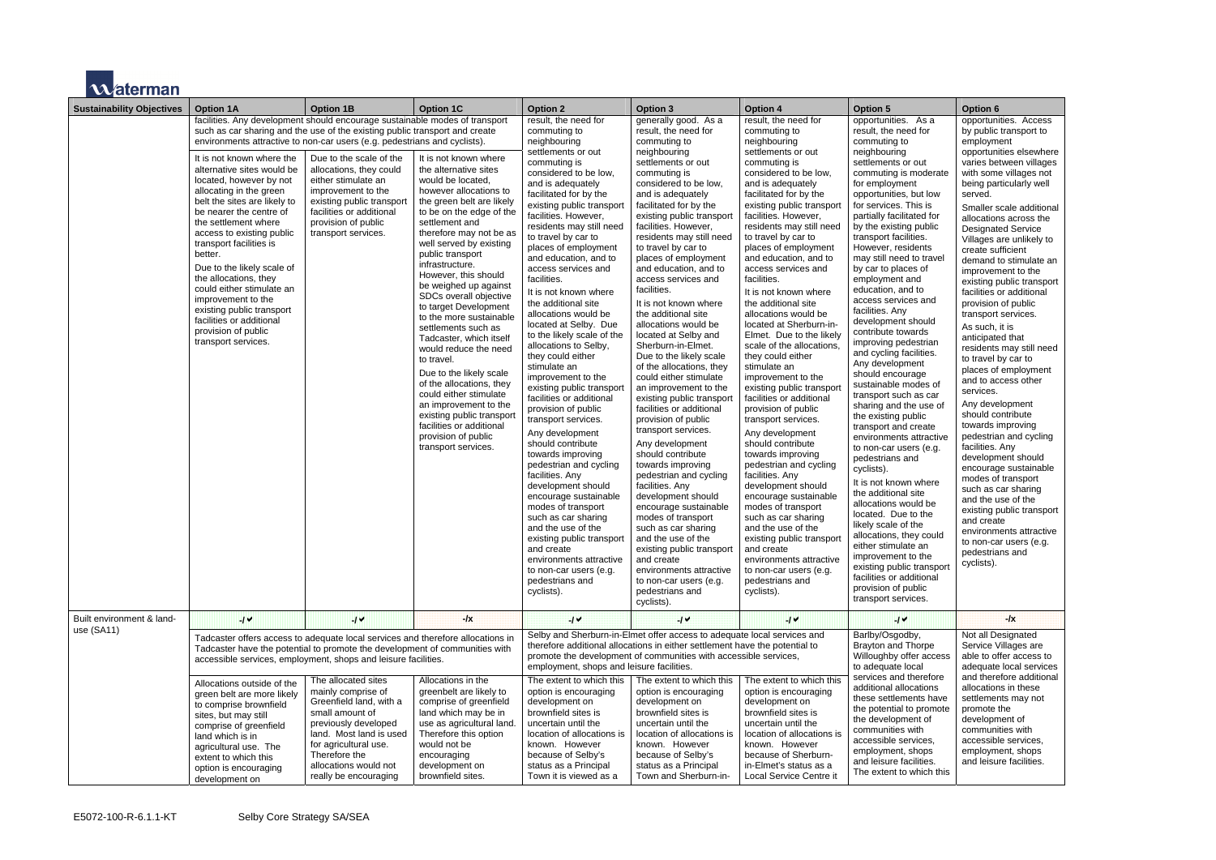| Sustainability Objectives | Option 1A | Option 1B | Option 1C | Option 2 | Option 3 | Option 4 | Option 5 | Option 6 |
|---|---|---|---|---|---|---|---|---|
| | facilities. Any development should encourage sustainable modes of transport such as car sharing and the use of the existing public transport and create environments attractive to non-car users (e.g. pedestrians and cyclists). It is not known where the alternative sites would be located, however by not allocating in the green belt the sites are likely to be nearer the centre of the settlement where access to existing public transport facilities is better. Due to the likely scale of the allocations, they could either stimulate an improvement to the existing public transport facilities or additional provision of public transport services. | Due to the scale of the allocations, they could either stimulate an improvement to the existing public transport facilities or additional provision of public transport services. | It is not known where the alternative sites would be located, however allocations to the green belt are likely to be on the edge of the settlement and therefore may not be as well served by existing public transport infrastructure. However, this should be weighed up against SDCs overall objective to target Development to the more sustainable settlements such as Tadcaster, which itself would reduce the need to travel. Due to the likely scale of the allocations, they could either stimulate an improvement to the existing public transport facilities or additional provision of public transport services. | result, the need for commuting to neighbouring settlements or out commuting is considered to be low, and is adequately facilitated for by the existing public transport facilities. However, residents may still need to travel by car to places of employment and education, and to access services and facilities. It is not known where the additional site allocations would be located at Selby. Due to the likely scale of the allocations to Selby, they could either stimulate an improvement to the existing public transport facilities or additional provision of public transport services. Any development should contribute towards improving pedestrian and cycling facilities. Any development should encourage sustainable modes of transport such as car sharing and the use of the existing public transport and create environments attractive to non-car users (e.g. pedestrians and cyclists). | generally good. As a result, the need for commuting to neighbouring settlements or out commuting is considered to be low, and is adequately facilitated for by the existing public transport facilities. However, residents may still need to travel by car to places of employment and education, and to access services and facilities. It is not known where the additional site allocations would be located at Selby and Sherburn-in-Elmet. Due to the likely scale of the allocations, they could either stimulate an improvement to the existing public transport facilities or additional provision of public transport services. Any development should contribute towards improving pedestrian and cycling facilities. Any development should encourage sustainable modes of transport such as car sharing and the use of the existing public transport and create environments attractive to non-car users (e.g. pedestrians and cyclists). | result, the need for commuting to neighbouring settlements or out commuting is considered to be low, and is adequately facilitated for by the existing public transport facilities. However, residents may still need to travel by car to places of employment and education, and to access services and facilities. It is not known where the additional site allocations would be located at Sherburn-in-Elmet. Due to the likely scale of the allocations, they could either stimulate an improvement to the existing public transport facilities or additional provision of public transport services. Any development should contribute towards improving pedestrian and cycling facilities. Any development should encourage sustainable modes of transport such as car sharing and the use of the existing public transport and create environments attractive to non-car users (e.g. pedestrians and cyclists). | opportunities. As a result, the need for commuting to neighbouring settlements or out commuting is moderate for employment opportunities, but low for services. This is partially facilitated for by the existing public transport facilities. However, residents may still need to travel by car to places of employment and education, and to access services and facilities. Any development should contribute towards improving pedestrian and cycling facilities. Any development should encourage sustainable modes of transport such as car sharing and the use of the existing public transport and create environments attractive to non-car users (e.g. pedestrians and cyclists). It is not known where the additional site allocations would be located. Due to the likely scale of the allocations, they could either stimulate an improvement to the existing public transport facilities or additional provision of public transport services. | opportunities. Access by public transport to employment opportunities elsewhere varies between villages with some villages not being particularly well served. Smaller scale additional allocations across the Designated Service Villages are unlikely to create sufficient demand to stimulate an improvement to the existing public transport facilities or additional provision of public transport services. As such, it is anticipated that residents may still need to travel by car to places of employment and to access other services. Any development should contribute towards improving pedestrian and cycling facilities. Any development should encourage sustainable modes of transport such as car sharing and the use of the existing public transport and create environments attractive to non-car users (e.g. pedestrians and cyclists). |
| Built environment & land-use (SA11) | -/✔ | -/✔ | -/x | -/✔ | -/✔ | -/✔ | -/✔ | -/x |
| | Tadcaster offers access to adequate local services and therefore allocations in Tadcaster have the potential to promote the development of communities with accessible services, employment, shops and leisure facilities. Allocations outside of the green belt are more likely to comprise of brownfield sites, but may still comprise of greenfield land which is in agricultural use. The extent to which this option is encouraging development on | The allocated sites mainly comprise of Greenfield land, with a small amount of previously developed land. Most land is used for agricultural use. Therefore the allocations would not really be encouraging | Allocations in the greenbelt are likely to comprise of greenfield land which may be in use as agricultural land. Therefore this option would not be encouraging development on brownfield sites. | Selby and Sherburn-in-Elmet offer access to adequate local services and therefore additional allocations in either settlement have the potential to promote the development of communities with accessible services, employment, shops and leisure facilities. The extent to which this option is encouraging development on brownfield sites is uncertain until the location of allocations is known. However because of Selby's status as a Principal Town it is viewed as a | The extent to which this option is encouraging development on brownfield sites is uncertain until the location of allocations is known. However because of Selby's status as a Principal Town and Sherburn-in- | The extent to which this option is encouraging development on brownfield sites is uncertain until the location of allocations is known. However because of Sherburn-in-Elmet's status as a Local Service Centre it | Barlby/Osgodby, Brayton and Thorpe Willoughby offer access to adequate local services and therefore additional allocations these settlements have the potential to promote the development of communities with accessible services, employment, shops and leisure facilities. The extent to which this | Not all Designated Service Villages are able to offer access to adequate local services and therefore additional allocations in these settlements may not promote the development of communities with accessible services, employment, shops and leisure facilities. |

E5072-100-R-6.1.1-KT Selby Core Strategy SA/SEA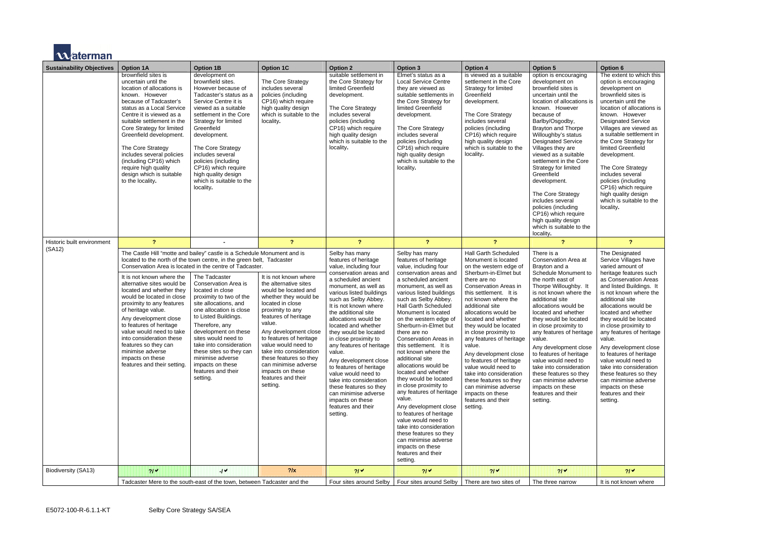| Sustainability Objectives | Option 1A | Option 1B | Option 1C | Option 2 | Option 3 | Option 4 | Option 5 | Option 6 |
|---|---|---|---|---|---|---|---|---|
| | brownfield sites is uncertain until the location of allocations is known. However because of Tadcaster's status as a Local Service Centre it is viewed as a suitable settlement in the Core Strategy for limited Greenfield development. The Core Strategy includes several policies (including CP16) which require high quality design which is suitable to the locality. | development on brownfield sites. However because of Tadcaster's status as a Service Centre it is viewed as a suitable settlement in the Core Strategy for limited Greenfield development. The Core Strategy includes several policies (including CP16) which require high quality design which is suitable to the locality. | The Core Strategy includes several policies (including CP16) which require high quality design which is suitable to the locality. | suitable settlement in the Core Strategy for limited Greenfield development. The Core Strategy includes several policies (including CP16) which require high quality design which is suitable to the locality. | Elmet's status as a Local Service Centre they are viewed as suitable settlements in the Core Strategy for limited Greenfield development. The Core Strategy includes several policies (including CP16) which require high quality design which is suitable to the locality. | is viewed as a suitable settlement in the Core Strategy for limited Greenfield development. The Core Strategy includes several policies (including CP16) which require high quality design which is suitable to the locality. | option is encouraging development on brownfield sites is uncertain until the location of allocations is known. However because of Barlby/Osgodby, Brayton and Thorpe Willoughby's status Designated Service Villages they are viewed as a suitable settlement in the Core Strategy for limited Greenfield development. The Core Strategy includes several policies (including CP16) which require high quality design which is suitable to the locality. | The extent to which this option is encouraging development on brownfield sites is uncertain until the location of allocations is known. However Designated Service Villages are viewed as a suitable settlement in the Core Strategy for limited Greenfield development. The Core Strategy includes several policies (including CP16) which require high quality design which is suitable to the locality. |
| Historic built environment (SA12) | ? | - | ? | ? | ? | ? | ? | ? |
| | The Castle Hill "motte and bailey" castle is a Schedule Monument and is located to the north of the town centre, in the green belt, Tadcaster Conservation Area is located in the centre of Tadcaster. It is not known where the alternative sites would be located and whether they would be located in close proximity to any features of heritage value. Any development close to features of heritage value would need to take into consideration these features so they can minimise adverse impacts on these features and their setting. | The Tadcaster Conservation Area is located in close proximity to two of the site allocations, and one allocation is close to Listed Buildings. Therefore, any development on these sites would need to take into consideration these sites so they can minimise adverse impacts on these features and their setting. | It is not known where the alternative sites would be located and whether they would be located in close proximity to any features of heritage value. Any development close to features of heritage value would need to take into consideration these features so they can minimise adverse impacts on these features and their setting. | Selby has many features of heritage value, including four conservation areas and a scheduled ancient monument, as well as various listed buildings such as Selby Abbey. It is not known where the additional site allocations would be located and whether they would be located in close proximity to any features of heritage value. Any development close to features of heritage value would need to take into consideration these features so they can minimise adverse impacts on these features and their setting. | Selby has many features of heritage value, including four conservation areas and a scheduled ancient monument, as well as various listed buildings such as Selby Abbey. Hall Garth Scheduled Monument is located on the western edge of Sherburn-in-Elmet but there are no Conservation Areas in this settlement. It is not known where the additional site allocations would be located and whether they would be located in close proximity to any features of heritage value. Any development close to features of heritage value would need to take into consideration these features so they can minimise adverse impacts on these features and their setting. | Hall Garth Scheduled Monument is located on the western edge of Sherburn-in-Elmet but there are no Conservation Areas in this settlement. It is not known where the additional site allocations would be located and whether they would be located in close proximity to any features of heritage value. Any development close to features of heritage value would need to take into consideration these features so they can minimise adverse impacts on these features and their setting. | There is a Conservation Area at Brayton and a Schedule Monument to the north east of Thorpe Willoughby. It is not known where the additional site allocations would be located and whether they would be located in close proximity to any features of heritage value. Any development close to features of heritage value would need to take into consideration these features so they can minimise adverse impacts on these features and their setting. | The Designated Service Villages have varied amount of heritage features such as Conservation Areas and listed Buildings. It is not known where the additional site allocations would be located and whether they would be located in close proximity to any features of heritage value. Any development close to features of heritage value would need to take into consideration these features so they can minimise adverse impacts on these features and their setting. |
| Biodiversity (SA13) | ?/✔ | -/✔ | ?/x | ?/✔ | ?/✔ | ?/✔ | ?/✔ | ?/✔ |
| | Tadcaster Mere to the south-east of the town, between Tadcaster and the | | | Four sites around Selby | Four sites around Selby | There are two sites of | The three narrow | It is not known where |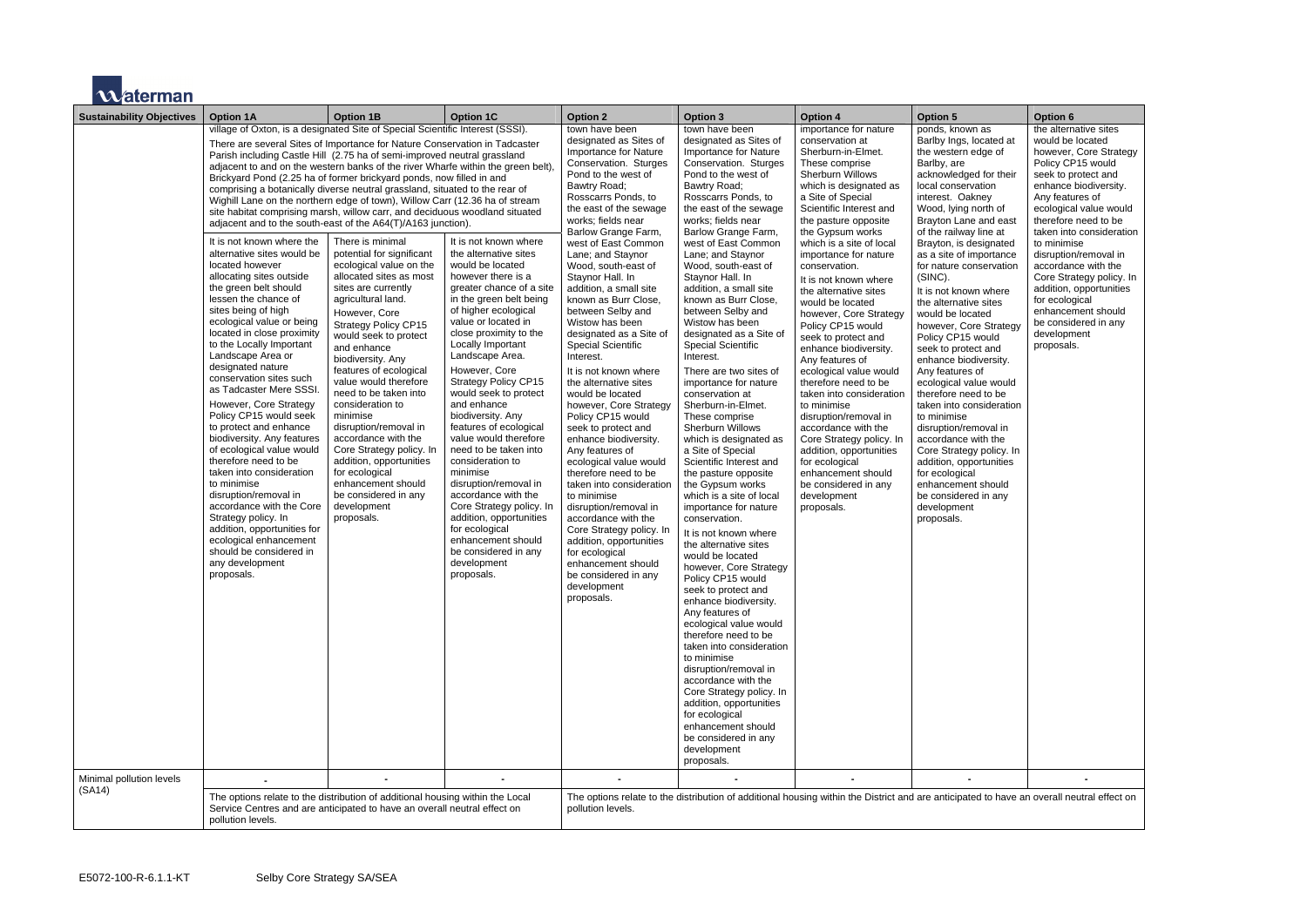| Sustainability Objectives | Option 1A | Option 1B | Option 1C | Option 2 | Option 3 | Option 4 | Option 5 | Option 6 |
|---|---|---|---|---|---|---|---|---|
| | village of Oxton, is a designated Site of Special Scientific Interest (SSSI). There are several Sites of Importance for Nature Conservation in Tadcaster Parish including Castle Hill (2.75 ha of semi-improved neutral grassland adjacent to and on the western banks of the river Wharfe within the green belt), Brickyard Pond (2.25 ha of former brickyard ponds, now filled in and comprising a botanically diverse neutral grassland, situated to the rear of Wighill Lane on the northern edge of town), Willow Carr (12.36 ha of stream site habitat comprising marsh, willow carr, and deciduous woodland situated adjacent and to the south-east of the A64(T)/A163 junction). | | | town have been designated as Sites of Importance for Nature Conservation. Sturges Pond to the west of Bawtry Road; Rosscarrs Ponds, to the east of the sewage works; fields near Barlow Grange Farm, west of East Common Lane; and Staynor Wood, south-east of Staynor Hall. In addition, a small site known as Burr Close, between Selby and Wistow has been designated as a Site of Special Scientific Interest. It is not known where the alternative sites would be located however Core Strategy Policy CP15 would seek to protect and enhance biodiversity. Any features of ecological value would therefore need to be taken into consideration to minimise disruption/removal in accordance with the Core Strategy policy. In addition, opportunities for ecological enhancement should be considered in any development proposals. | town have been designated as Sites of Importance for Nature Conservation. Sturges Pond to the west of Bawtry Road; Rosscarrs Ponds, to the east of the sewage works; fields near Barlow Grange Farm, west of East Common Lane; and Staynor Wood, south-east of Staynor Hall. In addition, a small site known as Burr Close, between Selby and Wistow has been designated as a Site of Special Scientific Interest. There are two sites of importance for nature conservation at Sherburn-in-Elmet. These comprise Sherburn Willows which is designated as a Site of Special Scientific Interest and the pasture opposite the Gypsum works which is a site of local importance for nature conservation. It is not known where the alternative sites would be located however, Core Strategy Policy CP15 would seek to protect and enhance biodiversity. Any features of ecological value would therefore need to be taken into consideration to minimise disruption/removal in accordance with the Core Strategy policy. In addition, opportunities for ecological enhancement should be considered in any development proposals. | importance for nature conservation at Sherburn-in-Elmet. These comprise Sherburn Willows which is designated as a Site of Special Scientific Interest and the pasture opposite the Gypsum works which is a site of local importance for nature conservation. It is not known where the alternative sites would be located however, Core Strategy Policy CP15 would seek to protect and enhance biodiversity. Any features of ecological value would therefore need to be taken into consideration to minimise disruption/removal in accordance with the Core Strategy policy. In addition, opportunities for ecological enhancement should be considered in any development proposals. | ponds, known as Barlby Ings, located at the western edge of Barlby, are acknowledged for their local conservation interest. Oakney Wood, lying north of Brayton Lane and east of the railway line at Brayton, is designated as a site of importance for nature conservation (SINC). It is not known where the alternative sites would be located however, Core Strategy Policy CP15 would seek to protect and enhance biodiversity. Any features of ecological value would therefore need to be taken into consideration to minimise disruption/removal in accordance with the Core Strategy policy. In addition, opportunities for ecological enhancement should be considered in any development proposals. | the alternative sites would be located however, Core Strategy Policy CP15 would seek to protect and enhance biodiversity. Any features of ecological value would therefore need to be taken into consideration to minimise disruption/removal in accordance with the Core Strategy policy. In addition, opportunities for ecological enhancement should be considered in any development proposals. |
| | It is not known where the alternative sites would be located however allocating sites outside the green belt should lessen the chance of sites being of high ecological value or being located in close proximity to the Locally Important Landscape Area or designated nature conservation sites such as Tadcaster Mere SSSI. However, Core Strategy Policy CP15 would seek to protect and enhance biodiversity. Any features of ecological value would therefore need to be taken into consideration to minimise disruption/removal in accordance with the Core Strategy policy. In addition, opportunities for ecological enhancement should be considered in any development proposals. | There is minimal potential for significant ecological value on the allocated sites as most sites are currently agricultural land. However, Core Strategy Policy CP15 would seek to protect and enhance biodiversity. Any features of ecological value would therefore need to be taken into consideration to minimise disruption/removal in accordance with the Core Strategy policy. In addition, opportunities for ecological enhancement should be considered in any development proposals. | It is not known where the alternative sites would be located however there is a greater chance of a site in the green belt being of higher ecological value or located in close proximity to the Locally Important Landscape Area. However, Core Strategy Policy CP15 would seek to protect and enhance biodiversity. Any features of ecological value would therefore need to be taken into consideration to minimise disruption/removal in accordance with the Core Strategy policy. In addition, opportunities for ecological enhancement should be considered in any development proposals. | | | | | |
| Minimal pollution levels (SA14) | - | - | - | - | - | - | - | - |
| | The options relate to the distribution of additional housing within the Local Service Centres and are anticipated to have an overall neutral effect on pollution levels. | | | The options relate to the distribution of additional housing within the District and are anticipated to have an overall neutral effect on pollution levels. | | | | |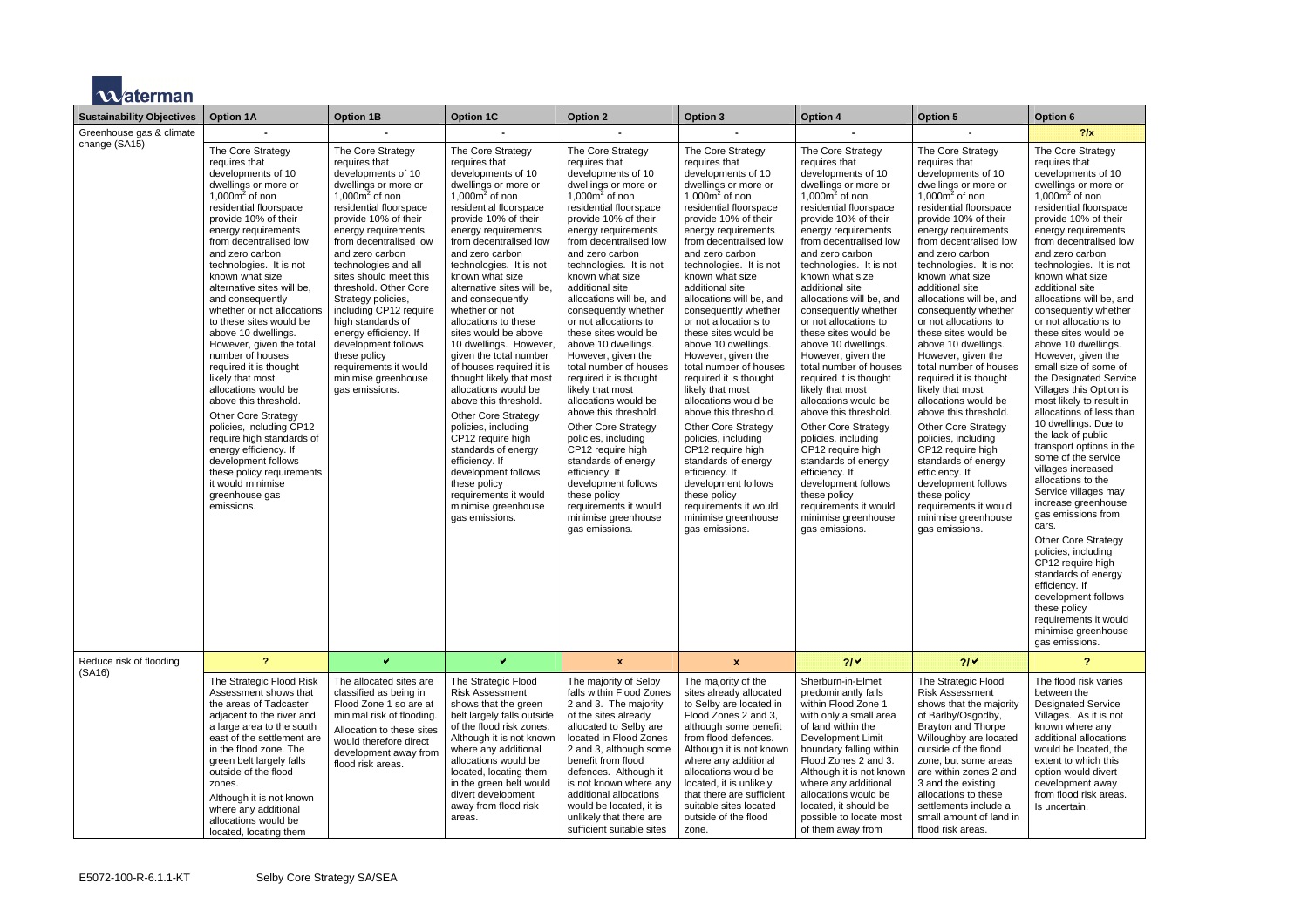| Sustainability Objectives | Option 1A | Option 1B | Option 1C | Option 2 | Option 3 | Option 4 | Option 5 | Option 6 |
|---|---|---|---|---|---|---|---|---|
| Greenhouse gas & climate change (SA15) | - | - | - | - | - | - | - | ?/x |
| | The Core Strategy requires that developments of 10 dwellings or more or 1,000m$^2$ of non residential floorspace provide 10% of their energy requirements from decentralised low and zero carbon technologies. It is not known what size alternative sites will be, and consequently whether or not allocations to these sites would be above 10 dwellings. However, given the total number of houses required it is thought likely that most allocations would be above this threshold. Other Core Strategy policies, including CP12 require high standards of energy efficiency. If development follows these policy requirements it would minimise greenhouse gas emissions. | The Core Strategy requires that developments of 10 dwellings or more or 1,000m$^2$ of non residential floorspace provide 10% of their energy requirements from decentralised low and zero carbon technologies and all sites should meet this threshold. Other Core Strategy policies, including CP12 require high standards of energy efficiency. If development follows these policy requirements it would minimise greenhouse gas emissions. | The Core Strategy requires that developments of 10 dwellings or more or 1,000m$^2$ of non residential floorspace provide 10% of their energy requirements from decentralised low and zero carbon technologies. It is not known what size alternative sites will be, and consequently whether or not allocations to these sites would be above 10 dwellings. However, given the total number of houses required it is thought likely that most allocations would be above this threshold. Other Core Strategy policies, including CP12 require high standards of energy efficiency. If development follows these policy requirements it would minimise greenhouse gas emissions. | The Core Strategy requires that developments of 10 dwellings or more or 1,000m$^2$ of non residential floorspace provide 10% of their energy requirements from decentralised low and zero carbon technologies. It is not known what size additional site allocations will be, and consequently whether or not allocations to these sites would be above 10 dwellings. However, given the total number of houses required it is thought likely that most allocations would be above this threshold. Other Core Strategy policies, including CP12 require high standards of energy efficiency. If development follows these policy requirements it would minimise greenhouse gas emissions. | The Core Strategy requires that developments of 10 dwellings or more or 1,000m$^2$ of non residential floorspace provide 10% of their energy requirements from decentralised low and zero carbon technologies. It is not known what size additional site allocations will be, and consequently whether or not allocations to these sites would be above 10 dwellings. However, given the total number of houses required it is thought likely that most allocations would be above this threshold. Other Core Strategy policies, including CP12 require high standards of energy efficiency. If development follows these policy requirements it would minimise greenhouse gas emissions. | The Core Strategy requires that developments of 10 dwellings or more or 1,000m$^2$ of non residential floorspace provide 10% of their energy requirements from decentralised low and zero carbon technologies. It is not known what size additional site allocations will be, and consequently whether or not allocations to these sites would be above 10 dwellings. However, given the total number of houses required it is thought likely that most allocations would be above this threshold. Other Core Strategy policies, including CP12 require high standards of energy efficiency. If development follows these policy requirements it would minimise greenhouse gas emissions. | The Core Strategy requires that developments of 10 dwellings or more or 1,000m$^2$ of non residential floorspace provide 10% of their energy requirements from decentralised low and zero carbon technologies. It is not known what size additional site allocations will be, and consequently whether or not allocations to these sites would be above 10 dwellings. However, given the total number of houses required it is thought likely that most allocations would be above this threshold. Other Core Strategy policies, including CP12 require high standards of energy efficiency. If development follows these policy requirements it would minimise greenhouse gas emissions. | The Core Strategy requires that developments of 10 dwellings or more or 1,000m$^2$ of non residential floorspace provide 10% of their energy requirements from decentralised low and zero carbon technologies. It is not known what size additional site allocations will be, and consequently whether or not allocations to these sites would be above 10 dwellings. However, given the small size of some of the Designated Service Villages this Option is most likely to result in allocations of less than 10 dwellings. Due to the lack of public transport options in the some of the service villages increased allocations to the Service villages may increase greenhouse gas emissions from cars. Other Core Strategy policies, including CP12 require high standards of energy efficiency. If development follows these policy requirements it would minimise greenhouse gas emissions. |
| Reduce risk of flooding (SA16) | ? | ✔ | ✔ | x | x | ?/✔ | ?/✔ | ? |
| | The Strategic Flood Risk Assessment shows that the areas of Tadcaster adjacent to the river and a large area to the south east of the settlement are in the flood zone. The green belt largely falls outside of the flood zones. Although it is not known where any additional allocations would be located, locating them | The allocated sites are classified as being in Flood Zone 1 so are at minimal risk of flooding. Allocation to these sites would therefore direct development away from flood risk areas. | The Strategic Flood Risk Assessment shows that the green belt largely falls outside of the flood risk zones. Although it is not known where any additional allocations would be located, locating them in the green belt would divert development away from flood risk areas. | The majority of Selby falls within Flood Zones 2 and 3. The majority of the sites already allocated to Selby are located in Flood Zones 2 and 3, although some benefit from flood defences. Although it is not known where any additional allocations would be located, it is unlikely that there are sufficient suitable sites | The majority of the sites already allocated to Selby are located in Flood Zones 2 and 3, although some benefit from flood defences. Although it is not known where any additional allocations would be located, it is unlikely that there are sufficient suitable sites located outside of the flood zone. | Sherburn-in-Elmet predominantly falls within Flood Zone 1 with only a small area of land within the Development Limit boundary falling within Flood Zones 2 and 3. Although it is not known where any additional allocations would be located, it should be possible to locate most of them away from | The Strategic Flood Risk Assessment shows that the majority of Barlby/Osgodby, Brayton and Thorpe Willoughby are located outside of the flood zone, but some areas are within zones 2 and 3 and the existing allocations to these settlements include a small amount of land in flood risk areas. | The flood risk varies between the Designated Service Villages. As it is not known where any additional allocations would be located, the extent to which this option would divert development away from flood risk areas. Is uncertain. |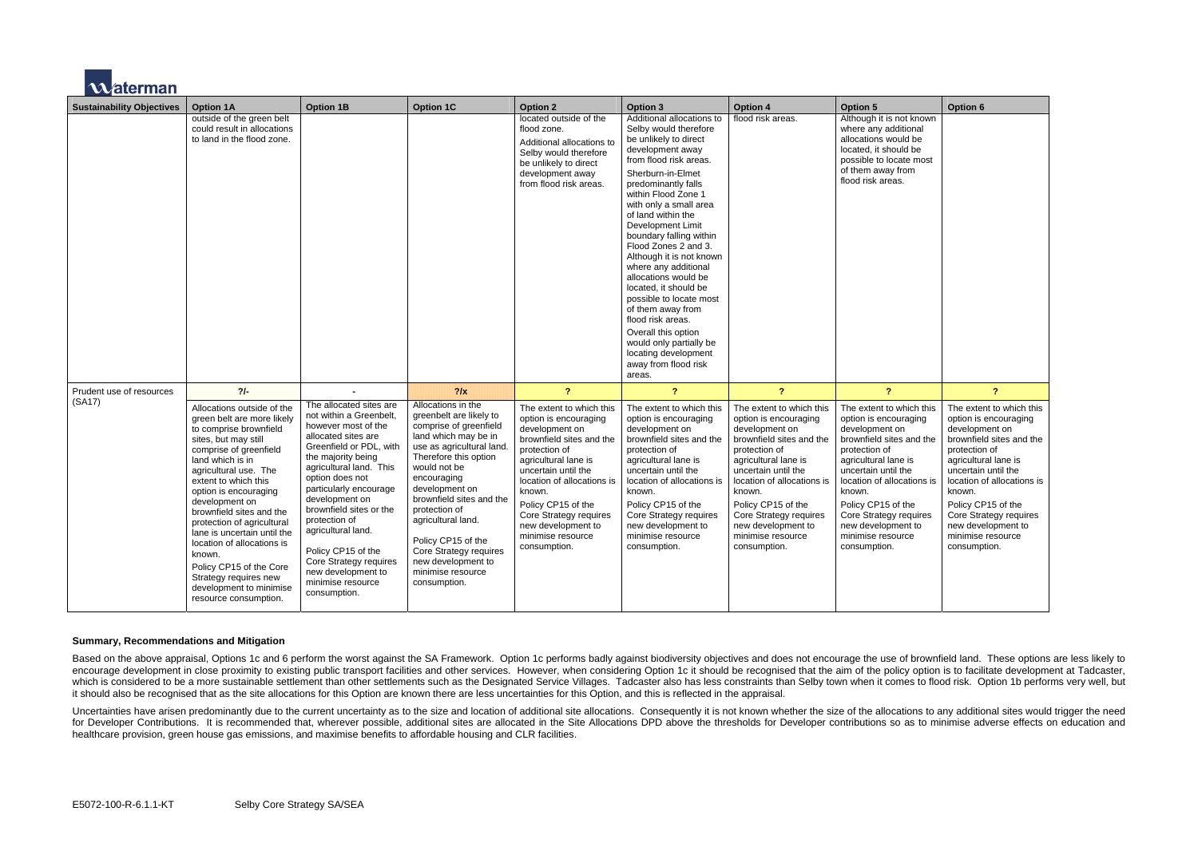| Sustainability Objectives | Option 1A | Option 1B | Option 1C | Option 2 | Option 3 | Option 4 | Option 5 | Option 6 |
|---|---|---|---|---|---|---|---|---|
| | outside of the green belt could result in allocations to land in the flood zone. | | | located outside of the flood zone. Additional allocations to Selby would therefore be unlikely to direct development away from flood risk areas. | Additional allocations to Selby would therefore be unlikely to direct development away from flood risk areas. Sherburn-in-Elmet predominantly falls within Flood Zone 1 with only a small area of land within the Development Limit boundary falling within Flood Zones 2 and 3. Although it is not known where any additional allocations would be located, it should be possible to locate most of them away from flood risk areas. Overall this option would only partially be locating development away from flood risk areas. | flood risk areas. | Although it is not known where any additional allocations would be located, it should be possible to locate most of them away from flood risk areas. | |
| Prudent use of resources (SA17) | ?/- | - | ?/x | ? | ? | ? | ? | ? |
| | Allocations outside of the green belt are more likely to comprise brownfield sites, but may still comprise of greenfield land which is in agricultural use. The extent to which this option is encouraging development on brownfield sites and the protection of agricultural lane is uncertain until the location of allocations is known. Policy CP15 of the Core Strategy requires new development to minimise resource consumption. | The allocated sites are not within a Greenbelt, however most of the allocated sites are Greenfield or PDL, with the majority being agricultural land. This option does not particularly encourage development on brownfield sites or the protection of agricultural land. Policy CP15 of the Core Strategy requires new development to minimise resource consumption. | Allocations in the greenbelt are likely to comprise of greenfield land which may be in use as agricultural land. Therefore this option would not be encouraging development on brownfield sites and the protection of agricultural land. Policy CP15 of the Core Strategy requires new development to minimise resource consumption. | The extent to which this option is encouraging development on brownfield sites and the protection of agricultural lane is uncertain until the location of allocations is known. Policy CP15 of the Core Strategy requires new development to minimise resource consumption. | The extent to which this option is encouraging development on brownfield sites and the protection of agricultural lane is uncertain until the location of allocations is known. Policy CP15 of the Core Strategy requires new development to minimise resource consumption. | The extent to which this option is encouraging development on brownfield sites and the protection of agricultural lane is uncertain until the location of allocations is known. Policy CP15 of the Core Strategy requires new development to minimise resource consumption. | The extent to which this option is encouraging development on brownfield sites and the protection of agricultural lane is uncertain until the location of allocations is known. Policy CP15 of the Core Strategy requires new development to minimise resource consumption. | The extent to which this option is encouraging development on brownfield sites and the protection of agricultural lane is uncertain until the location of allocations is known. Policy CP15 of the Core Strategy requires new development to minimise resource consumption. |

**Summary, Recommendations and Mitigation**

Based on the above appraisal, Options 1c and 6 perform the worst against the SA Framework. Option 1c performs badly against biodiversity objectives and does not encourage the use of brownfield land. These options are less likely to encourage development in close proximity to existing public transport facilities and other services. However, when considering Option 1c it should be recognised that the aim of the policy option is to facilitate development at Tadcaster, which is considered to be a more sustainable settlement than other settlements such as the Designated Service Villages. Tadcaster also has less constraints than Selby town when it comes to flood risk. Option 1b performs very well, but it should also be recognised that as the site allocations for this Option are known there are less uncertainties for this Option, and this is reflected in the appraisal.

Uncertainties have arisen predominantly due to the current uncertainty as to the size and location of additional site allocations. Consequently it is not known whether the size of the allocations to any additional sites would trigger the need for Developer Contributions. It is recommended that, wherever possible, additional sites are allocated in the Site Allocations DPD above the thresholds for Developer contributions so as to minimise adverse effects on education and healthcare provision, green house gas emissions, and maximise benefits to affordable housing and CLR facilities.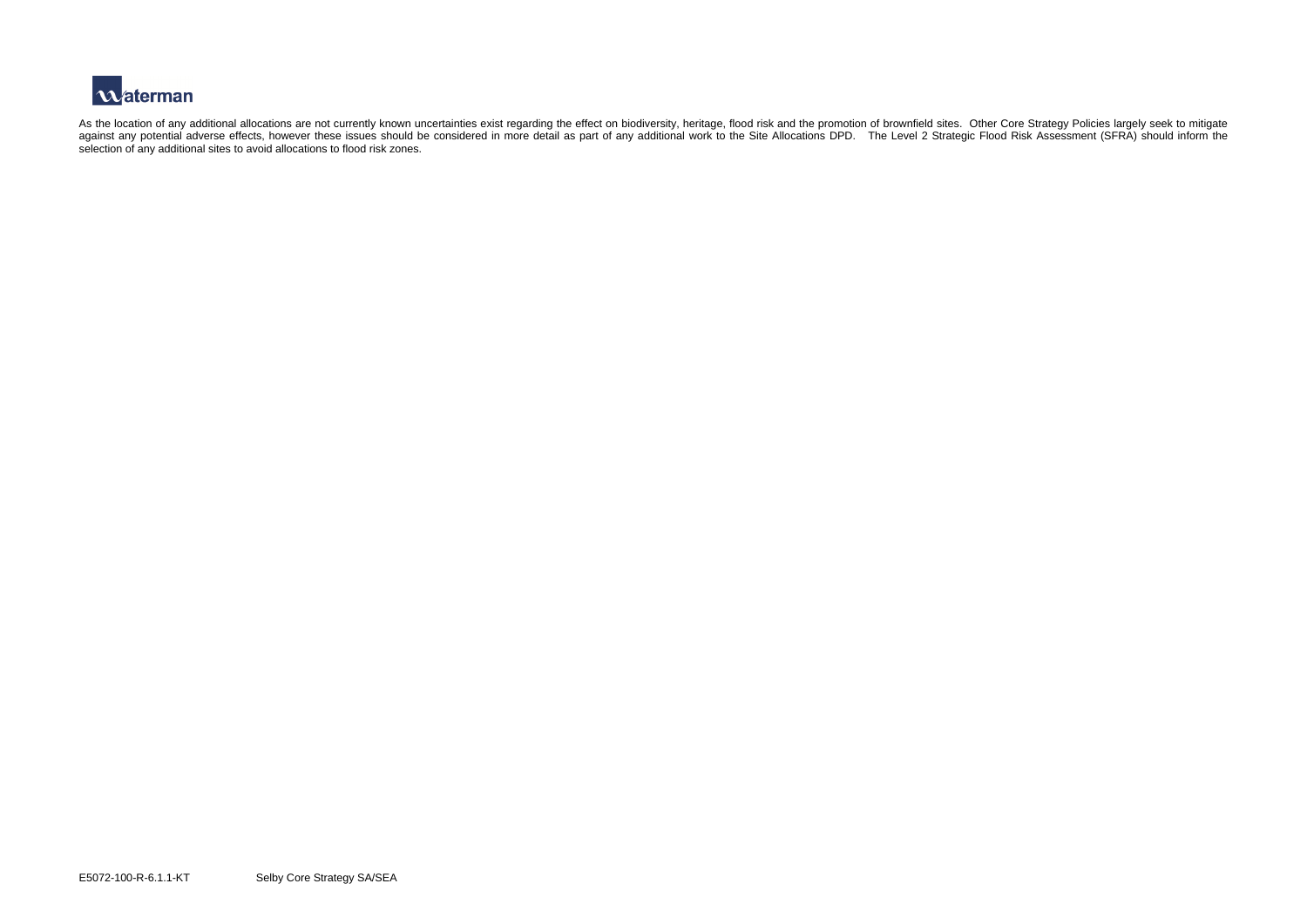As the location of any additional allocations are not currently known uncertainties exist regarding the effect on biodiversity, heritage, flood risk and the promotion of brownfield sites. Other Core Strategy Policies largely seek to mitigate against any potential adverse effects, however these issues should be considered in more detail as part of any additional work to the Site Allocations DPD. The Level 2 Strategic Flood Risk Assessment (SFRA) should inform the selection of any additional sites to avoid allocations to flood risk zones.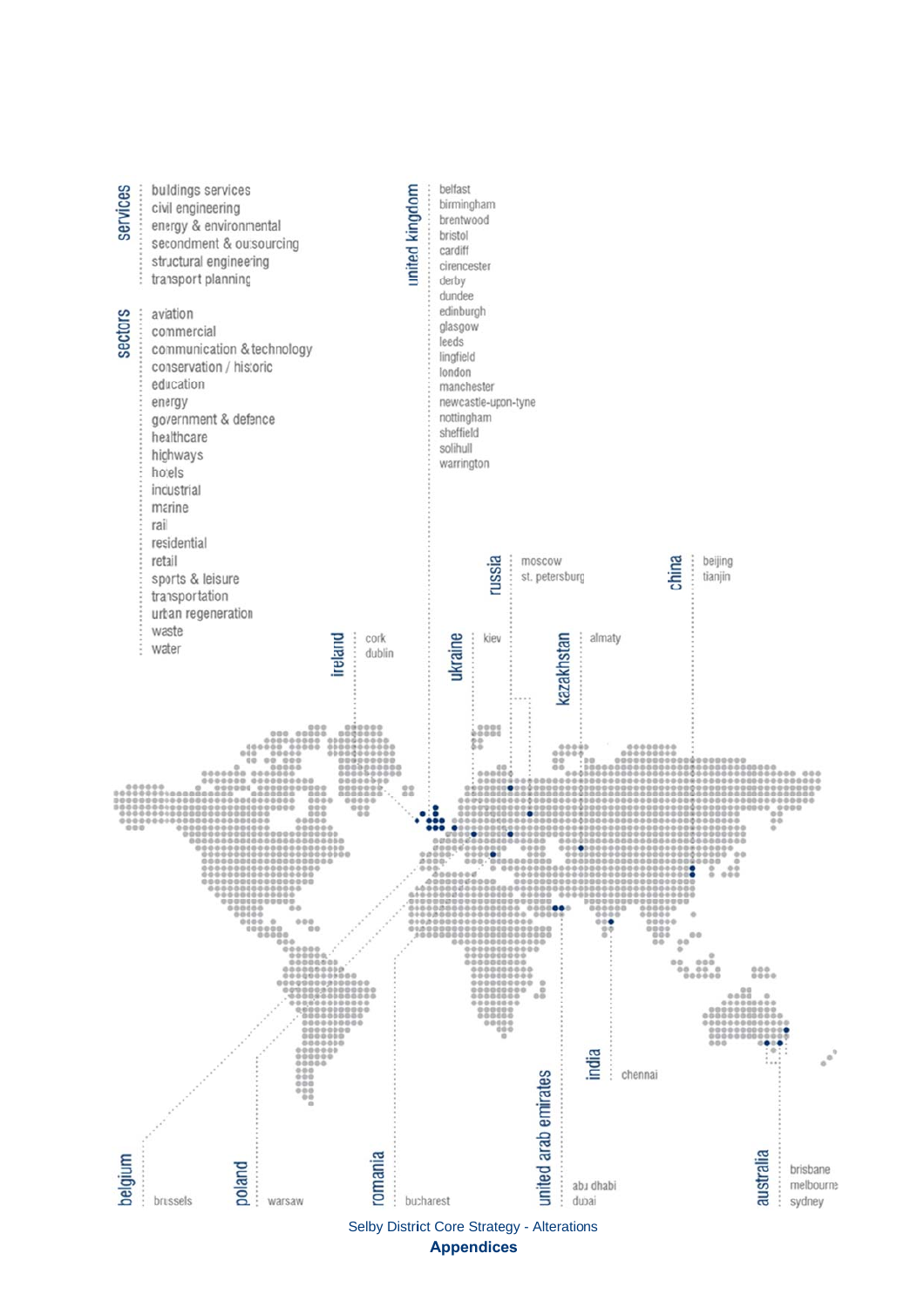services

- buildings services
- civil engineering
- energy & environmental
- secondment & outsourcing
- structural engineering
- transport planning

sectors

- aviation
- commercial
- communication & technology
- conservation / historic
- education
- energy
- government & defence
- healthcare
- highways
- hotels
- industrial
- marine
- rail
- residential
- retail
- sports & leisure
- transportation
- urban regeneration
- waste
- water

united kingdom

- belfast
- birmingham
- brentwood
- bristol
- cardiff
- cirencester
- derby
- dundee
- edinburgh
- glasgow
- leeds
- lingfield
- london
- manchester
- newcastle-upon-tyne
- nottingham
- sheffield
- solihull
- warrington

russia

- moscow
- st. petersburg

china

- beijing
- tianjin

ireland

- cork
- dublin

ukraine

- kiev

kazakhstan

- almaty

belgium

- brussels

poland

- warsaw

romania

- bucharest

united arab emirates

- abu dhabi
- dubai

india

- chennai

australia

- brisbane
- melbourne
- sydney